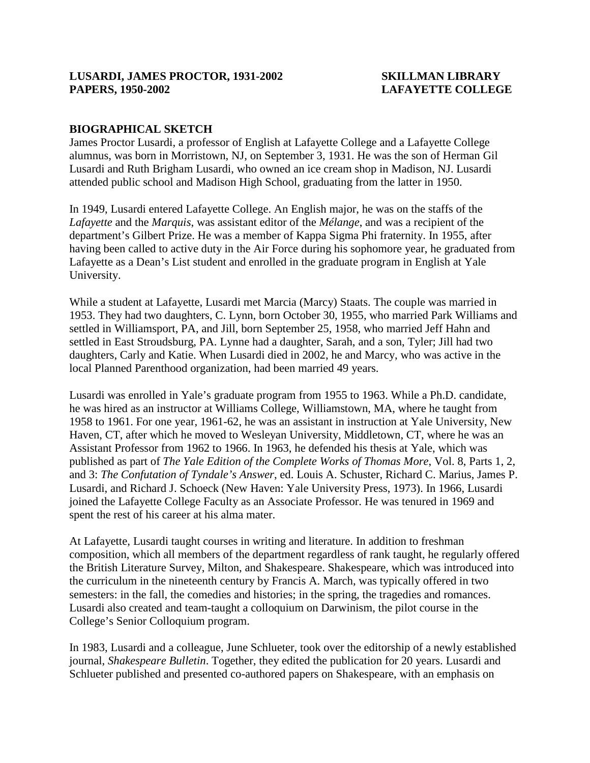**LUSARDI, JAMES PROCTOR, 1931-2002**
**PAPERS, 1950-2002**

**SKILLMAN LIBRARY**
**LAFAYETTE COLLEGE**

## BIOGRAPHICAL SKETCH

James Proctor Lusardi, a professor of English at Lafayette College and a Lafayette College alumnus, was born in Morristown, NJ, on September 3, 1931. He was the son of Herman Gil Lusardi and Ruth Brigham Lusardi, who owned an ice cream shop in Madison, NJ. Lusardi attended public school and Madison High School, graduating from the latter in 1950.

In 1949, Lusardi entered Lafayette College. An English major, he was on the staffs of the *Lafayette* and the *Marquis*, was assistant editor of the *Mélange*, and was a recipient of the department's Gilbert Prize. He was a member of Kappa Sigma Phi fraternity. In 1955, after having been called to active duty in the Air Force during his sophomore year, he graduated from Lafayette as a Dean's List student and enrolled in the graduate program in English at Yale University.

While a student at Lafayette, Lusardi met Marcia (Marcy) Staats. The couple was married in 1953. They had two daughters, C. Lynn, born October 30, 1955, who married Park Williams and settled in Williamsport, PA, and Jill, born September 25, 1958, who married Jeff Hahn and settled in East Stroudsburg, PA. Lynne had a daughter, Sarah, and a son, Tyler; Jill had two daughters, Carly and Katie. When Lusardi died in 2002, he and Marcy, who was active in the local Planned Parenthood organization, had been married 49 years.

Lusardi was enrolled in Yale's graduate program from 1955 to 1963. While a Ph.D. candidate, he was hired as an instructor at Williams College, Williamstown, MA, where he taught from 1958 to 1961. For one year, 1961-62, he was an assistant in instruction at Yale University, New Haven, CT, after which he moved to Wesleyan University, Middletown, CT, where he was an Assistant Professor from 1962 to 1966. In 1963, he defended his thesis at Yale, which was published as part of *The Yale Edition of the Complete Works of Thomas More*, Vol. 8, Parts 1, 2, and 3: *The Confutation of Tyndale's Answer*, ed. Louis A. Schuster, Richard C. Marius, James P. Lusardi, and Richard J. Schoeck (New Haven: Yale University Press, 1973). In 1966, Lusardi joined the Lafayette College Faculty as an Associate Professor. He was tenured in 1969 and spent the rest of his career at his alma mater.

At Lafayette, Lusardi taught courses in writing and literature. In addition to freshman composition, which all members of the department regardless of rank taught, he regularly offered the British Literature Survey, Milton, and Shakespeare. Shakespeare, which was introduced into the curriculum in the nineteenth century by Francis A. March, was typically offered in two semesters: in the fall, the comedies and histories; in the spring, the tragedies and romances. Lusardi also created and team-taught a colloquium on Darwinism, the pilot course in the College's Senior Colloquium program.

In 1983, Lusardi and a colleague, June Schlueter, took over the editorship of a newly established journal, *Shakespeare Bulletin*. Together, they edited the publication for 20 years. Lusardi and Schlueter published and presented co-authored papers on Shakespeare, with an emphasis on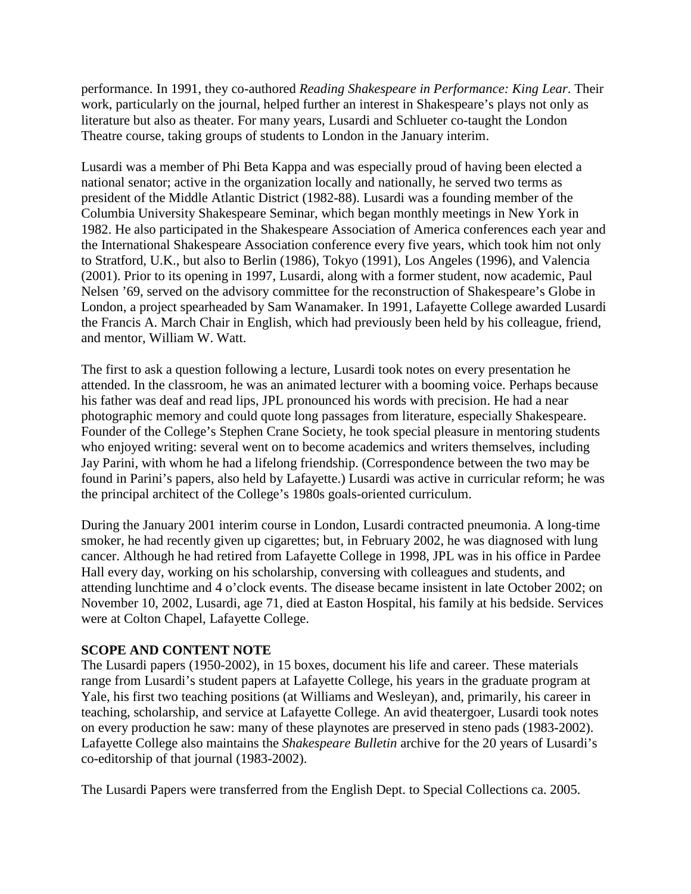performance. In 1991, they co-authored *Reading Shakespeare in Performance: King Lear*. Their work, particularly on the journal, helped further an interest in Shakespeare's plays not only as literature but also as theater. For many years, Lusardi and Schlueter co-taught the London Theatre course, taking groups of students to London in the January interim.

Lusardi was a member of Phi Beta Kappa and was especially proud of having been elected a national senator; active in the organization locally and nationally, he served two terms as president of the Middle Atlantic District (1982-88). Lusardi was a founding member of the Columbia University Shakespeare Seminar, which began monthly meetings in New York in 1982. He also participated in the Shakespeare Association of America conferences each year and the International Shakespeare Association conference every five years, which took him not only to Stratford, U.K., but also to Berlin (1986), Tokyo (1991), Los Angeles (1996), and Valencia (2001). Prior to its opening in 1997, Lusardi, along with a former student, now academic, Paul Nelsen '69, served on the advisory committee for the reconstruction of Shakespeare's Globe in London, a project spearheaded by Sam Wanamaker. In 1991, Lafayette College awarded Lusardi the Francis A. March Chair in English, which had previously been held by his colleague, friend, and mentor, William W. Watt.

The first to ask a question following a lecture, Lusardi took notes on every presentation he attended. In the classroom, he was an animated lecturer with a booming voice. Perhaps because his father was deaf and read lips, JPL pronounced his words with precision. He had a near photographic memory and could quote long passages from literature, especially Shakespeare. Founder of the College's Stephen Crane Society, he took special pleasure in mentoring students who enjoyed writing: several went on to become academics and writers themselves, including Jay Parini, with whom he had a lifelong friendship. (Correspondence between the two may be found in Parini's papers, also held by Lafayette.) Lusardi was active in curricular reform; he was the principal architect of the College's 1980s goals-oriented curriculum.

During the January 2001 interim course in London, Lusardi contracted pneumonia. A long-time smoker, he had recently given up cigarettes; but, in February 2002, he was diagnosed with lung cancer. Although he had retired from Lafayette College in 1998, JPL was in his office in Pardee Hall every day, working on his scholarship, conversing with colleagues and students, and attending lunchtime and 4 o'clock events. The disease became insistent in late October 2002; on November 10, 2002, Lusardi, age 71, died at Easton Hospital, his family at his bedside. Services were at Colton Chapel, Lafayette College.

**SCOPE AND CONTENT NOTE**

The Lusardi papers (1950-2002), in 15 boxes, document his life and career. These materials range from Lusardi's student papers at Lafayette College, his years in the graduate program at Yale, his first two teaching positions (at Williams and Wesleyan), and, primarily, his career in teaching, scholarship, and service at Lafayette College. An avid theatergoer, Lusardi took notes on every production he saw: many of these playnotes are preserved in steno pads (1983-2002). Lafayette College also maintains the *Shakespeare Bulletin* archive for the 20 years of Lusardi's co-editorship of that journal (1983-2002).

The Lusardi Papers were transferred from the English Dept. to Special Collections ca. 2005.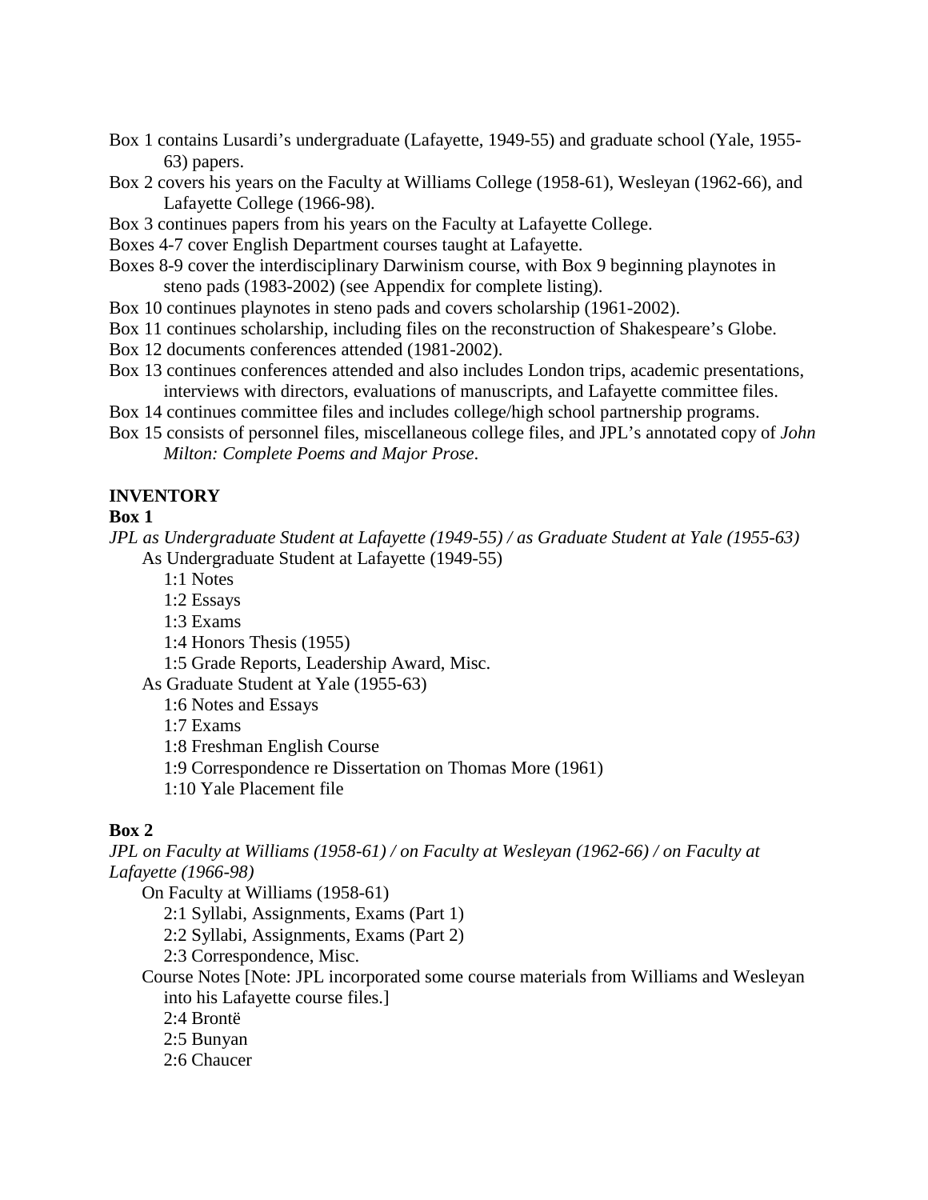Box 1 contains Lusardi's undergraduate (Lafayette, 1949-55) and graduate school (Yale, 1955-63) papers.

Box 2 covers his years on the Faculty at Williams College (1958-61), Wesleyan (1962-66), and Lafayette College (1966-98).

Box 3 continues papers from his years on the Faculty at Lafayette College.

Boxes 4-7 cover English Department courses taught at Lafayette.

Boxes 8-9 cover the interdisciplinary Darwinism course, with Box 9 beginning playnotes in steno pads (1983-2002) (see Appendix for complete listing).

Box 10 continues playnotes in steno pads and covers scholarship (1961-2002).

Box 11 continues scholarship, including files on the reconstruction of Shakespeare's Globe.

Box 12 documents conferences attended (1981-2002).

Box 13 continues conferences attended and also includes London trips, academic presentations, interviews with directors, evaluations of manuscripts, and Lafayette committee files.

Box 14 continues committee files and includes college/high school partnership programs.

Box 15 consists of personnel files, miscellaneous college files, and JPL's annotated copy of *John Milton: Complete Poems and Major Prose*.

**INVENTORY**

**Box 1**

*JPL as Undergraduate Student at Lafayette (1949-55) / as Graduate Student at Yale (1955-63)*

- As Undergraduate Student at Lafayette (1949-55)
  - 1:1 Notes
  - 1:2 Essays
  - 1:3 Exams
  - 1:4 Honors Thesis (1955)
  - 1:5 Grade Reports, Leadership Award, Misc.
- As Graduate Student at Yale (1955-63)
  - 1:6 Notes and Essays
  - 1:7 Exams
  - 1:8 Freshman English Course
  - 1:9 Correspondence re Dissertation on Thomas More (1961)
  - 1:10 Yale Placement file

**Box 2**

*JPL on Faculty at Williams (1958-61) / on Faculty at Wesleyan (1962-66) / on Faculty at Lafayette (1966-98)*

- On Faculty at Williams (1958-61)
  - 2:1 Syllabi, Assignments, Exams (Part 1)
  - 2:2 Syllabi, Assignments, Exams (Part 2)
  - 2:3 Correspondence, Misc.
- Course Notes [Note: JPL incorporated some course materials from Williams and Wesleyan into his Lafayette course files.]
  - 2:4 Brontë
  - 2:5 Bunyan
  - 2:6 Chaucer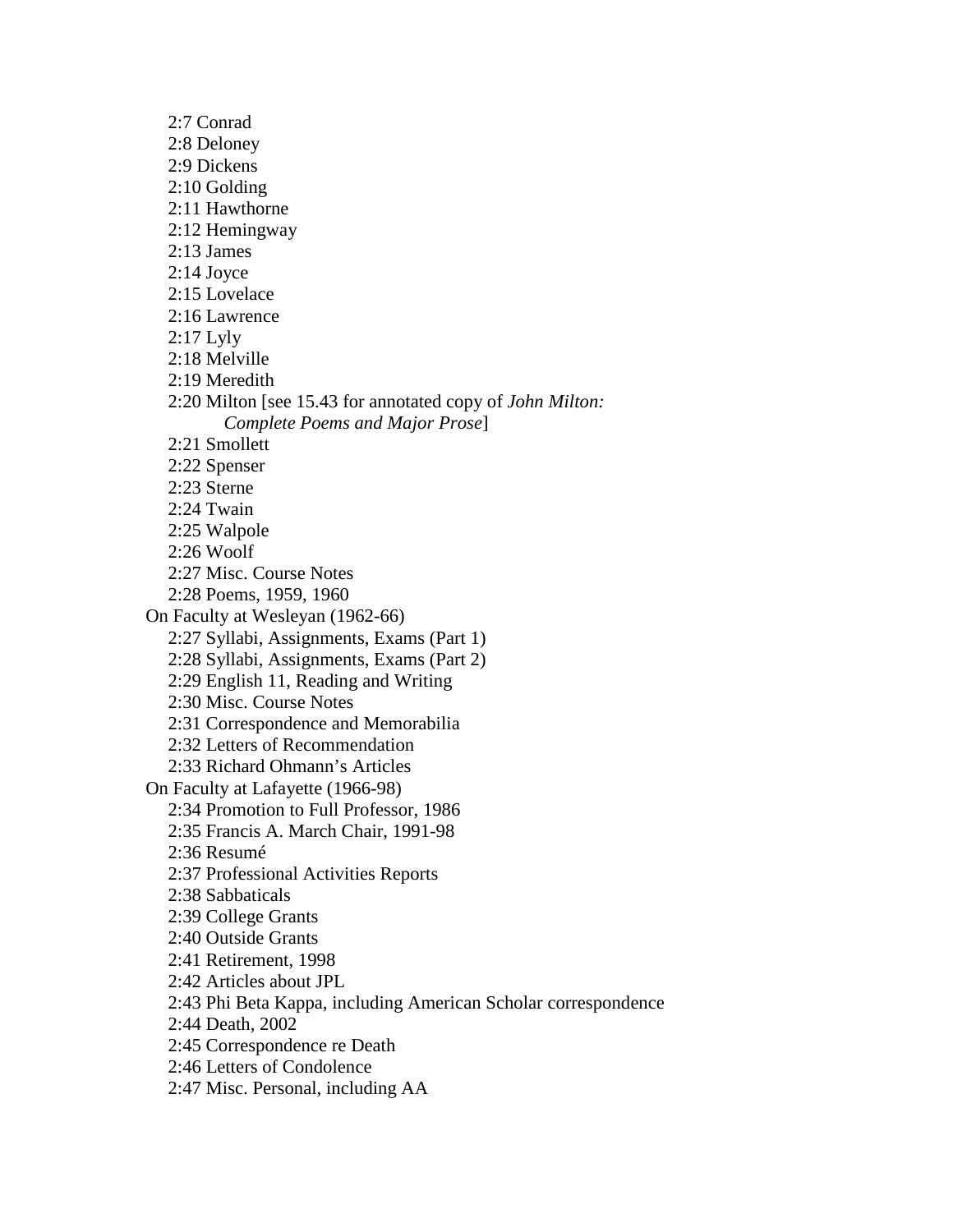2:7 Conrad
2:8 Deloney
2:9 Dickens
2:10 Golding
2:11 Hawthorne
2:12 Hemingway
2:13 James
2:14 Joyce
2:15 Lovelace
2:16 Lawrence
2:17 Lyly
2:18 Melville
2:19 Meredith
2:20 Milton [see 15.43 for annotated copy of *John Milton: Complete Poems and Major Prose*]
2:21 Smollett
2:22 Spenser
2:23 Sterne
2:24 Twain
2:25 Walpole
2:26 Woolf
2:27 Misc. Course Notes
2:28 Poems, 1959, 1960

On Faculty at Wesleyan (1962-66)

2:27 Syllabi, Assignments, Exams (Part 1)
2:28 Syllabi, Assignments, Exams (Part 2)
2:29 English 11, Reading and Writing
2:30 Misc. Course Notes
2:31 Correspondence and Memorabilia
2:32 Letters of Recommendation
2:33 Richard Ohmann's Articles

On Faculty at Lafayette (1966-98)

2:34 Promotion to Full Professor, 1986
2:35 Francis A. March Chair, 1991-98
2:36 Resumé
2:37 Professional Activities Reports
2:38 Sabbaticals
2:39 College Grants
2:40 Outside Grants
2:41 Retirement, 1998
2:42 Articles about JPL
2:43 Phi Beta Kappa, including American Scholar correspondence
2:44 Death, 2002
2:45 Correspondence re Death
2:46 Letters of Condolence
2:47 Misc. Personal, including AA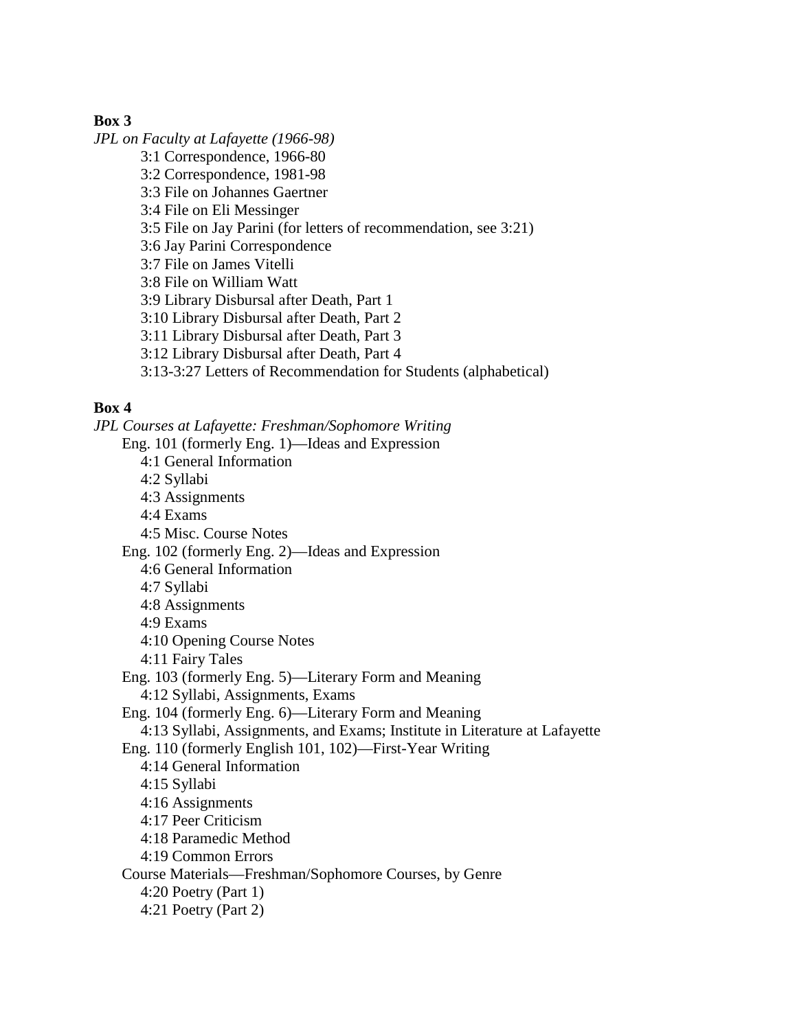**Box 3**

*JPL on Faculty at Lafayette (1966-98)*

- 3:1 Correspondence, 1966-80
- 3:2 Correspondence, 1981-98
- 3:3 File on Johannes Gaertner
- 3:4 File on Eli Messinger
- 3:5 File on Jay Parini (for letters of recommendation, see 3:21)
- 3:6 Jay Parini Correspondence
- 3:7 File on James Vitelli
- 3:8 File on William Watt
- 3:9 Library Disbursal after Death, Part 1
- 3:10 Library Disbursal after Death, Part 2
- 3:11 Library Disbursal after Death, Part 3
- 3:12 Library Disbursal after Death, Part 4
- 3:13-3:27 Letters of Recommendation for Students (alphabetical)

**Box 4**

*JPL Courses at Lafayette: Freshman/Sophomore Writing*

- Eng. 101 (formerly Eng. 1)—Ideas and Expression
  - 4:1 General Information
  - 4:2 Syllabi
  - 4:3 Assignments
  - 4:4 Exams
  - 4:5 Misc. Course Notes
- Eng. 102 (formerly Eng. 2)—Ideas and Expression
  - 4:6 General Information
  - 4:7 Syllabi
  - 4:8 Assignments
  - 4:9 Exams
  - 4:10 Opening Course Notes
  - 4:11 Fairy Tales
- Eng. 103 (formerly Eng. 5)—Literary Form and Meaning
  - 4:12 Syllabi, Assignments, Exams
- Eng. 104 (formerly Eng. 6)—Literary Form and Meaning
  - 4:13 Syllabi, Assignments, and Exams; Institute in Literature at Lafayette
- Eng. 110 (formerly English 101, 102)—First-Year Writing
  - 4:14 General Information
  - 4:15 Syllabi
  - 4:16 Assignments
  - 4:17 Peer Criticism
  - 4:18 Paramedic Method
  - 4:19 Common Errors
- Course Materials—Freshman/Sophomore Courses, by Genre
  - 4:20 Poetry (Part 1)
  - 4:21 Poetry (Part 2)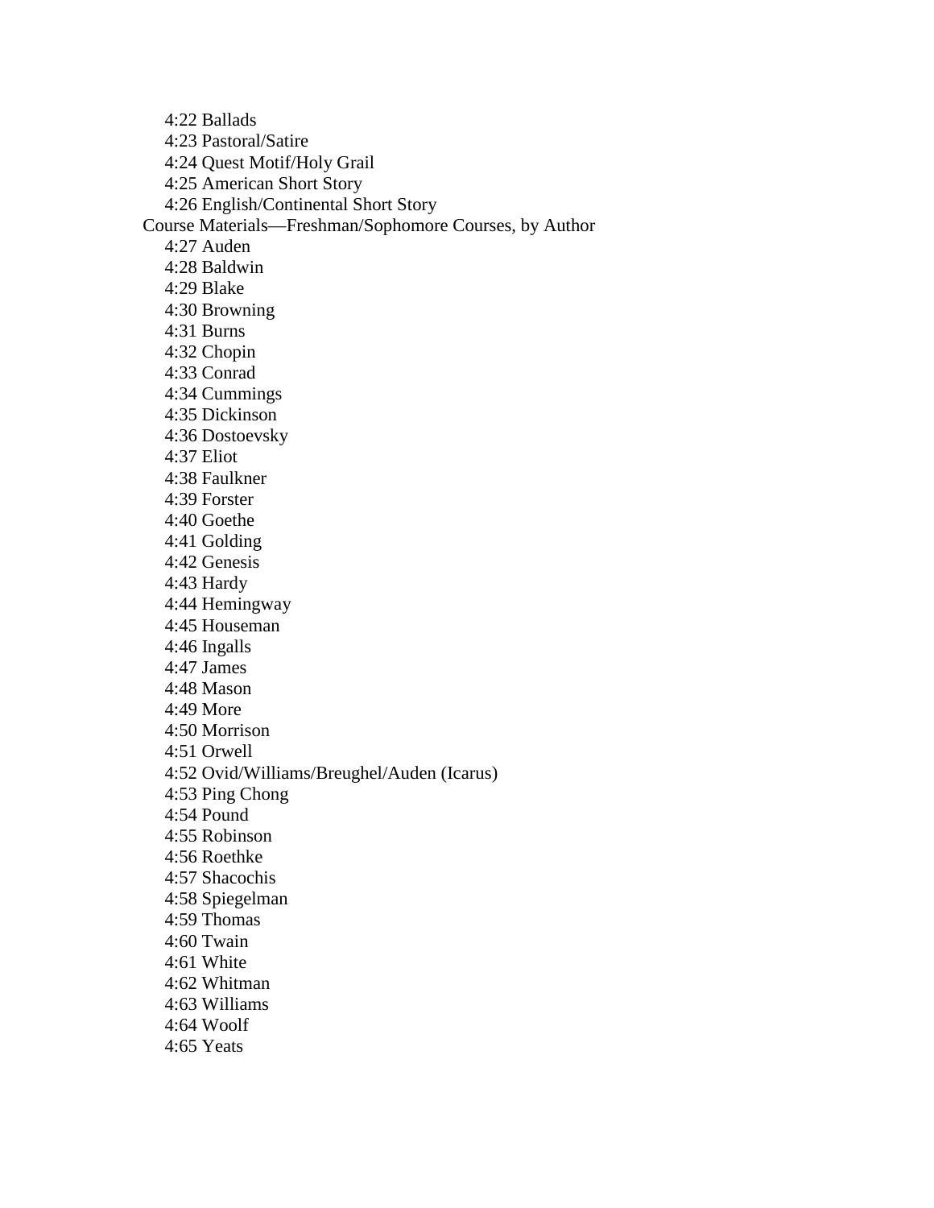- 4:22 Ballads
- 4:23 Pastoral/Satire
- 4:24 Quest Motif/Holy Grail
- 4:25 American Short Story
- 4:26 English/Continental Short Story

Course Materials—Freshman/Sophomore Courses, by Author

- 4:27 Auden
- 4:28 Baldwin
- 4:29 Blake
- 4:30 Browning
- 4:31 Burns
- 4:32 Chopin
- 4:33 Conrad
- 4:34 Cummings
- 4:35 Dickinson
- 4:36 Dostoevsky
- 4:37 Eliot
- 4:38 Faulkner
- 4:39 Forster
- 4:40 Goethe
- 4:41 Golding
- 4:42 Genesis
- 4:43 Hardy
- 4:44 Hemingway
- 4:45 Houseman
- 4:46 Ingalls
- 4:47 James
- 4:48 Mason
- 4:49 More
- 4:50 Morrison
- 4:51 Orwell
- 4:52 Ovid/Williams/Breughel/Auden (Icarus)
- 4:53 Ping Chong
- 4:54 Pound
- 4:55 Robinson
- 4:56 Roethke
- 4:57 Shacochis
- 4:58 Spiegelman
- 4:59 Thomas
- 4:60 Twain
- 4:61 White
- 4:62 Whitman
- 4:63 Williams
- 4:64 Woolf
- 4:65 Yeats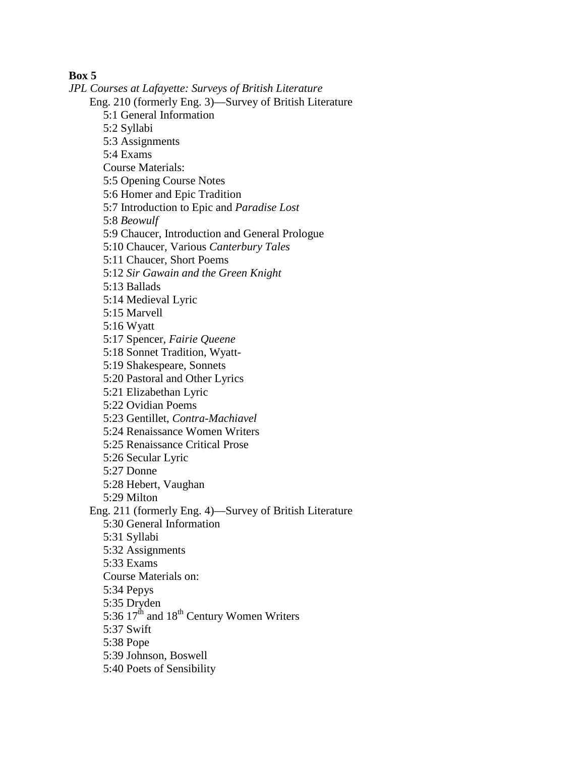**Box 5**

*JPL Courses at Lafayette: Surveys of British Literature*

Eng. 210 (formerly Eng. 3)—Survey of British Literature

- 5:1 General Information
- 5:2 Syllabi
- 5:3 Assignments
- 5:4 Exams
- Course Materials:
- 5:5 Opening Course Notes
- 5:6 Homer and Epic Tradition
- 5:7 Introduction to Epic and *Paradise Lost*
- 5:8 *Beowulf*
- 5:9 Chaucer, Introduction and General Prologue
- 5:10 Chaucer, Various *Canterbury Tales*
- 5:11 Chaucer, Short Poems
- 5:12 *Sir Gawain and the Green Knight*
- 5:13 Ballads
- 5:14 Medieval Lyric
- 5:15 Marvell
- 5:16 Wyatt
- 5:17 Spencer, *Fairie Queene*
- 5:18 Sonnet Tradition, Wyatt-
- 5:19 Shakespeare, Sonnets
- 5:20 Pastoral and Other Lyrics
- 5:21 Elizabethan Lyric
- 5:22 Ovidian Poems
- 5:23 Gentillet, *Contra-Machiavel*
- 5:24 Renaissance Women Writers
- 5:25 Renaissance Critical Prose
- 5:26 Secular Lyric
- 5:27 Donne
- 5:28 Hebert, Vaughan
- 5:29 Milton

Eng. 211 (formerly Eng. 4)—Survey of British Literature

- 5:30 General Information
- 5:31 Syllabi
- 5:32 Assignments
- 5:33 Exams
- Course Materials on:
- 5:34 Pepys
- 5:35 Dryden
- 5:36 17th and 18th Century Women Writers
- 5:37 Swift
- 5:38 Pope
- 5:39 Johnson, Boswell
- 5:40 Poets of Sensibility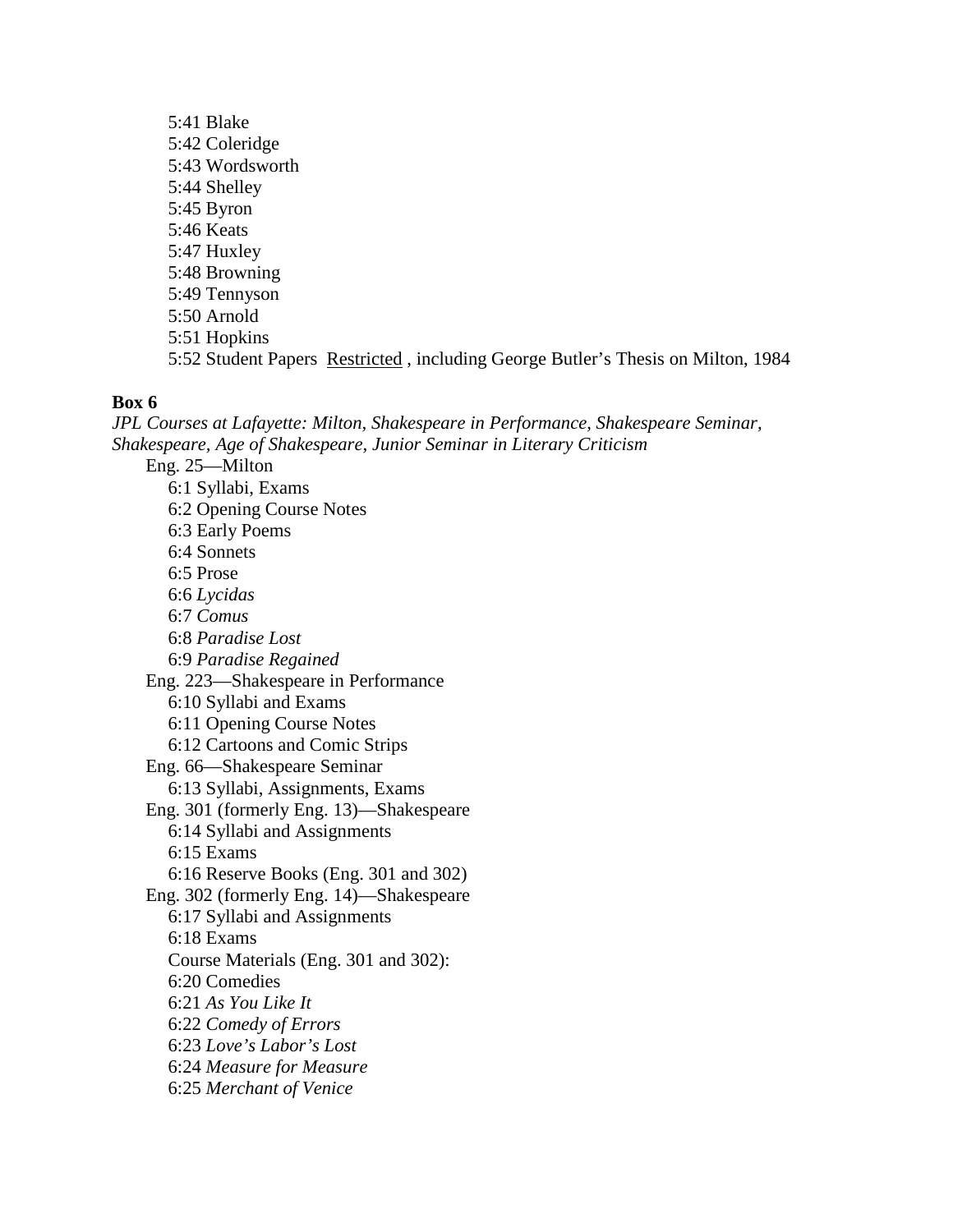5:41 Blake
5:42 Coleridge
5:43 Wordsworth
5:44 Shelley
5:45 Byron
5:46 Keats
5:47 Huxley
5:48 Browning
5:49 Tennyson
5:50 Arnold
5:51 Hopkins
5:52 Student Papers Restricted , including George Butler's Thesis on Milton, 1984

**Box 6**

*JPL Courses at Lafayette: Milton, Shakespeare in Performance, Shakespeare Seminar, Shakespeare, Age of Shakespeare, Junior Seminar in Literary Criticism*

Eng. 25—Milton
6:1 Syllabi, Exams
6:2 Opening Course Notes
6:3 Early Poems
6:4 Sonnets
6:5 Prose
6:6 *Lycidas*
6:7 *Comus*
6:8 *Paradise Lost*
6:9 *Paradise Regained*

Eng. 223—Shakespeare in Performance
6:10 Syllabi and Exams
6:11 Opening Course Notes
6:12 Cartoons and Comic Strips

Eng. 66—Shakespeare Seminar
6:13 Syllabi, Assignments, Exams

Eng. 301 (formerly Eng. 13)—Shakespeare
6:14 Syllabi and Assignments
6:15 Exams
6:16 Reserve Books (Eng. 301 and 302)

Eng. 302 (formerly Eng. 14)—Shakespeare
6:17 Syllabi and Assignments
6:18 Exams
Course Materials (Eng. 301 and 302):
6:20 Comedies
6:21 *As You Like It*
6:22 *Comedy of Errors*
6:23 *Love's Labor's Lost*
6:24 *Measure for Measure*
6:25 *Merchant of Venice*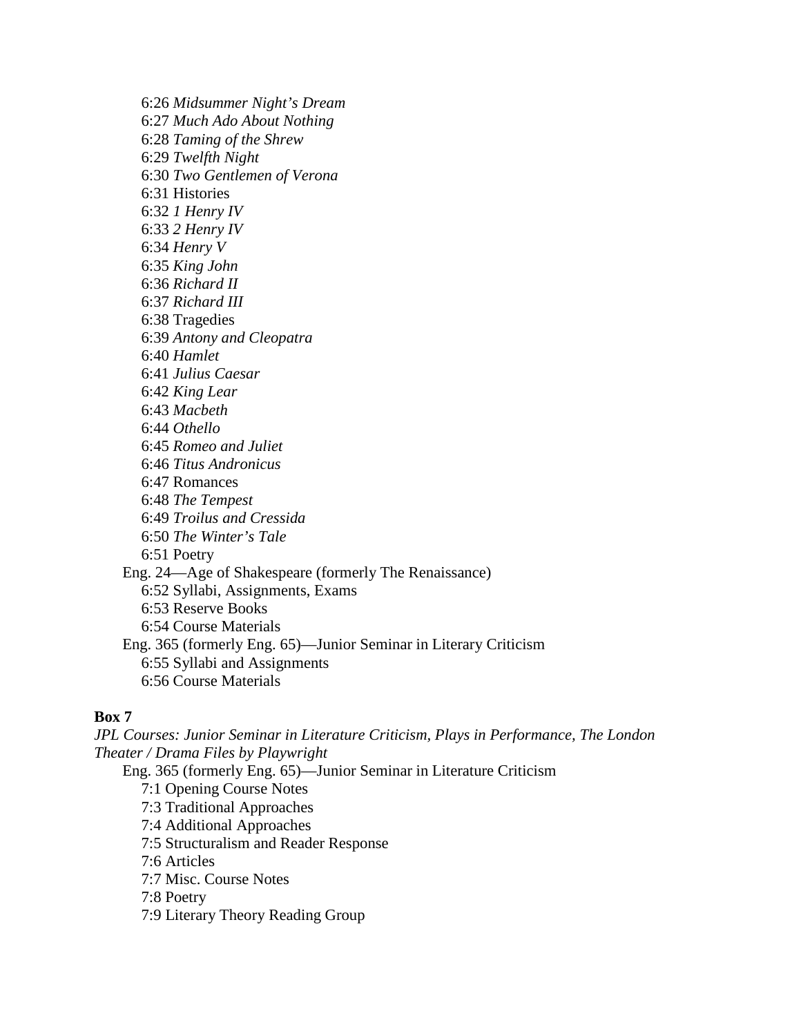6:26 *Midsummer Night's Dream*
6:27 *Much Ado About Nothing*
6:28 *Taming of the Shrew*
6:29 *Twelfth Night*
6:30 *Two Gentlemen of Verona*
6:31 Histories
6:32 *1 Henry IV*
6:33 *2 Henry IV*
6:34 *Henry V*
6:35 *King John*
6:36 *Richard II*
6:37 *Richard III*
6:38 Tragedies
6:39 *Antony and Cleopatra*
6:40 *Hamlet*
6:41 *Julius Caesar*
6:42 *King Lear*
6:43 *Macbeth*
6:44 *Othello*
6:45 *Romeo and Juliet*
6:46 *Titus Andronicus*
6:47 Romances
6:48 *The Tempest*
6:49 *Troilus and Cressida*
6:50 *The Winter's Tale*
6:51 Poetry

Eng. 24—Age of Shakespeare (formerly The Renaissance)
6:52 Syllabi, Assignments, Exams
6:53 Reserve Books
6:54 Course Materials

Eng. 365 (formerly Eng. 65)—Junior Seminar in Literary Criticism
6:55 Syllabi and Assignments
6:56 Course Materials

**Box 7**

*JPL Courses: Junior Seminar in Literature Criticism, Plays in Performance, The London Theater / Drama Files by Playwright*

Eng. 365 (formerly Eng. 65)—Junior Seminar in Literature Criticism
7:1 Opening Course Notes
7:3 Traditional Approaches
7:4 Additional Approaches
7:5 Structuralism and Reader Response
7:6 Articles
7:7 Misc. Course Notes
7:8 Poetry
7:9 Literary Theory Reading Group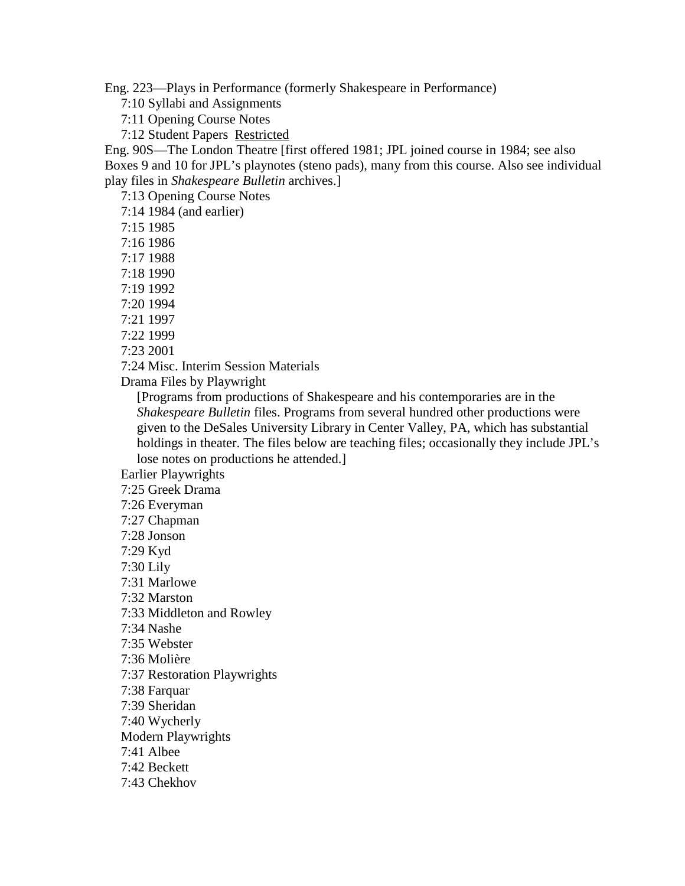Eng. 223—Plays in Performance (formerly Shakespeare in Performance)

7:10 Syllabi and Assignments
7:11 Opening Course Notes
7:12 Student Papers <u>Restricted</u>

Eng. 90S—The London Theatre [first offered 1981; JPL joined course in 1984; see also Boxes 9 and 10 for JPL's playnotes (steno pads), many from this course. Also see individual play files in *Shakespeare Bulletin* archives.]

7:13 Opening Course Notes
7:14 1984 (and earlier)
7:15 1985
7:16 1986
7:17 1988
7:18 1990
7:19 1992
7:20 1994
7:21 1997
7:22 1999
7:23 2001
7:24 Misc. Interim Session Materials

Drama Files by Playwright

[Programs from productions of Shakespeare and his contemporaries are in the *Shakespeare Bulletin* files. Programs from several hundred other productions were given to the DeSales University Library in Center Valley, PA, which has substantial holdings in theater. The files below are teaching files; occasionally they include JPL's lose notes on productions he attended.]

Earlier Playwrights

7:25 Greek Drama
7:26 Everyman
7:27 Chapman
7:28 Jonson
7:29 Kyd
7:30 Lily
7:31 Marlowe
7:32 Marston
7:33 Middleton and Rowley
7:34 Nashe
7:35 Webster
7:36 Molière
7:37 Restoration Playwrights
7:38 Farquar
7:39 Sheridan
7:40 Wycherly

Modern Playwrights

7:41 Albee
7:42 Beckett
7:43 Chekhov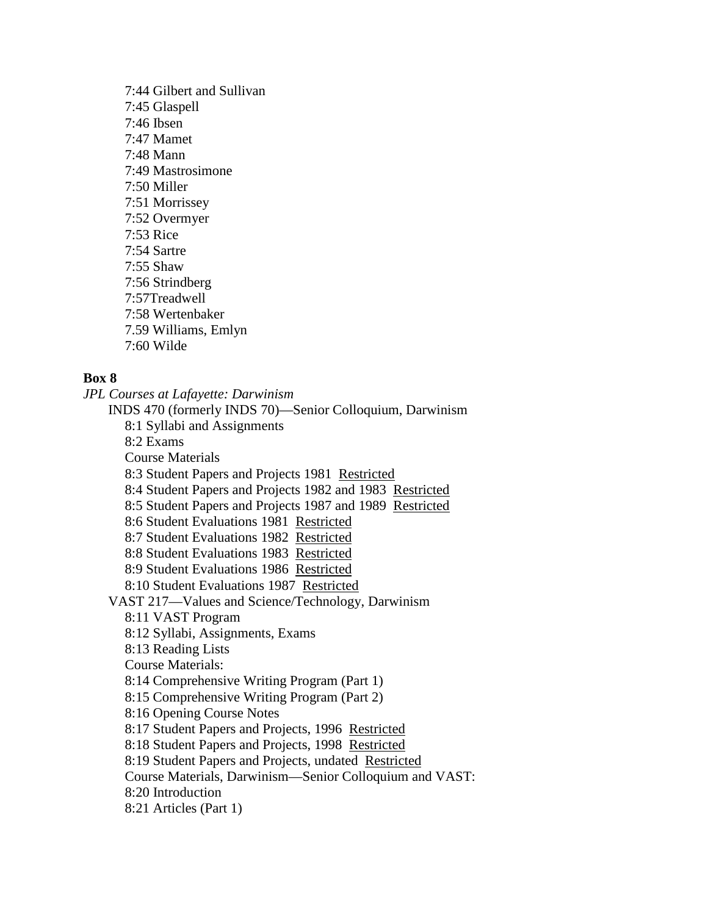7:44 Gilbert and Sullivan
7:45 Glaspell
7:46 Ibsen
7:47 Mamet
7:48 Mann
7:49 Mastrosimone
7:50 Miller
7:51 Morrissey
7:52 Overmyer
7:53 Rice
7:54 Sartre
7:55 Shaw
7:56 Strindberg
7:57Treadwell
7:58 Wertenbaker
7.59 Williams, Emlyn
7:60 Wilde

**Box 8**

*JPL Courses at Lafayette: Darwinism*

INDS 470 (formerly INDS 70)—Senior Colloquium, Darwinism
8:1 Syllabi and Assignments
8:2 Exams
Course Materials
8:3 Student Papers and Projects 1981 Restricted
8:4 Student Papers and Projects 1982 and 1983 Restricted
8:5 Student Papers and Projects 1987 and 1989 Restricted
8:6 Student Evaluations 1981 Restricted
8:7 Student Evaluations 1982 Restricted
8:8 Student Evaluations 1983 Restricted
8:9 Student Evaluations 1986 Restricted
8:10 Student Evaluations 1987 Restricted

VAST 217—Values and Science/Technology, Darwinism
8:11 VAST Program
8:12 Syllabi, Assignments, Exams
8:13 Reading Lists
Course Materials:
8:14 Comprehensive Writing Program (Part 1)
8:15 Comprehensive Writing Program (Part 2)
8:16 Opening Course Notes
8:17 Student Papers and Projects, 1996 Restricted
8:18 Student Papers and Projects, 1998 Restricted
8:19 Student Papers and Projects, undated Restricted
Course Materials, Darwinism—Senior Colloquium and VAST:
8:20 Introduction
8:21 Articles (Part 1)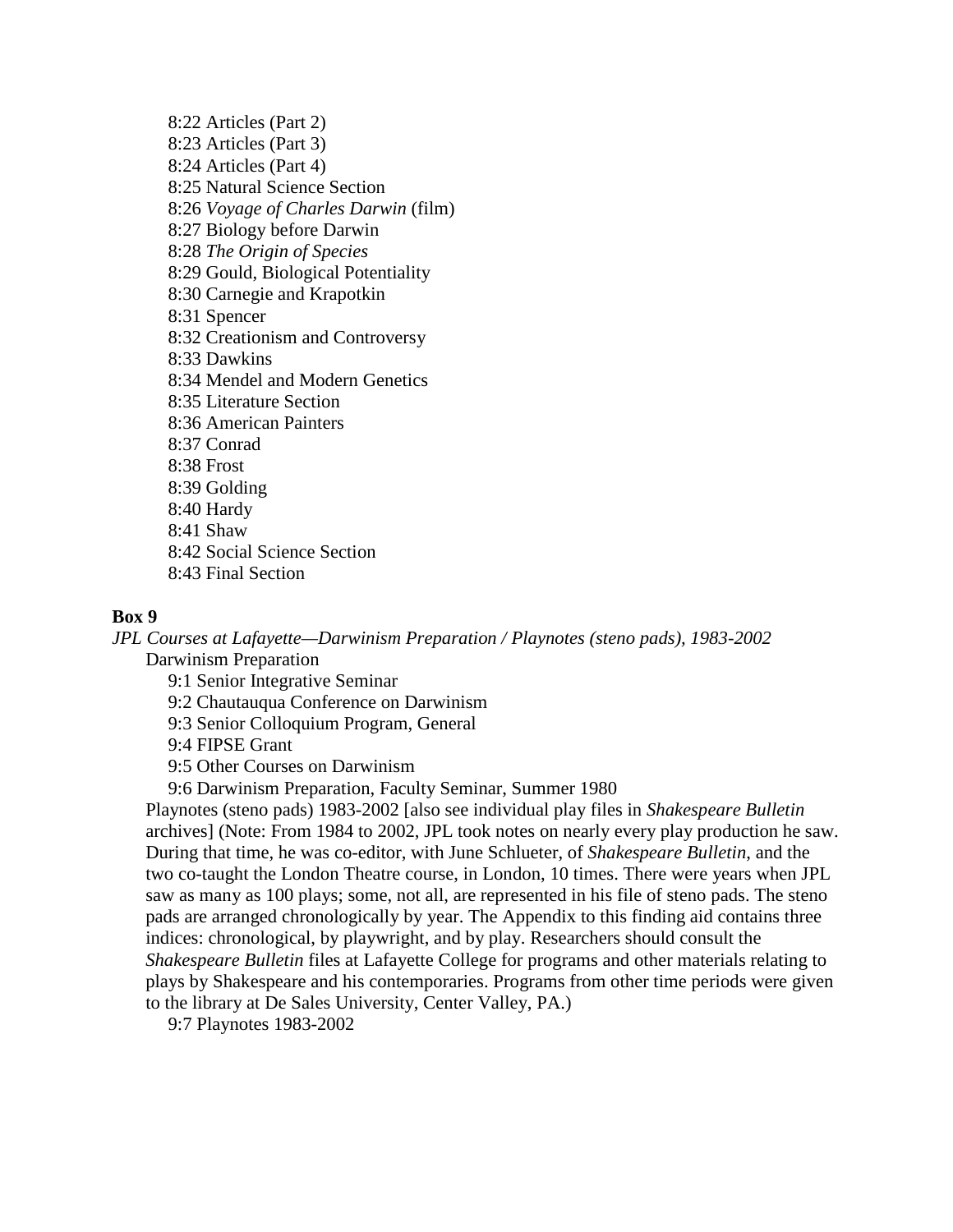8:22 Articles (Part 2)  
8:23 Articles (Part 3)  
8:24 Articles (Part 4)  
8:25 Natural Science Section  
8:26 *Voyage of Charles Darwin* (film)  
8:27 Biology before Darwin  
8:28 *The Origin of Species*  
8:29 Gould, Biological Potentiality  
8:30 Carnegie and Krapotkin  
8:31 Spencer  
8:32 Creationism and Controversy  
8:33 Dawkins  
8:34 Mendel and Modern Genetics  
8:35 Literature Section  
8:36 American Painters  
8:37 Conrad  
8:38 Frost  
8:39 Golding  
8:40 Hardy  
8:41 Shaw  
8:42 Social Science Section  
8:43 Final Section

**Box 9**

*JPL Courses at Lafayette—Darwinism Preparation / Playnotes (steno pads), 1983-2002*

Darwinism Preparation

9:1 Senior Integrative Seminar  
9:2 Chautauqua Conference on Darwinism  
9:3 Senior Colloquium Program, General  
9:4 FIPSE Grant  
9:5 Other Courses on Darwinism  
9:6 Darwinism Preparation, Faculty Seminar, Summer 1980

Playnotes (steno pads) 1983-2002 [also see individual play files in *Shakespeare Bulletin* archives] (Note: From 1984 to 2002, JPL took notes on nearly every play production he saw. During that time, he was co-editor, with June Schlueter, of *Shakespeare Bulletin*, and the two co-taught the London Theatre course, in London, 10 times. There were years when JPL saw as many as 100 plays; some, not all, are represented in his file of steno pads. The steno pads are arranged chronologically by year. The Appendix to this finding aid contains three indices: chronological, by playwright, and by play. Researchers should consult the *Shakespeare Bulletin* files at Lafayette College for programs and other materials relating to plays by Shakespeare and his contemporaries. Programs from other time periods were given to the library at De Sales University, Center Valley, PA.)

9:7 Playnotes 1983-2002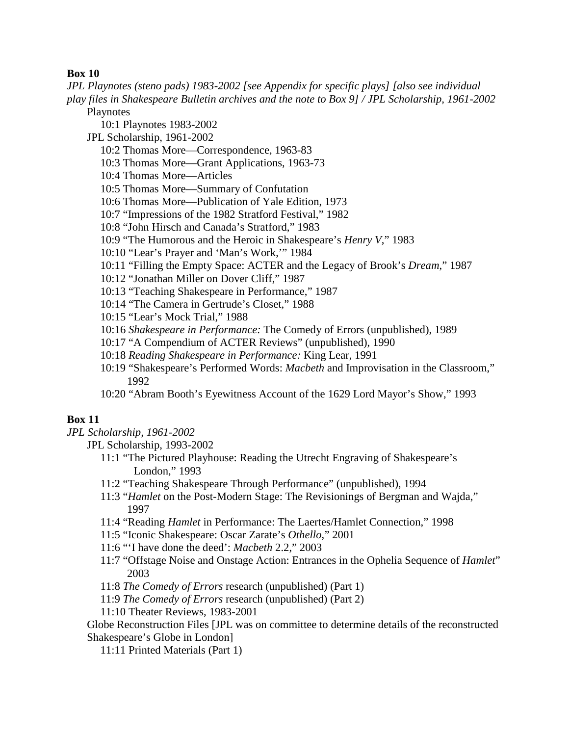**Box 10**

*JPL Playnotes (steno pads) 1983-2002 [see Appendix for specific plays] [also see individual play files in Shakespeare Bulletin archives and the note to Box 9] / JPL Scholarship, 1961-2002*

Playnotes

- 10:1 Playnotes 1983-2002

JPL Scholarship, 1961-2002

- 10:2 Thomas More—Correspondence, 1963-83
- 10:3 Thomas More—Grant Applications, 1963-73
- 10:4 Thomas More—Articles
- 10:5 Thomas More—Summary of Confutation
- 10:6 Thomas More—Publication of Yale Edition, 1973
- 10:7 "Impressions of the 1982 Stratford Festival," 1982
- 10:8 "John Hirsch and Canada's Stratford," 1983
- 10:9 "The Humorous and the Heroic in Shakespeare's *Henry V*," 1983
- 10:10 "Lear's Prayer and 'Man's Work,'" 1984
- 10:11 "Filling the Empty Space: ACTER and the Legacy of Brook's *Dream*," 1987
- 10:12 "Jonathan Miller on Dover Cliff," 1987
- 10:13 "Teaching Shakespeare in Performance," 1987
- 10:14 "The Camera in Gertrude's Closet," 1988
- 10:15 "Lear's Mock Trial," 1988
- 10:16 *Shakespeare in Performance:* The Comedy of Errors (unpublished), 1989
- 10:17 "A Compendium of ACTER Reviews" (unpublished), 1990
- 10:18 *Reading Shakespeare in Performance:* King Lear, 1991
- 10:19 "Shakespeare's Performed Words: *Macbeth* and Improvisation in the Classroom," 1992
- 10:20 "Abram Booth's Eyewitness Account of the 1629 Lord Mayor's Show," 1993

**Box 11**

*JPL Scholarship, 1961-2002*

JPL Scholarship, 1993-2002

- 11:1 "The Pictured Playhouse: Reading the Utrecht Engraving of Shakespeare's London," 1993
- 11:2 "Teaching Shakespeare Through Performance" (unpublished), 1994
- 11:3 "*Hamlet* on the Post-Modern Stage: The Revisionings of Bergman and Wajda," 1997
- 11:4 "Reading *Hamlet* in Performance: The Laertes/Hamlet Connection," 1998
- 11:5 "Iconic Shakespeare: Oscar Zarate's *Othello*," 2001
- 11:6 "'I have done the deed': *Macbeth* 2.2," 2003
- 11:7 "Offstage Noise and Onstage Action: Entrances in the Ophelia Sequence of *Hamlet*" 2003
- 11:8 *The Comedy of Errors* research (unpublished) (Part 1)
- 11:9 *The Comedy of Errors* research (unpublished) (Part 2)
- 11:10 Theater Reviews, 1983-2001

Globe Reconstruction Files [JPL was on committee to determine details of the reconstructed Shakespeare's Globe in London]

- 11:11 Printed Materials (Part 1)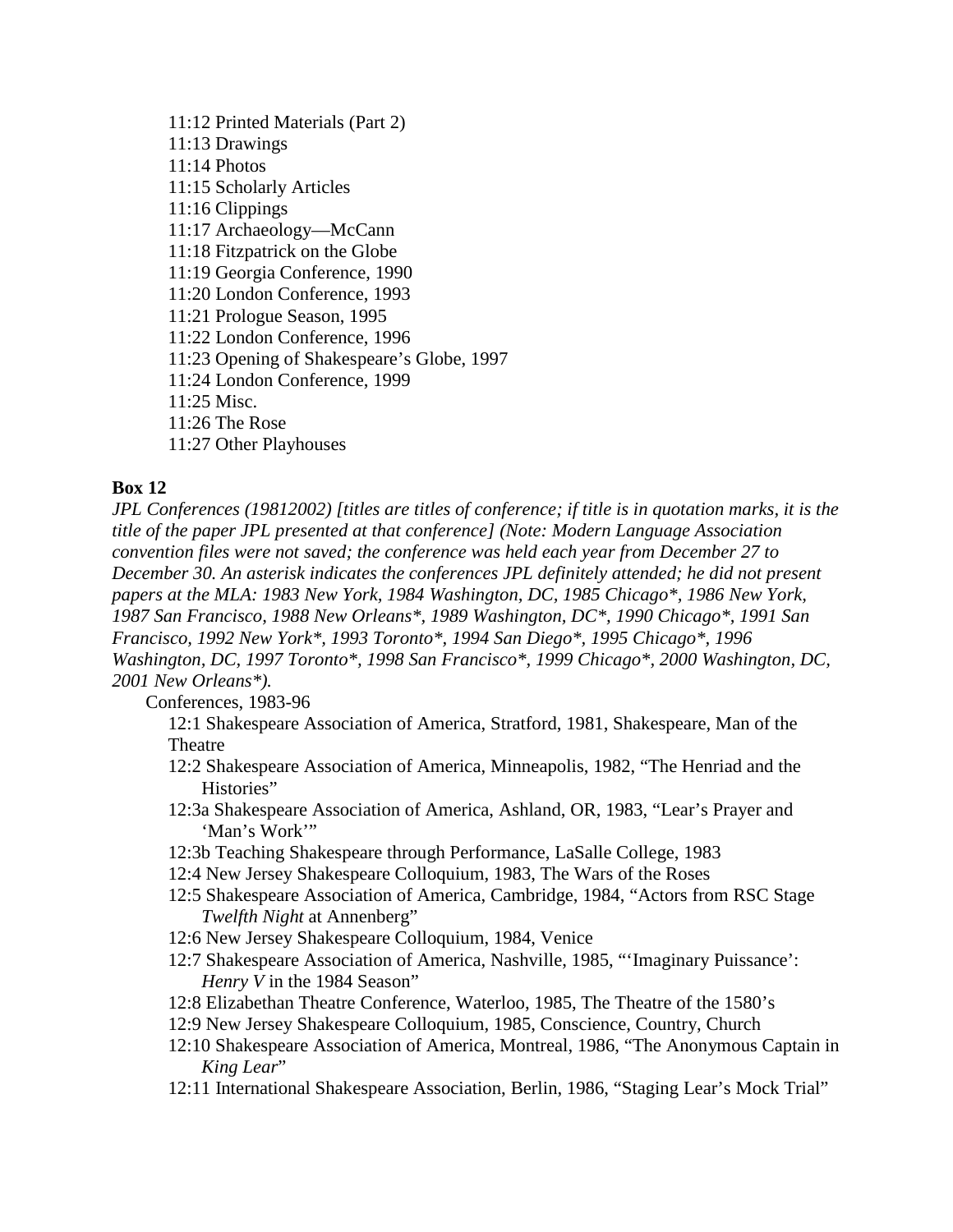11:12 Printed Materials (Part 2)
11:13 Drawings
11:14 Photos
11:15 Scholarly Articles
11:16 Clippings
11:17 Archaeology—McCann
11:18 Fitzpatrick on the Globe
11:19 Georgia Conference, 1990
11:20 London Conference, 1993
11:21 Prologue Season, 1995
11:22 London Conference, 1996
11:23 Opening of Shakespeare's Globe, 1997
11:24 London Conference, 1999
11:25 Misc.
11:26 The Rose
11:27 Other Playhouses

**Box 12**

*JPL Conferences (19812002) [titles are titles of conference; if title is in quotation marks, it is the title of the paper JPL presented at that conference] (Note: Modern Language Association convention files were not saved; the conference was held each year from December 27 to December 30. An asterisk indicates the conferences JPL definitely attended; he did not present papers at the MLA: 1983 New York, 1984 Washington, DC, 1985 Chicago*, 1986 New York, 1987 San Francisco, 1988 New Orleans*, 1989 Washington, DC*, 1990 Chicago*, 1991 San Francisco, 1992 New York*, 1993 Toronto*, 1994 San Diego*, 1995 Chicago*, 1996 Washington, DC, 1997 Toronto*, 1998 San Francisco*, 1999 Chicago*, 2000 Washington, DC, 2001 New Orleans*).*

Conferences, 1983-96

12:1 Shakespeare Association of America, Stratford, 1981, Shakespeare, Man of the Theatre
12:2 Shakespeare Association of America, Minneapolis, 1982, "The Henriad and the Histories"
12:3a Shakespeare Association of America, Ashland, OR, 1983, "Lear's Prayer and 'Man's Work'"
12:3b Teaching Shakespeare through Performance, LaSalle College, 1983
12:4 New Jersey Shakespeare Colloquium, 1983, The Wars of the Roses
12:5 Shakespeare Association of America, Cambridge, 1984, "Actors from RSC Stage *Twelfth Night* at Annenberg"
12:6 New Jersey Shakespeare Colloquium, 1984, Venice
12:7 Shakespeare Association of America, Nashville, 1985, "'Imaginary Puissance': *Henry V* in the 1984 Season"
12:8 Elizabethan Theatre Conference, Waterloo, 1985, The Theatre of the 1580's
12:9 New Jersey Shakespeare Colloquium, 1985, Conscience, Country, Church
12:10 Shakespeare Association of America, Montreal, 1986, "The Anonymous Captain in *King Lear*"
12:11 International Shakespeare Association, Berlin, 1986, "Staging Lear's Mock Trial"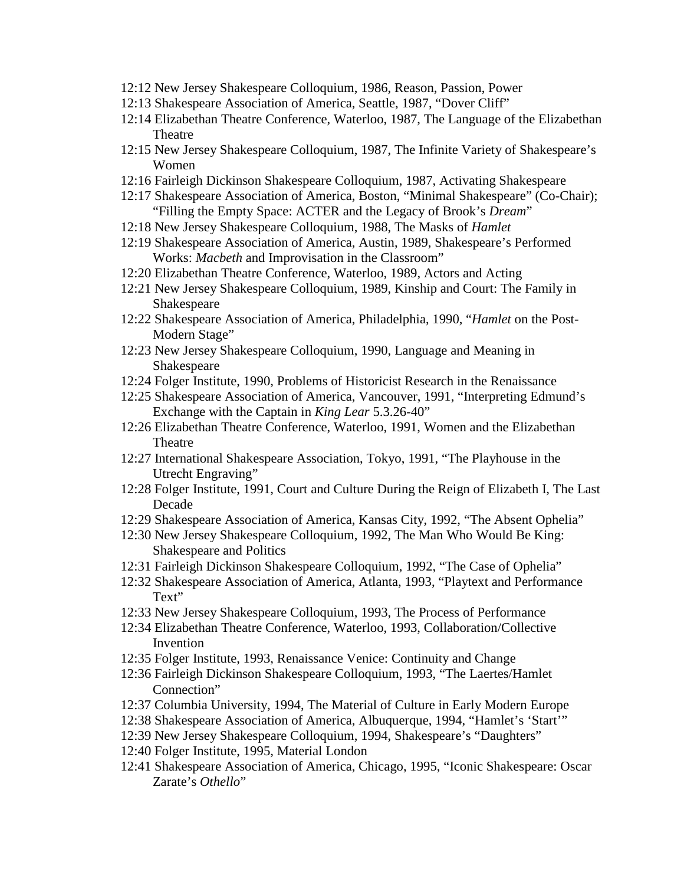12:12 New Jersey Shakespeare Colloquium, 1986, Reason, Passion, Power

12:13 Shakespeare Association of America, Seattle, 1987, “Dover Cliff”

12:14 Elizabethan Theatre Conference, Waterloo, 1987, The Language of the Elizabethan Theatre

12:15 New Jersey Shakespeare Colloquium, 1987, The Infinite Variety of Shakespeare’s Women

12:16 Fairleigh Dickinson Shakespeare Colloquium, 1987, Activating Shakespeare

12:17 Shakespeare Association of America, Boston, “Minimal Shakespeare” (Co-Chair); “Filling the Empty Space: ACTER and the Legacy of Brook’s *Dream*”

12:18 New Jersey Shakespeare Colloquium, 1988, The Masks of *Hamlet*

12:19 Shakespeare Association of America, Austin, 1989, Shakespeare’s Performed Works: *Macbeth* and Improvisation in the Classroom”

12:20 Elizabethan Theatre Conference, Waterloo, 1989, Actors and Acting

12:21 New Jersey Shakespeare Colloquium, 1989, Kinship and Court: The Family in Shakespeare

12:22 Shakespeare Association of America, Philadelphia, 1990, “*Hamlet* on the Post-Modern Stage”

12:23 New Jersey Shakespeare Colloquium, 1990, Language and Meaning in Shakespeare

12:24 Folger Institute, 1990, Problems of Historicist Research in the Renaissance

12:25 Shakespeare Association of America, Vancouver, 1991, “Interpreting Edmund’s Exchange with the Captain in *King Lear* 5.3.26-40”

12:26 Elizabethan Theatre Conference, Waterloo, 1991, Women and the Elizabethan Theatre

12:27 International Shakespeare Association, Tokyo, 1991, “The Playhouse in the Utrecht Engraving”

12:28 Folger Institute, 1991, Court and Culture During the Reign of Elizabeth I, The Last Decade

12:29 Shakespeare Association of America, Kansas City, 1992, “The Absent Ophelia”

12:30 New Jersey Shakespeare Colloquium, 1992, The Man Who Would Be King: Shakespeare and Politics

12:31 Fairleigh Dickinson Shakespeare Colloquium, 1992, “The Case of Ophelia”

12:32 Shakespeare Association of America, Atlanta, 1993, “Playtext and Performance Text”

12:33 New Jersey Shakespeare Colloquium, 1993, The Process of Performance

12:34 Elizabethan Theatre Conference, Waterloo, 1993, Collaboration/Collective Invention

12:35 Folger Institute, 1993, Renaissance Venice: Continuity and Change

12:36 Fairleigh Dickinson Shakespeare Colloquium, 1993, “The Laertes/Hamlet Connection”

12:37 Columbia University, 1994, The Material of Culture in Early Modern Europe

12:38 Shakespeare Association of America, Albuquerque, 1994, “Hamlet’s ‘Start’”

12:39 New Jersey Shakespeare Colloquium, 1994, Shakespeare’s “Daughters”

12:40 Folger Institute, 1995, Material London

12:41 Shakespeare Association of America, Chicago, 1995, “Iconic Shakespeare: Oscar Zarate’s *Othello*”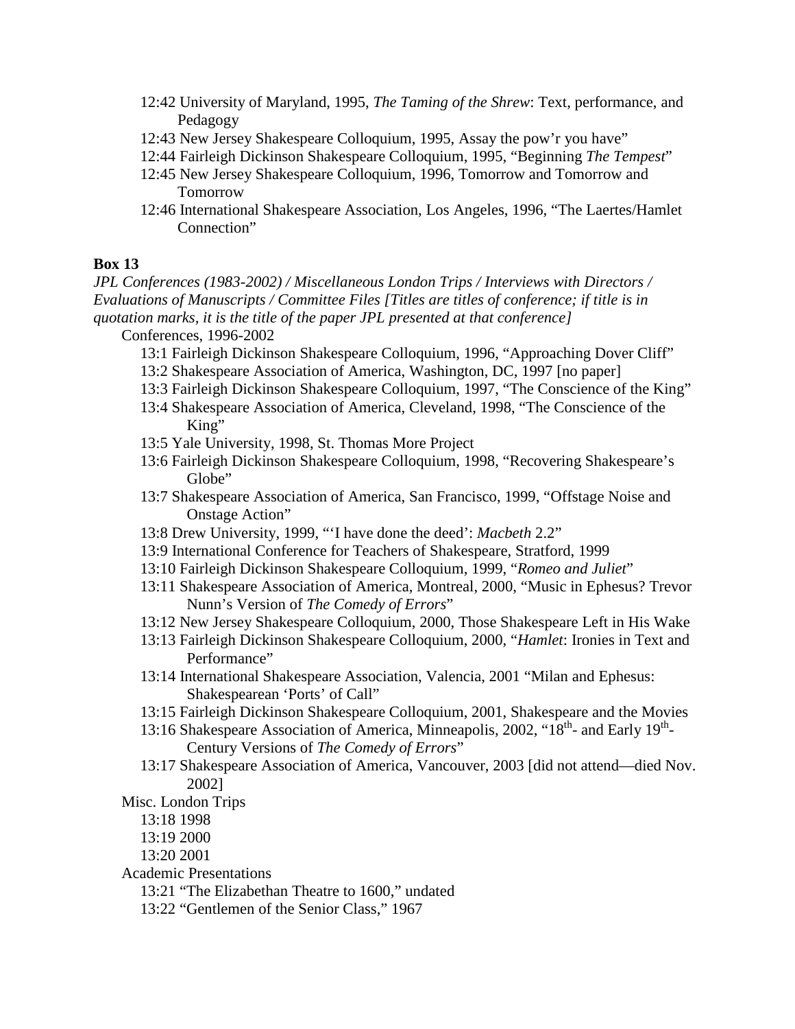12:42 University of Maryland, 1995, *The Taming of the Shrew*: Text, performance, and Pedagogy
12:43 New Jersey Shakespeare Colloquium, 1995, Assay the pow'r you have"
12:44 Fairleigh Dickinson Shakespeare Colloquium, 1995, "Beginning *The Tempest*"
12:45 New Jersey Shakespeare Colloquium, 1996, Tomorrow and Tomorrow and Tomorrow
12:46 International Shakespeare Association, Los Angeles, 1996, "The Laertes/Hamlet Connection"

**Box 13**

*JPL Conferences (1983-2002) / Miscellaneous London Trips / Interviews with Directors / Evaluations of Manuscripts / Committee Files [Titles are titles of conference; if title is in quotation marks, it is the title of the paper JPL presented at that conference]*

Conferences, 1996-2002

13:1 Fairleigh Dickinson Shakespeare Colloquium, 1996, "Approaching Dover Cliff"
13:2 Shakespeare Association of America, Washington, DC, 1997 [no paper]
13:3 Fairleigh Dickinson Shakespeare Colloquium, 1997, "The Conscience of the King"
13:4 Shakespeare Association of America, Cleveland, 1998, "The Conscience of the King"
13:5 Yale University, 1998, St. Thomas More Project
13:6 Fairleigh Dickinson Shakespeare Colloquium, 1998, "Recovering Shakespeare's Globe"
13:7 Shakespeare Association of America, San Francisco, 1999, "Offstage Noise and Onstage Action"
13:8 Drew University, 1999, "'I have done the deed': *Macbeth* 2.2"
13:9 International Conference for Teachers of Shakespeare, Stratford, 1999
13:10 Fairleigh Dickinson Shakespeare Colloquium, 1999, "*Romeo and Juliet*"
13:11 Shakespeare Association of America, Montreal, 2000, "Music in Ephesus? Trevor Nunn's Version of *The Comedy of Errors*"
13:12 New Jersey Shakespeare Colloquium, 2000, Those Shakespeare Left in His Wake
13:13 Fairleigh Dickinson Shakespeare Colloquium, 2000, "*Hamlet*: Ironies in Text and Performance"
13:14 International Shakespeare Association, Valencia, 2001 "Milan and Ephesus: Shakespearean 'Ports' of Call"
13:15 Fairleigh Dickinson Shakespeare Colloquium, 2001, Shakespeare and the Movies
13:16 Shakespeare Association of America, Minneapolis, 2002, "18th- and Early 19th-Century Versions of *The Comedy of Errors*"
13:17 Shakespeare Association of America, Vancouver, 2003 [did not attend—died Nov. 2002]

Misc. London Trips

13:18 1998
13:19 2000
13:20 2001

Academic Presentations

13:21 "The Elizabethan Theatre to 1600," undated
13:22 "Gentlemen of the Senior Class," 1967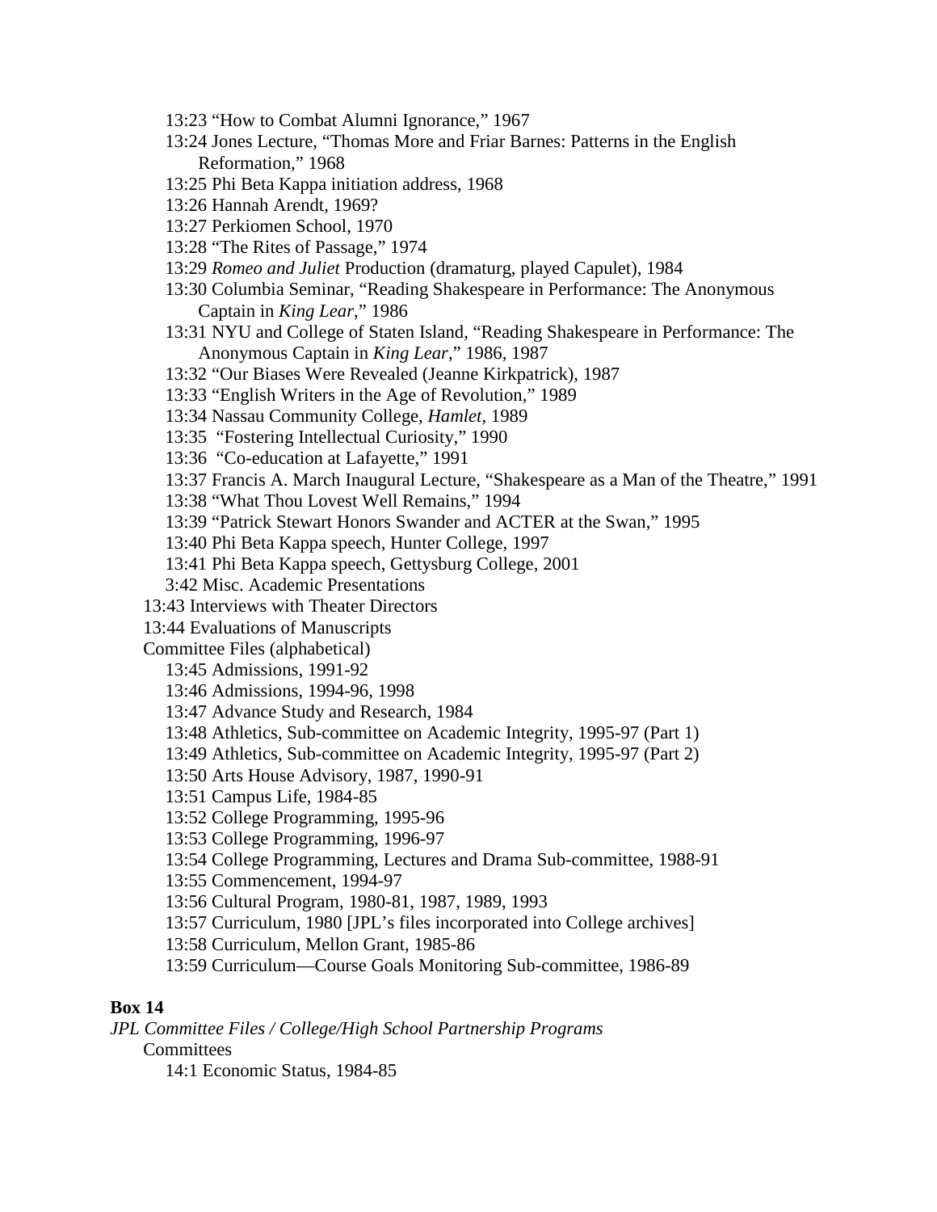13:23 "How to Combat Alumni Ignorance," 1967
13:24 Jones Lecture, "Thomas More and Friar Barnes: Patterns in the English Reformation," 1968
13:25 Phi Beta Kappa initiation address, 1968
13:26 Hannah Arendt, 1969?
13:27 Perkiomen School, 1970
13:28 "The Rites of Passage," 1974
13:29 *Romeo and Juliet* Production (dramaturg, played Capulet), 1984
13:30 Columbia Seminar, "Reading Shakespeare in Performance: The Anonymous Captain in *King Lear*," 1986
13:31 NYU and College of Staten Island, "Reading Shakespeare in Performance: The Anonymous Captain in *King Lear*," 1986, 1987
13:32 "Our Biases Were Revealed (Jeanne Kirkpatrick), 1987
13:33 "English Writers in the Age of Revolution," 1989
13:34 Nassau Community College, *Hamlet*, 1989
13:35 "Fostering Intellectual Curiosity," 1990
13:36 "Co-education at Lafayette," 1991
13:37 Francis A. March Inaugural Lecture, "Shakespeare as a Man of the Theatre," 1991
13:38 "What Thou Lovest Well Remains," 1994
13:39 "Patrick Stewart Honors Swander and ACTER at the Swan," 1995
13:40 Phi Beta Kappa speech, Hunter College, 1997
13:41 Phi Beta Kappa speech, Gettysburg College, 2001
3:42 Misc. Academic Presentations

13:43 Interviews with Theater Directors
13:44 Evaluations of Manuscripts
Committee Files (alphabetical)

13:45 Admissions, 1991-92
13:46 Admissions, 1994-96, 1998
13:47 Advance Study and Research, 1984
13:48 Athletics, Sub-committee on Academic Integrity, 1995-97 (Part 1)
13:49 Athletics, Sub-committee on Academic Integrity, 1995-97 (Part 2)
13:50 Arts House Advisory, 1987, 1990-91
13:51 Campus Life, 1984-85
13:52 College Programming, 1995-96
13:53 College Programming, 1996-97
13:54 College Programming, Lectures and Drama Sub-committee, 1988-91
13:55 Commencement, 1994-97
13:56 Cultural Program, 1980-81, 1987, 1989, 1993
13:57 Curriculum, 1980 [JPL's files incorporated into College archives]
13:58 Curriculum, Mellon Grant, 1985-86
13:59 Curriculum—Course Goals Monitoring Sub-committee, 1986-89

**Box 14**

*JPL Committee Files / College/High School Partnership Programs*

Committees

14:1 Economic Status, 1984-85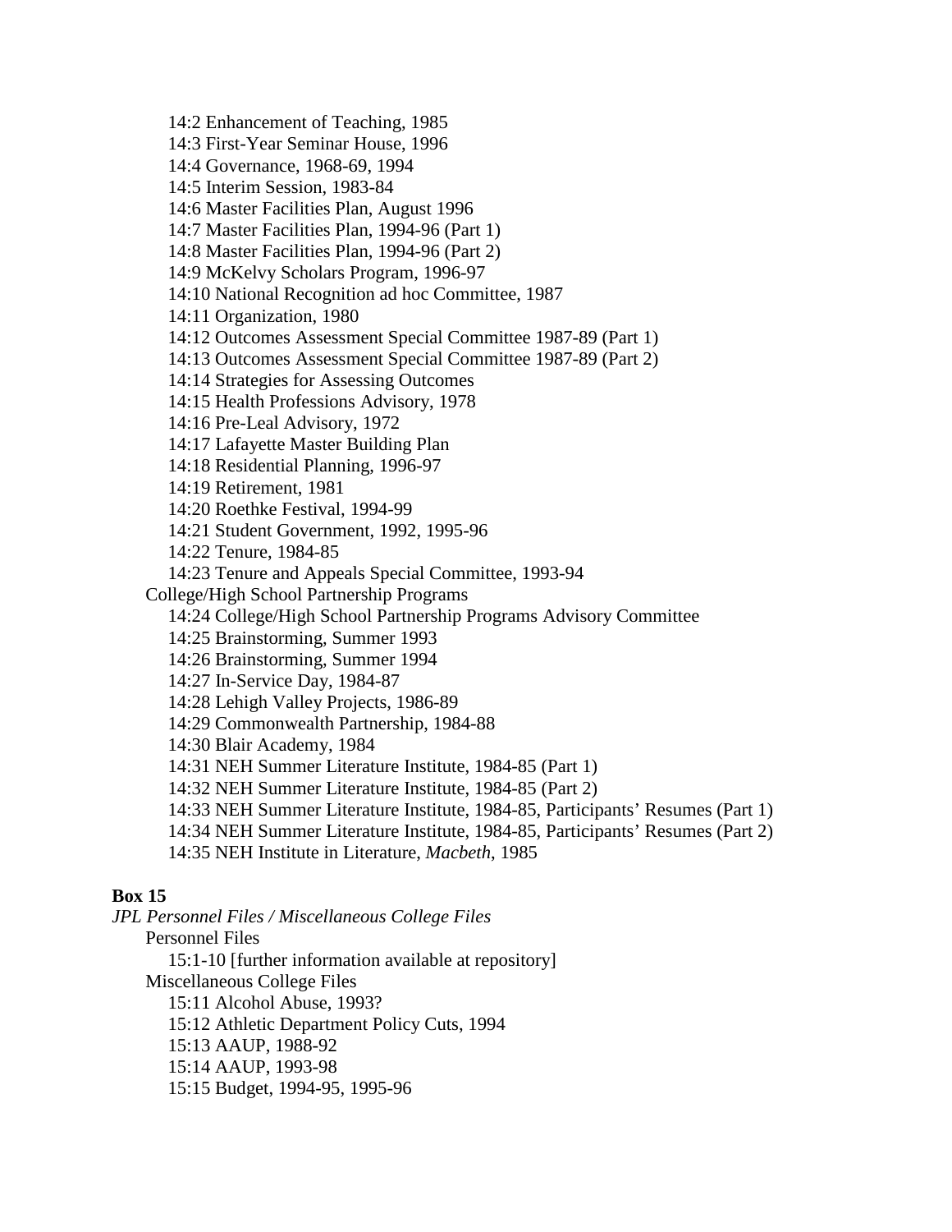14:2 Enhancement of Teaching, 1985
14:3 First-Year Seminar House, 1996
14:4 Governance, 1968-69, 1994
14:5 Interim Session, 1983-84
14:6 Master Facilities Plan, August 1996
14:7 Master Facilities Plan, 1994-96 (Part 1)
14:8 Master Facilities Plan, 1994-96 (Part 2)
14:9 McKelvy Scholars Program, 1996-97
14:10 National Recognition ad hoc Committee, 1987
14:11 Organization, 1980
14:12 Outcomes Assessment Special Committee 1987-89 (Part 1)
14:13 Outcomes Assessment Special Committee 1987-89 (Part 2)
14:14 Strategies for Assessing Outcomes
14:15 Health Professions Advisory, 1978
14:16 Pre-Leal Advisory, 1972
14:17 Lafayette Master Building Plan
14:18 Residential Planning, 1996-97
14:19 Retirement, 1981
14:20 Roethke Festival, 1994-99
14:21 Student Government, 1992, 1995-96
14:22 Tenure, 1984-85
14:23 Tenure and Appeals Special Committee, 1993-94

College/High School Partnership Programs

14:24 College/High School Partnership Programs Advisory Committee
14:25 Brainstorming, Summer 1993
14:26 Brainstorming, Summer 1994
14:27 In-Service Day, 1984-87
14:28 Lehigh Valley Projects, 1986-89
14:29 Commonwealth Partnership, 1984-88
14:30 Blair Academy, 1984
14:31 NEH Summer Literature Institute, 1984-85 (Part 1)
14:32 NEH Summer Literature Institute, 1984-85 (Part 2)
14:33 NEH Summer Literature Institute, 1984-85, Participants' Resumes (Part 1)
14:34 NEH Summer Literature Institute, 1984-85, Participants' Resumes (Part 2)
14:35 NEH Institute in Literature, *Macbeth*, 1985

**Box 15**

*JPL Personnel Files / Miscellaneous College Files*

Personnel Files

15:1-10 [further information available at repository]

Miscellaneous College Files

15:11 Alcohol Abuse, 1993?
15:12 Athletic Department Policy Cuts, 1994
15:13 AAUP, 1988-92
15:14 AAUP, 1993-98
15:15 Budget, 1994-95, 1995-96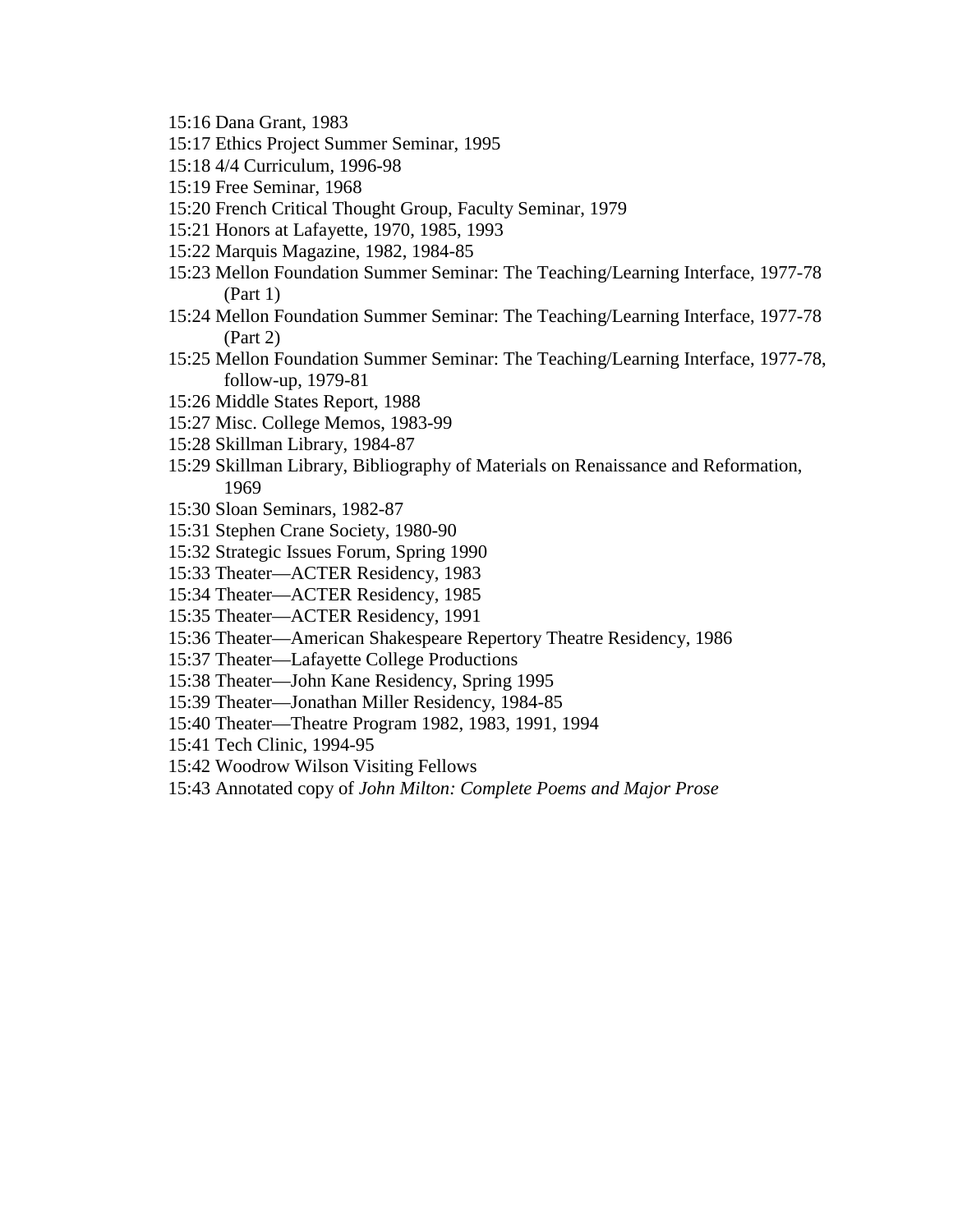15:16 Dana Grant, 1983
15:17 Ethics Project Summer Seminar, 1995
15:18 4/4 Curriculum, 1996-98
15:19 Free Seminar, 1968
15:20 French Critical Thought Group, Faculty Seminar, 1979
15:21 Honors at Lafayette, 1970, 1985, 1993
15:22 Marquis Magazine, 1982, 1984-85
15:23 Mellon Foundation Summer Seminar: The Teaching/Learning Interface, 1977-78 (Part 1)
15:24 Mellon Foundation Summer Seminar: The Teaching/Learning Interface, 1977-78 (Part 2)
15:25 Mellon Foundation Summer Seminar: The Teaching/Learning Interface, 1977-78, follow-up, 1979-81
15:26 Middle States Report, 1988
15:27 Misc. College Memos, 1983-99
15:28 Skillman Library, 1984-87
15:29 Skillman Library, Bibliography of Materials on Renaissance and Reformation, 1969
15:30 Sloan Seminars, 1982-87
15:31 Stephen Crane Society, 1980-90
15:32 Strategic Issues Forum, Spring 1990
15:33 Theater—ACTER Residency, 1983
15:34 Theater—ACTER Residency, 1985
15:35 Theater—ACTER Residency, 1991
15:36 Theater—American Shakespeare Repertory Theatre Residency, 1986
15:37 Theater—Lafayette College Productions
15:38 Theater—John Kane Residency, Spring 1995
15:39 Theater—Jonathan Miller Residency, 1984-85
15:40 Theater—Theatre Program 1982, 1983, 1991, 1994
15:41 Tech Clinic, 1994-95
15:42 Woodrow Wilson Visiting Fellows
15:43 Annotated copy of *John Milton: Complete Poems and Major Prose*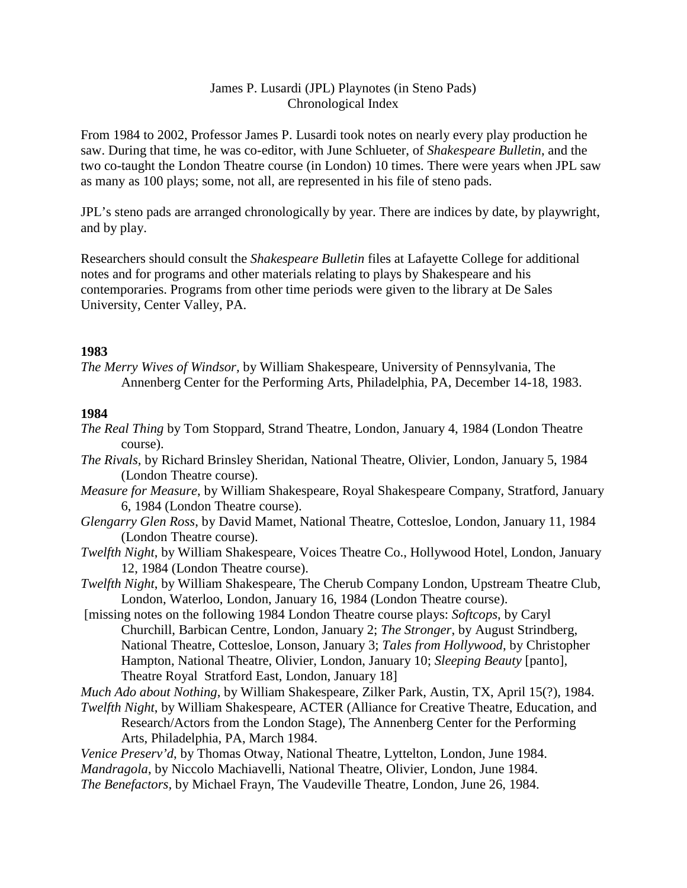James P. Lusardi (JPL) Playnotes (in Steno Pads)
Chronological Index

From 1984 to 2002, Professor James P. Lusardi took notes on nearly every play production he saw. During that time, he was co-editor, with June Schlueter, of *Shakespeare Bulletin*, and the two co-taught the London Theatre course (in London) 10 times. There were years when JPL saw as many as 100 plays; some, not all, are represented in his file of steno pads.

JPL's steno pads are arranged chronologically by year. There are indices by date, by playwright, and by play.

Researchers should consult the *Shakespeare Bulletin* files at Lafayette College for additional notes and for programs and other materials relating to plays by Shakespeare and his contemporaries. Programs from other time periods were given to the library at De Sales University, Center Valley, PA.

## 1983

*The Merry Wives of Windsor*, by William Shakespeare, University of Pennsylvania, The Annenberg Center for the Performing Arts, Philadelphia, PA, December 14-18, 1983.

## 1984

*The Real Thing* by Tom Stoppard, Strand Theatre, London, January 4, 1984 (London Theatre course).

*The Rivals*, by Richard Brinsley Sheridan, National Theatre, Olivier, London, January 5, 1984 (London Theatre course).

*Measure for Measure*, by William Shakespeare, Royal Shakespeare Company, Stratford, January 6, 1984 (London Theatre course).

*Glengarry Glen Ross*, by David Mamet, National Theatre, Cottesloe, London, January 11, 1984 (London Theatre course).

*Twelfth Night*, by William Shakespeare, Voices Theatre Co., Hollywood Hotel, London, January 12, 1984 (London Theatre course).

*Twelfth Night*, by William Shakespeare, The Cherub Company London, Upstream Theatre Club, Waterloo, London, January 16, 1984 (London Theatre course).

[missing notes on the following 1984 London Theatre course plays: *Softcops*, by Caryl Churchill, Barbican Centre, London, January 2; *The Stronger*, by August Strindberg, National Theatre, Cottesloe, Lonson, January 3; *Tales from Hollywood*, by Christopher Hampton, National Theatre, Olivier, London, January 10; *Sleeping Beauty* [panto], Theatre Royal Stratford East, London, January 18]

*Much Ado about Nothing*, by William Shakespeare, Zilker Park, Austin, TX, April 15(?), 1984.

*Twelfth Night*, by William Shakespeare, ACTER (Alliance for Creative Theatre, Education, and Research/Actors from the London Stage), The Annenberg Center for the Performing Arts, Philadelphia, PA, March 1984.

*Venice Preserv'd*, by Thomas Otway, National Theatre, Lyttelton, London, June 1984.

*Mandragola*, by Niccolo Machiavelli, National Theatre, Olivier, London, June 1984.

*The Benefactors*, by Michael Frayn, The Vaudeville Theatre, London, June 26, 1984.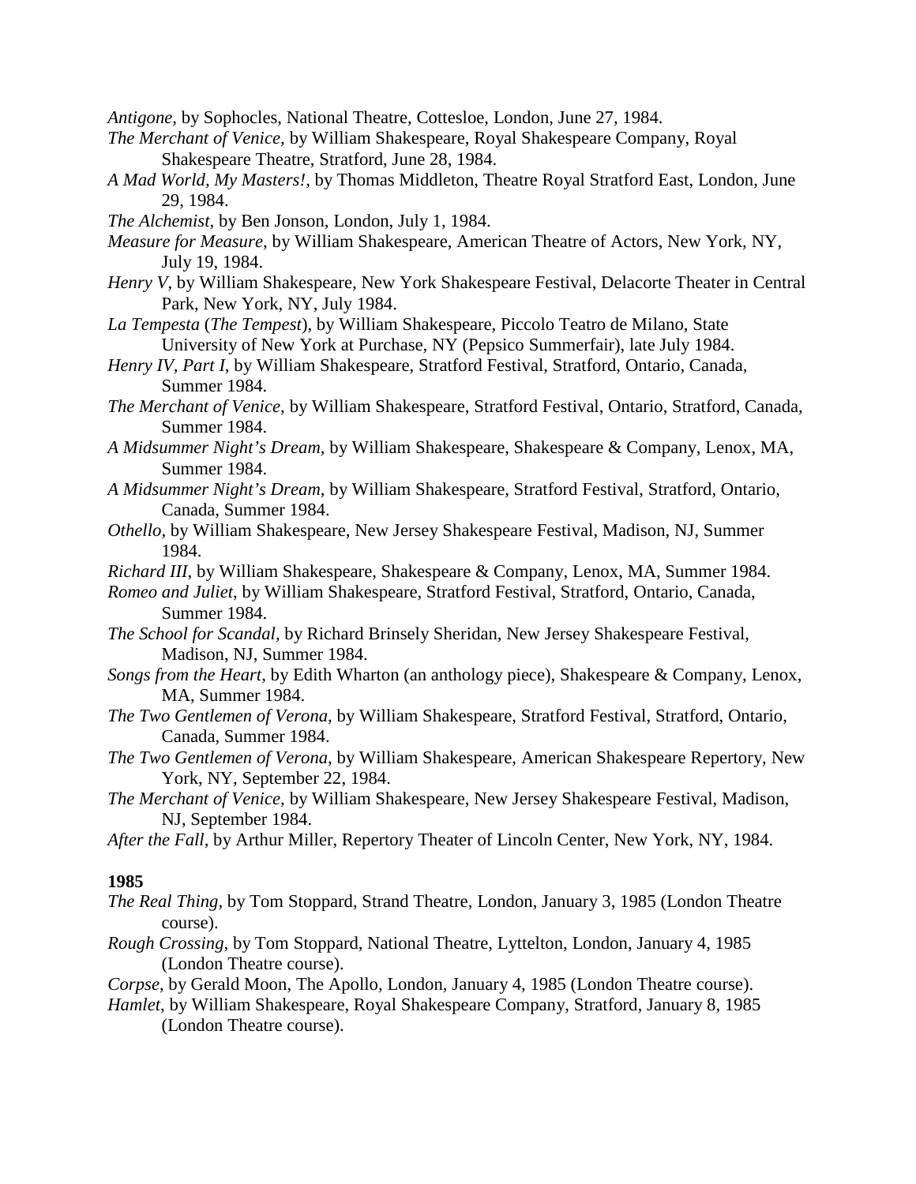*Antigone*, by Sophocles, National Theatre, Cottesloe, London, June 27, 1984.

*The Merchant of Venice,* by William Shakespeare, Royal Shakespeare Company, Royal Shakespeare Theatre, Stratford, June 28, 1984.

*A Mad World, My Masters!*, by Thomas Middleton, Theatre Royal Stratford East, London, June 29, 1984.

*The Alchemist*, by Ben Jonson, London, July 1, 1984.

*Measure for Measure,* by William Shakespeare, American Theatre of Actors, New York, NY, July 19, 1984.

*Henry V*, by William Shakespeare, New York Shakespeare Festival, Delacorte Theater in Central Park, New York, NY, July 1984.

*La Tempesta* (*The Tempest*), by William Shakespeare, Piccolo Teatro de Milano, State University of New York at Purchase, NY (Pepsico Summerfair), late July 1984.

*Henry IV, Part I*, by William Shakespeare, Stratford Festival, Stratford, Ontario, Canada, Summer 1984.

*The Merchant of Venice,* by William Shakespeare, Stratford Festival, Ontario, Stratford, Canada, Summer 1984.

*A Midsummer Night's Dream,* by William Shakespeare, Shakespeare & Company, Lenox, MA, Summer 1984.

*A Midsummer Night's Dream*, by William Shakespeare, Stratford Festival, Stratford, Ontario, Canada, Summer 1984.

*Othello*, by William Shakespeare, New Jersey Shakespeare Festival, Madison, NJ, Summer 1984.

*Richard III*, by William Shakespeare, Shakespeare & Company, Lenox, MA, Summer 1984.

*Romeo and Juliet*, by William Shakespeare, Stratford Festival, Stratford, Ontario, Canada, Summer 1984.

*The School for Scandal,* by Richard Brinsely Sheridan, New Jersey Shakespeare Festival, Madison, NJ, Summer 1984.

*Songs from the Heart*, by Edith Wharton (an anthology piece), Shakespeare & Company, Lenox, MA, Summer 1984.

*The Two Gentlemen of Verona*, by William Shakespeare, Stratford Festival, Stratford, Ontario, Canada, Summer 1984.

*The Two Gentlemen of Verona*, by William Shakespeare, American Shakespeare Repertory, New York, NY, September 22, 1984.

*The Merchant of Venice,* by William Shakespeare, New Jersey Shakespeare Festival, Madison, NJ, September 1984.

*After the Fall*, by Arthur Miller, Repertory Theater of Lincoln Center, New York, NY, 1984.

**1985**

*The Real Thing,* by Tom Stoppard, Strand Theatre, London, January 3, 1985 (London Theatre course).

*Rough Crossing*, by Tom Stoppard, National Theatre, Lyttelton, London, January 4, 1985 (London Theatre course).

*Corpse*, by Gerald Moon, The Apollo, London, January 4, 1985 (London Theatre course).

*Hamlet*, by William Shakespeare, Royal Shakespeare Company, Stratford, January 8, 1985 (London Theatre course).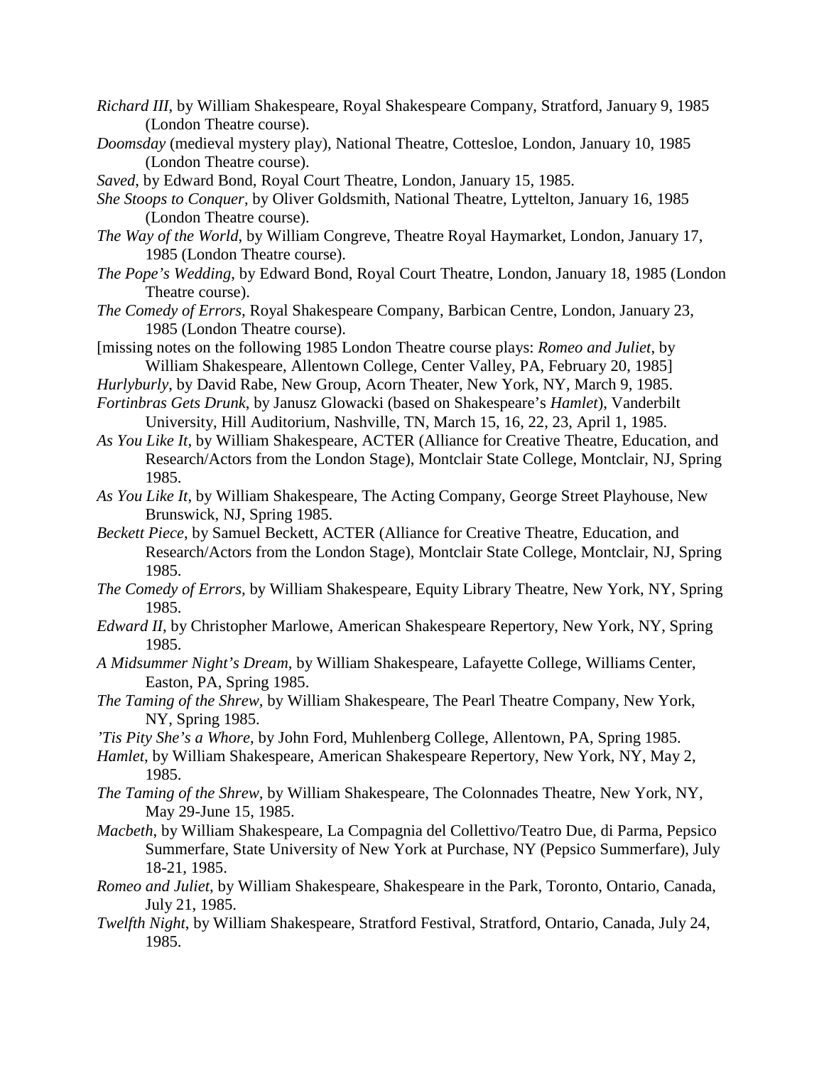*Richard III*, by William Shakespeare, Royal Shakespeare Company, Stratford, January 9, 1985 (London Theatre course).

*Doomsday* (medieval mystery play), National Theatre, Cottesloe, London, January 10, 1985 (London Theatre course).

*Saved*, by Edward Bond, Royal Court Theatre, London, January 15, 1985.

*She Stoops to Conquer*, by Oliver Goldsmith, National Theatre, Lyttelton, January 16, 1985 (London Theatre course).

*The Way of the World*, by William Congreve, Theatre Royal Haymarket, London, January 17, 1985 (London Theatre course).

*The Pope's Wedding*, by Edward Bond, Royal Court Theatre, London, January 18, 1985 (London Theatre course).

*The Comedy of Errors*, Royal Shakespeare Company, Barbican Centre, London, January 23, 1985 (London Theatre course).

[missing notes on the following 1985 London Theatre course plays: *Romeo and Juliet*, by William Shakespeare, Allentown College, Center Valley, PA, February 20, 1985]

*Hurlyburly*, by David Rabe, New Group, Acorn Theater, New York, NY, March 9, 1985.

*Fortinbras Gets Drunk*, by Janusz Glowacki (based on Shakespeare's *Hamlet*), Vanderbilt University, Hill Auditorium, Nashville, TN, March 15, 16, 22, 23, April 1, 1985.

*As You Like It*, by William Shakespeare, ACTER (Alliance for Creative Theatre, Education, and Research/Actors from the London Stage), Montclair State College, Montclair, NJ, Spring 1985.

*As You Like It*, by William Shakespeare, The Acting Company, George Street Playhouse, New Brunswick, NJ, Spring 1985.

*Beckett Piece*, by Samuel Beckett, ACTER (Alliance for Creative Theatre, Education, and Research/Actors from the London Stage), Montclair State College, Montclair, NJ, Spring 1985.

*The Comedy of Errors*, by William Shakespeare, Equity Library Theatre, New York, NY, Spring 1985.

*Edward II*, by Christopher Marlowe, American Shakespeare Repertory, New York, NY, Spring 1985.

*A Midsummer Night's Dream*, by William Shakespeare, Lafayette College, Williams Center, Easton, PA, Spring 1985.

*The Taming of the Shrew*, by William Shakespeare, The Pearl Theatre Company, New York, NY, Spring 1985.

*'Tis Pity She's a Whore*, by John Ford, Muhlenberg College, Allentown, PA, Spring 1985.

*Hamlet*, by William Shakespeare, American Shakespeare Repertory, New York, NY, May 2, 1985.

*The Taming of the Shrew*, by William Shakespeare, The Colonnades Theatre, New York, NY, May 29-June 15, 1985.

*Macbeth*, by William Shakespeare, La Compagnia del Collettivo/Teatro Due, di Parma, Pepsico Summerfare, State University of New York at Purchase, NY (Pepsico Summerfare), July 18-21, 1985.

*Romeo and Juliet*, by William Shakespeare, Shakespeare in the Park, Toronto, Ontario, Canada, July 21, 1985.

*Twelfth Night*, by William Shakespeare, Stratford Festival, Stratford, Ontario, Canada, July 24, 1985.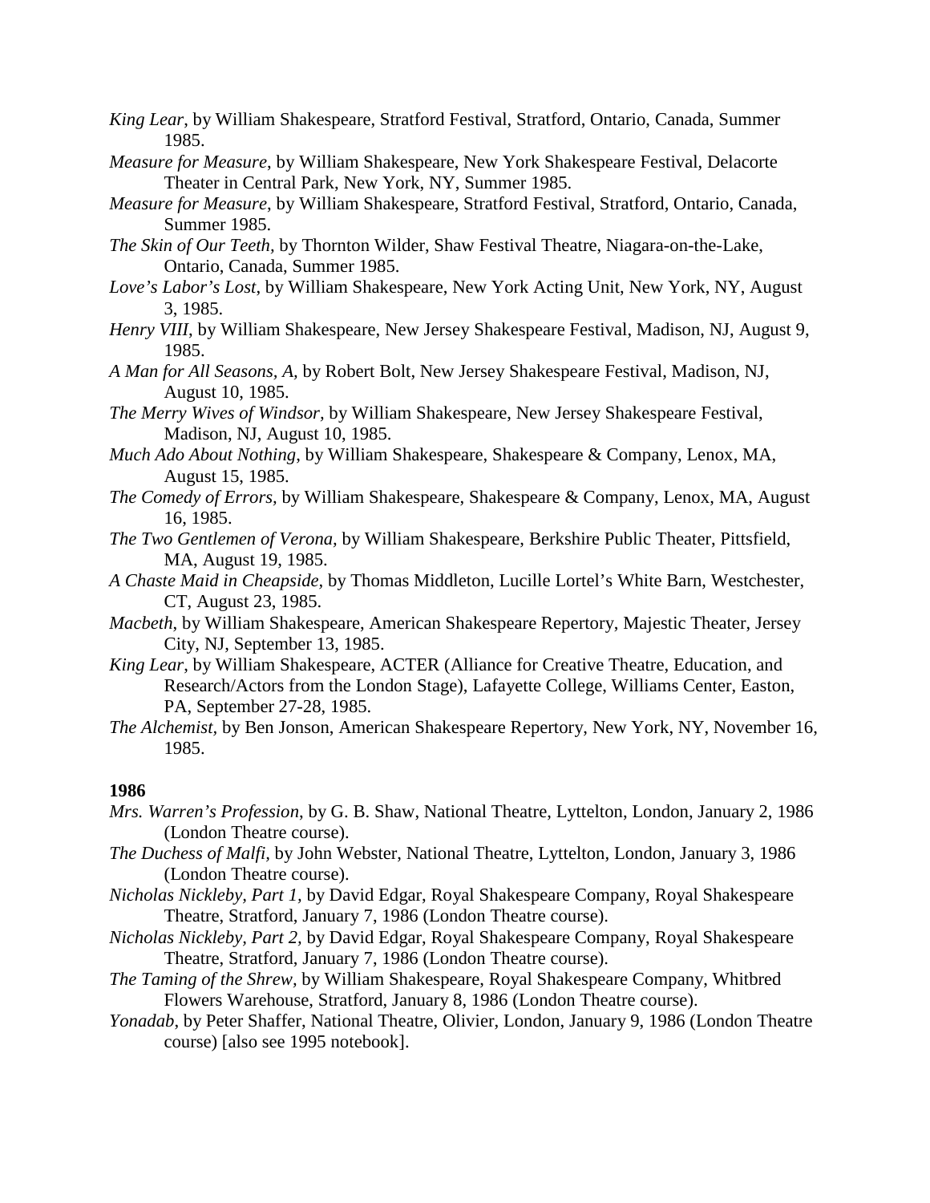*King Lear*, by William Shakespeare, Stratford Festival, Stratford, Ontario, Canada, Summer 1985.

*Measure for Measure*, by William Shakespeare, New York Shakespeare Festival, Delacorte Theater in Central Park, New York, NY, Summer 1985.

*Measure for Measure*, by William Shakespeare, Stratford Festival, Stratford, Ontario, Canada, Summer 1985.

*The Skin of Our Teeth*, by Thornton Wilder, Shaw Festival Theatre, Niagara-on-the-Lake, Ontario, Canada, Summer 1985.

*Love's Labor's Lost*, by William Shakespeare, New York Acting Unit, New York, NY, August 3, 1985.

*Henry VIII*, by William Shakespeare, New Jersey Shakespeare Festival, Madison, NJ, August 9, 1985.

*A Man for All Seasons, A,* by Robert Bolt, New Jersey Shakespeare Festival, Madison, NJ, August 10, 1985.

*The Merry Wives of Windsor*, by William Shakespeare, New Jersey Shakespeare Festival, Madison, NJ, August 10, 1985.

*Much Ado About Nothing*, by William Shakespeare, Shakespeare & Company, Lenox, MA, August 15, 1985.

*The Comedy of Errors*, by William Shakespeare, Shakespeare & Company, Lenox, MA, August 16, 1985.

*The Two Gentlemen of Verona*, by William Shakespeare, Berkshire Public Theater, Pittsfield, MA, August 19, 1985.

*A Chaste Maid in Cheapside*, by Thomas Middleton, Lucille Lortel's White Barn, Westchester, CT, August 23, 1985.

*Macbeth*, by William Shakespeare, American Shakespeare Repertory, Majestic Theater, Jersey City, NJ, September 13, 1985.

*King Lear*, by William Shakespeare, ACTER (Alliance for Creative Theatre, Education, and Research/Actors from the London Stage), Lafayette College, Williams Center, Easton, PA, September 27-28, 1985.

*The Alchemist*, by Ben Jonson, American Shakespeare Repertory, New York, NY, November 16, 1985.

**1986**

*Mrs. Warren's Profession*, by G. B. Shaw, National Theatre, Lyttelton, London, January 2, 1986 (London Theatre course).

*The Duchess of Malfi*, by John Webster, National Theatre, Lyttelton, London, January 3, 1986 (London Theatre course).

*Nicholas Nickleby, Part 1*, by David Edgar, Royal Shakespeare Company, Royal Shakespeare Theatre, Stratford, January 7, 1986 (London Theatre course).

*Nicholas Nickleby, Part 2,* by David Edgar, Royal Shakespeare Company, Royal Shakespeare Theatre, Stratford, January 7, 1986 (London Theatre course).

*The Taming of the Shrew*, by William Shakespeare, Royal Shakespeare Company, Whitbred Flowers Warehouse, Stratford, January 8, 1986 (London Theatre course).

*Yonadab*, by Peter Shaffer, National Theatre, Olivier, London, January 9, 1986 (London Theatre course) [also see 1995 notebook].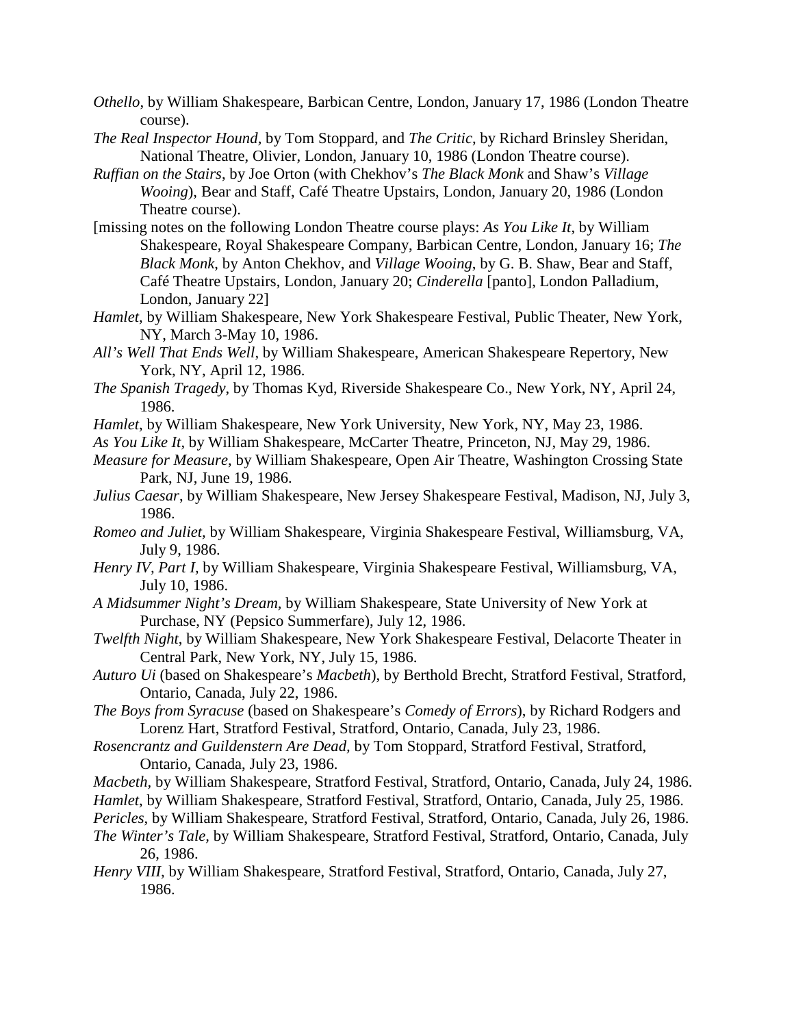*Othello*, by William Shakespeare, Barbican Centre, London, January 17, 1986 (London Theatre course).

*The Real Inspector Hound*, by Tom Stoppard, and *The Critic*, by Richard Brinsley Sheridan, National Theatre, Olivier, London, January 10, 1986 (London Theatre course).

*Ruffian on the Stairs*, by Joe Orton (with Chekhov's *The Black Monk* and Shaw's *Village Wooing*), Bear and Staff, Café Theatre Upstairs, London, January 20, 1986 (London Theatre course).

[missing notes on the following London Theatre course plays: *As You Like It*, by William Shakespeare, Royal Shakespeare Company, Barbican Centre, London, January 16; *The Black Monk*, by Anton Chekhov, and *Village Wooing*, by G. B. Shaw, Bear and Staff, Café Theatre Upstairs, London, January 20; *Cinderella* [panto], London Palladium, London, January 22]

*Hamlet*, by William Shakespeare, New York Shakespeare Festival, Public Theater, New York, NY, March 3-May 10, 1986.

*All's Well That Ends Well*, by William Shakespeare, American Shakespeare Repertory, New York, NY, April 12, 1986.

*The Spanish Tragedy*, by Thomas Kyd, Riverside Shakespeare Co., New York, NY, April 24, 1986.

*Hamlet*, by William Shakespeare, New York University, New York, NY, May 23, 1986.

*As You Like It*, by William Shakespeare, McCarter Theatre, Princeton, NJ, May 29, 1986.

*Measure for Measure*, by William Shakespeare, Open Air Theatre, Washington Crossing State Park, NJ, June 19, 1986.

*Julius Caesar*, by William Shakespeare, New Jersey Shakespeare Festival, Madison, NJ, July 3, 1986.

*Romeo and Juliet*, by William Shakespeare, Virginia Shakespeare Festival, Williamsburg, VA, July 9, 1986.

*Henry IV, Part I,* by William Shakespeare, Virginia Shakespeare Festival, Williamsburg, VA, July 10, 1986.

*A Midsummer Night's Dream,* by William Shakespeare, State University of New York at Purchase, NY (Pepsico Summerfare), July 12, 1986.

*Twelfth Night*, by William Shakespeare, New York Shakespeare Festival, Delacorte Theater in Central Park, New York, NY, July 15, 1986.

*Auturo Ui* (based on Shakespeare's *Macbeth*), by Berthold Brecht, Stratford Festival, Stratford, Ontario, Canada, July 22, 1986.

*The Boys from Syracuse* (based on Shakespeare's *Comedy of Errors*), by Richard Rodgers and Lorenz Hart, Stratford Festival, Stratford, Ontario, Canada, July 23, 1986.

*Rosencrantz and Guildenstern Are Dead,* by Tom Stoppard, Stratford Festival, Stratford, Ontario, Canada, July 23, 1986.

*Macbeth*, by William Shakespeare, Stratford Festival, Stratford, Ontario, Canada, July 24, 1986.

*Hamlet,* by William Shakespeare, Stratford Festival, Stratford, Ontario, Canada, July 25, 1986.

*Pericles*, by William Shakespeare, Stratford Festival, Stratford, Ontario, Canada, July 26, 1986.

*The Winter's Tale*, by William Shakespeare, Stratford Festival, Stratford, Ontario, Canada, July 26, 1986.

*Henry VIII,* by William Shakespeare, Stratford Festival, Stratford, Ontario, Canada, July 27, 1986.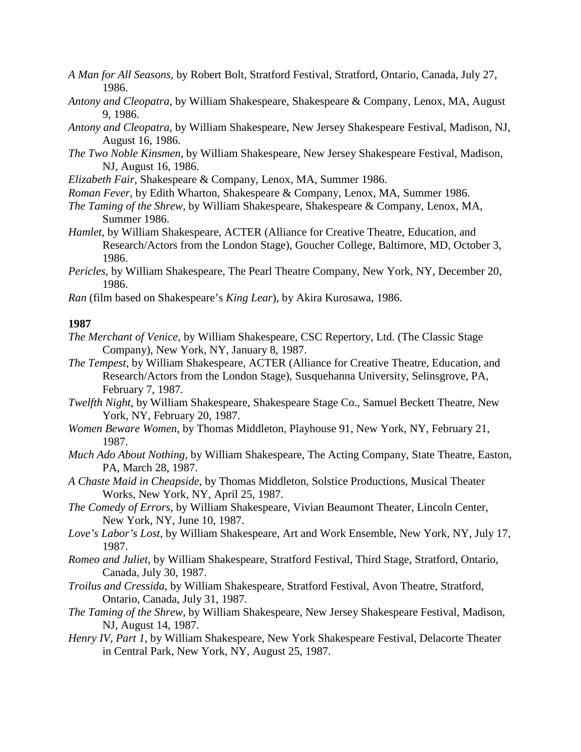*A Man for All Seasons*, by Robert Bolt, Stratford Festival, Stratford, Ontario, Canada, July 27, 1986.

*Antony and Cleopatra*, by William Shakespeare, Shakespeare & Company, Lenox, MA, August 9, 1986.

*Antony and Cleopatra*, by William Shakespeare, New Jersey Shakespeare Festival, Madison, NJ, August 16, 1986.

*The Two Noble Kinsmen*, by William Shakespeare, New Jersey Shakespeare Festival, Madison, NJ, August 16, 1986.

*Elizabeth Fair*, Shakespeare & Company, Lenox, MA, Summer 1986.

*Roman Fever*, by Edith Wharton, Shakespeare & Company, Lenox, MA, Summer 1986.

*The Taming of the Shrew*, by William Shakespeare, Shakespeare & Company, Lenox, MA, Summer 1986.

*Hamlet*, by William Shakespeare, ACTER (Alliance for Creative Theatre, Education, and Research/Actors from the London Stage), Goucher College, Baltimore, MD, October 3, 1986.

*Pericles*, by William Shakespeare, The Pearl Theatre Company, New York, NY, December 20, 1986.

*Ran* (film based on Shakespeare's *King Lear*), by Akira Kurosawa, 1986.

**1987**

*The Merchant of Venice*, by William Shakespeare, CSC Repertory, Ltd. (The Classic Stage Company), New York, NY, January 8, 1987.

*The Tempest*, by William Shakespeare, ACTER (Alliance for Creative Theatre, Education, and Research/Actors from the London Stage), Susquehanna University, Selinsgrove, PA, February 7, 1987.

*Twelfth Night*, by William Shakespeare, Shakespeare Stage Co., Samuel Beckett Theatre, New York, NY, February 20, 1987.

*Women Beware Women*, by Thomas Middleton, Playhouse 91, New York, NY, February 21, 1987.

*Much Ado About Nothing*, by William Shakespeare, The Acting Company, State Theatre, Easton, PA, March 28, 1987.

*A Chaste Maid in Cheapside*, by Thomas Middleton, Solstice Productions, Musical Theater Works, New York, NY, April 25, 1987.

*The Comedy of Errors*, by William Shakespeare, Vivian Beaumont Theater, Lincoln Center, New York, NY, June 10, 1987.

*Love's Labor's Lost*, by William Shakespeare, Art and Work Ensemble, New York, NY, July 17, 1987.

*Romeo and Juliet*, by William Shakespeare, Stratford Festival, Third Stage, Stratford, Ontario, Canada, July 30, 1987.

*Troilus and Cressida*, by William Shakespeare, Stratford Festival, Avon Theatre, Stratford, Ontario, Canada, July 31, 1987.

*The Taming of the Shrew*, by William Shakespeare, New Jersey Shakespeare Festival, Madison, NJ, August 14, 1987.

*Henry IV, Part 1*, by William Shakespeare, New York Shakespeare Festival, Delacorte Theater in Central Park, New York, NY, August 25, 1987.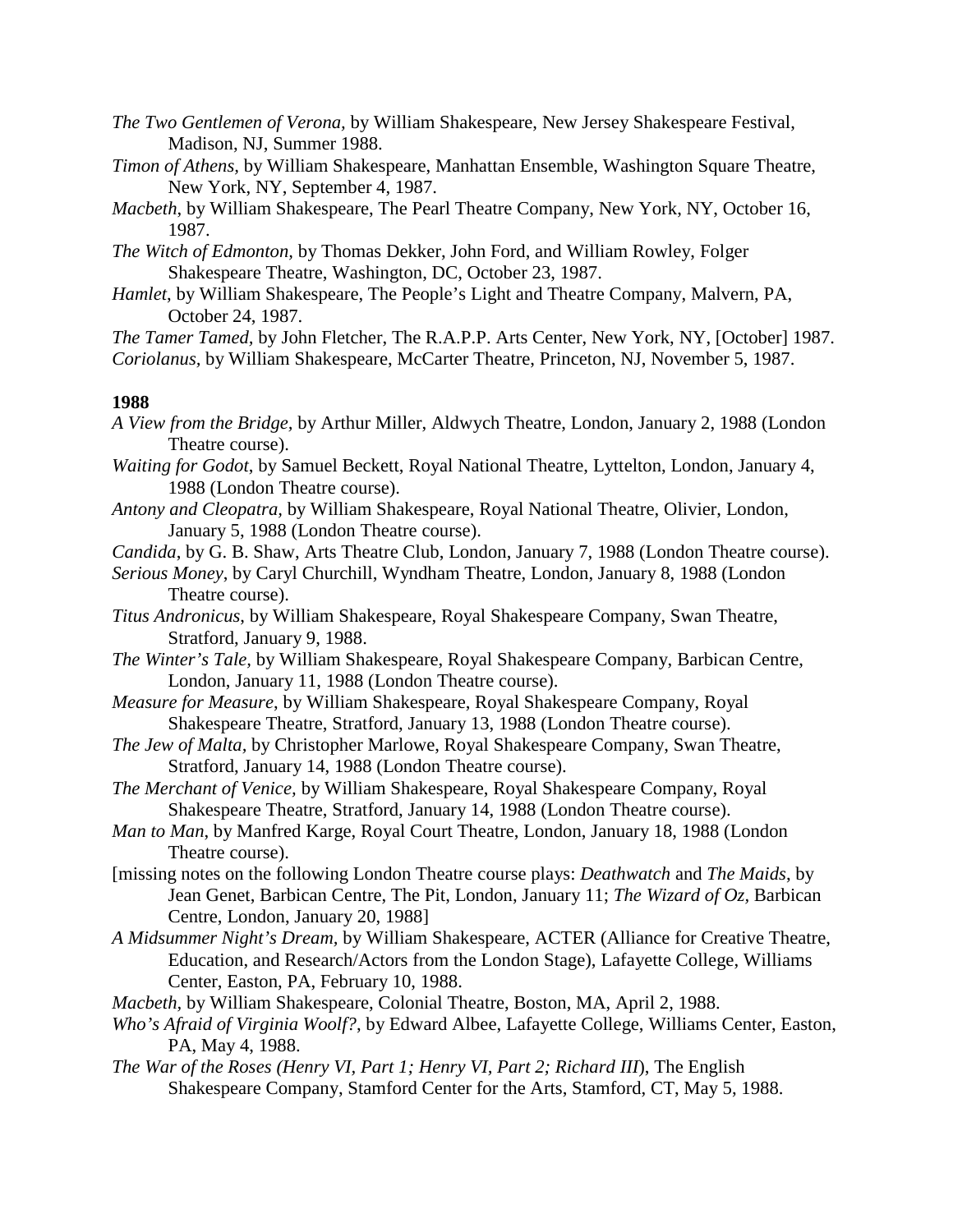*The Two Gentlemen of Verona*, by William Shakespeare, New Jersey Shakespeare Festival, Madison, NJ, Summer 1988.

*Timon of Athens,* by William Shakespeare, Manhattan Ensemble, Washington Square Theatre, New York, NY, September 4, 1987.

*Macbeth*, by William Shakespeare, The Pearl Theatre Company, New York, NY, October 16, 1987.

*The Witch of Edmonton,* by Thomas Dekker, John Ford, and William Rowley, Folger Shakespeare Theatre, Washington, DC, October 23, 1987.

*Hamlet,* by William Shakespeare, The People's Light and Theatre Company, Malvern, PA, October 24, 1987.

*The Tamer Tamed,* by John Fletcher, The R.A.P.P. Arts Center, New York, NY, [October] 1987.

*Coriolanus,* by William Shakespeare, McCarter Theatre, Princeton, NJ, November 5, 1987.

**1988**

*A View from the Bridge,* by Arthur Miller, Aldwych Theatre, London, January 2, 1988 (London Theatre course).

*Waiting for Godot*, by Samuel Beckett, Royal National Theatre, Lyttelton, London, January 4, 1988 (London Theatre course).

*Antony and Cleopatra,* by William Shakespeare, Royal National Theatre, Olivier, London, January 5, 1988 (London Theatre course).

*Candida*, by G. B. Shaw, Arts Theatre Club, London, January 7, 1988 (London Theatre course).

*Serious Money*, by Caryl Churchill, Wyndham Theatre, London, January 8, 1988 (London Theatre course).

*Titus Andronicus,* by William Shakespeare, Royal Shakespeare Company, Swan Theatre, Stratford, January 9, 1988.

*The Winter's Tale,* by William Shakespeare, Royal Shakespeare Company, Barbican Centre, London, January 11, 1988 (London Theatre course).

*Measure for Measure,* by William Shakespeare, Royal Shakespeare Company, Royal Shakespeare Theatre, Stratford, January 13, 1988 (London Theatre course).

*The Jew of Malta,* by Christopher Marlowe, Royal Shakespeare Company, Swan Theatre, Stratford, January 14, 1988 (London Theatre course).

*The Merchant of Venice,* by William Shakespeare, Royal Shakespeare Company, Royal Shakespeare Theatre, Stratford, January 14, 1988 (London Theatre course).

*Man to Man*, by Manfred Karge, Royal Court Theatre, London, January 18, 1988 (London Theatre course).

[missing notes on the following London Theatre course plays: *Deathwatch* and *The Maids*, by Jean Genet, Barbican Centre, The Pit, London, January 11; *The Wizard of Oz,* Barbican Centre, London, January 20, 1988]

*A Midsummer Night's Dream,* by William Shakespeare, ACTER (Alliance for Creative Theatre, Education, and Research/Actors from the London Stage), Lafayette College, Williams Center, Easton, PA, February 10, 1988.

*Macbeth,* by William Shakespeare, Colonial Theatre, Boston, MA, April 2, 1988.

*Who's Afraid of Virginia Woolf?*, by Edward Albee, Lafayette College, Williams Center, Easton, PA, May 4, 1988.

*The War of the Roses (Henry VI, Part 1; Henry VI, Part 2; Richard III*), The English Shakespeare Company, Stamford Center for the Arts, Stamford, CT, May 5, 1988.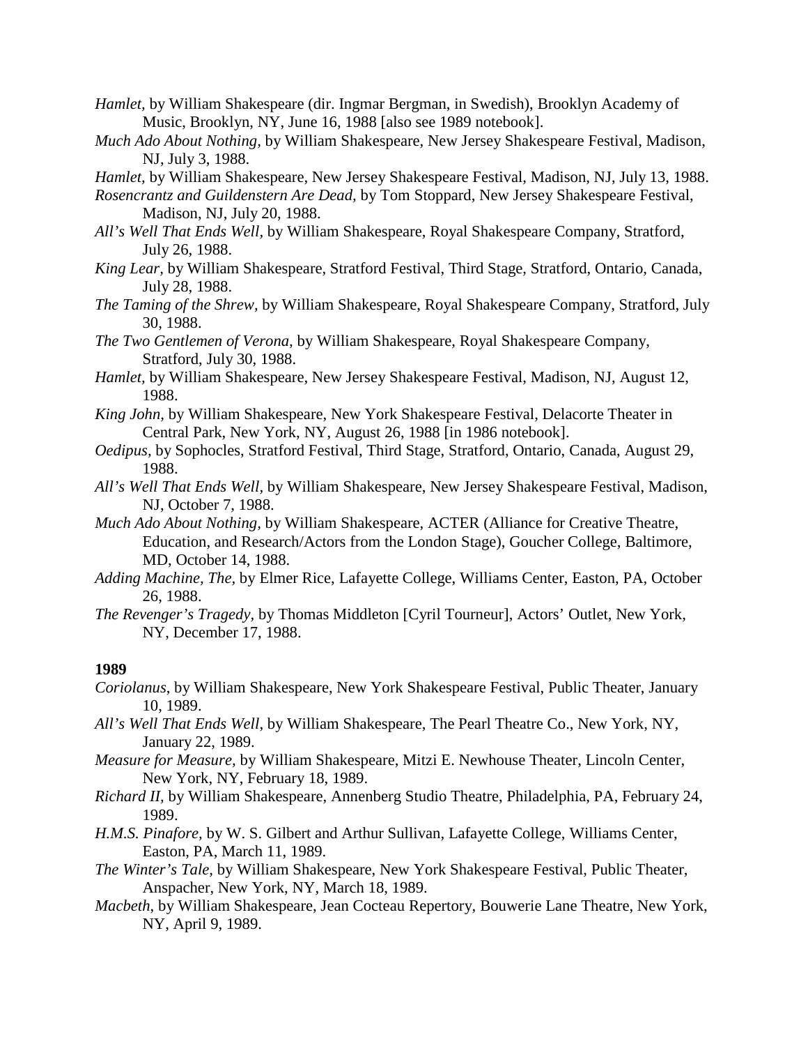*Hamlet,* by William Shakespeare (dir. Ingmar Bergman, in Swedish), Brooklyn Academy of Music, Brooklyn, NY, June 16, 1988 [also see 1989 notebook].

*Much Ado About Nothing,* by William Shakespeare, New Jersey Shakespeare Festival, Madison, NJ, July 3, 1988.

*Hamlet,* by William Shakespeare, New Jersey Shakespeare Festival, Madison, NJ, July 13, 1988.

*Rosencrantz and Guildenstern Are Dead,* by Tom Stoppard, New Jersey Shakespeare Festival, Madison, NJ, July 20, 1988.

*All's Well That Ends Well,* by William Shakespeare, Royal Shakespeare Company, Stratford, July 26, 1988.

*King Lear,* by William Shakespeare, Stratford Festival, Third Stage, Stratford, Ontario, Canada, July 28, 1988.

*The Taming of the Shrew,* by William Shakespeare, Royal Shakespeare Company, Stratford, July 30, 1988.

*The Two Gentlemen of Verona,* by William Shakespeare, Royal Shakespeare Company, Stratford, July 30, 1988.

*Hamlet,* by William Shakespeare, New Jersey Shakespeare Festival, Madison, NJ, August 12, 1988.

*King John,* by William Shakespeare, New York Shakespeare Festival, Delacorte Theater in Central Park, New York, NY, August 26, 1988 [in 1986 notebook].

*Oedipus,* by Sophocles, Stratford Festival, Third Stage, Stratford, Ontario, Canada, August 29, 1988.

*All's Well That Ends Well,* by William Shakespeare, New Jersey Shakespeare Festival, Madison, NJ, October 7, 1988.

*Much Ado About Nothing,* by William Shakespeare, ACTER (Alliance for Creative Theatre, Education, and Research/Actors from the London Stage), Goucher College, Baltimore, MD, October 14, 1988.

*Adding Machine, The,* by Elmer Rice, Lafayette College, Williams Center, Easton, PA, October 26, 1988.

*The Revenger's Tragedy,* by Thomas Middleton [Cyril Tourneur], Actors' Outlet, New York, NY, December 17, 1988.

**1989**

*Coriolanus*, by William Shakespeare, New York Shakespeare Festival, Public Theater, January 10, 1989.

*All's Well That Ends Well*, by William Shakespeare, The Pearl Theatre Co., New York, NY, January 22, 1989.

*Measure for Measure,* by William Shakespeare, Mitzi E. Newhouse Theater, Lincoln Center, New York, NY, February 18, 1989.

*Richard II,* by William Shakespeare, Annenberg Studio Theatre, Philadelphia, PA, February 24, 1989.

*H.M.S. Pinafore,* by W. S. Gilbert and Arthur Sullivan, Lafayette College, Williams Center, Easton, PA, March 11, 1989.

*The Winter's Tale,* by William Shakespeare, New York Shakespeare Festival, Public Theater, Anspacher, New York, NY, March 18, 1989.

*Macbeth*, by William Shakespeare, Jean Cocteau Repertory, Bouwerie Lane Theatre, New York, NY, April 9, 1989.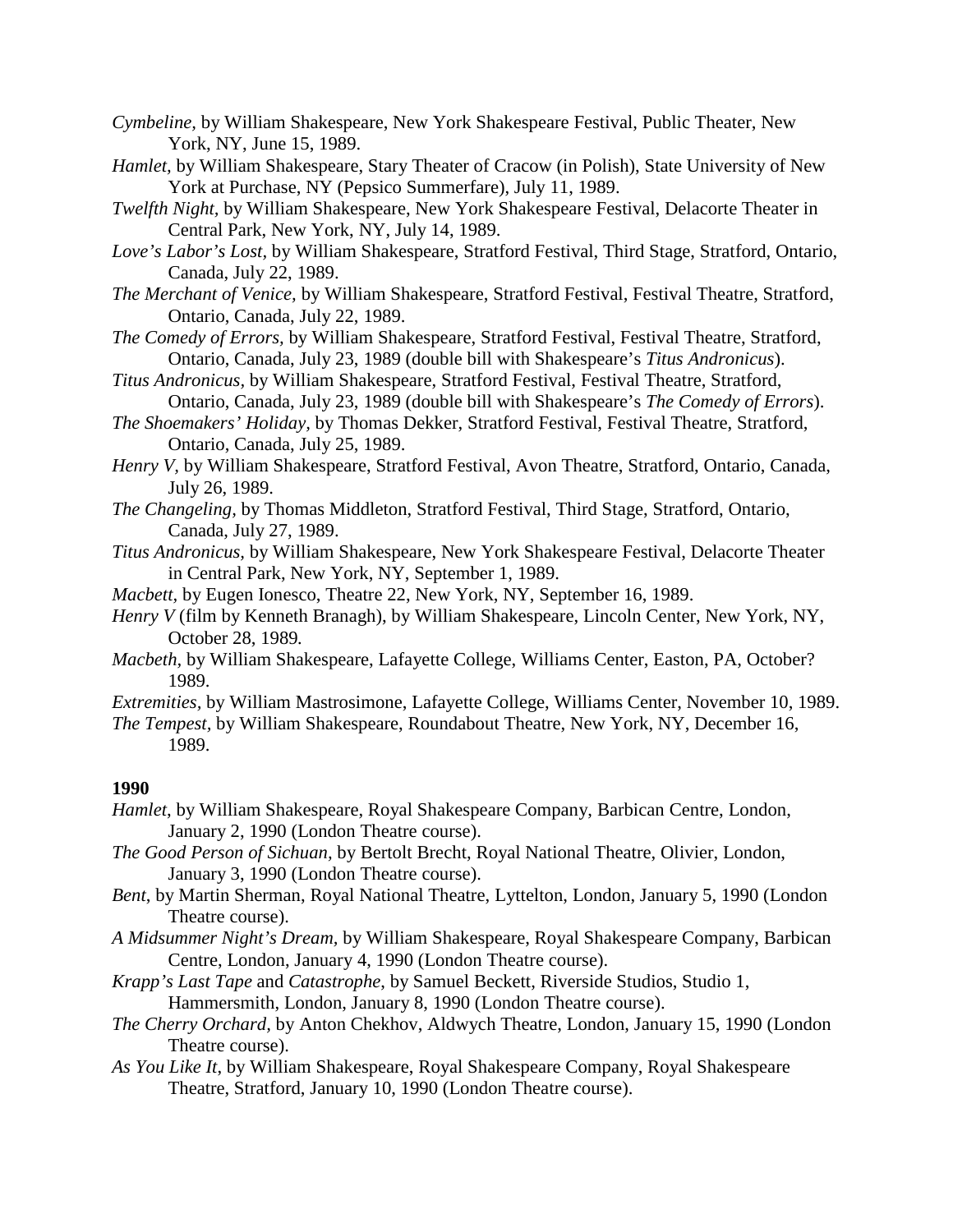*Cymbeline,* by William Shakespeare, New York Shakespeare Festival, Public Theater, New York, NY, June 15, 1989.

*Hamlet,* by William Shakespeare, Stary Theater of Cracow (in Polish), State University of New York at Purchase, NY (Pepsico Summerfare), July 11, 1989.

*Twelfth Night,* by William Shakespeare, New York Shakespeare Festival, Delacorte Theater in Central Park, New York, NY, July 14, 1989.

*Love's Labor's Lost,* by William Shakespeare, Stratford Festival, Third Stage, Stratford, Ontario, Canada, July 22, 1989.

*The Merchant of Venice,* by William Shakespeare, Stratford Festival, Festival Theatre, Stratford, Ontario, Canada, July 22, 1989.

*The Comedy of Errors,* by William Shakespeare, Stratford Festival, Festival Theatre, Stratford, Ontario, Canada, July 23, 1989 (double bill with Shakespeare's *Titus Andronicus*).

*Titus Andronicus,* by William Shakespeare, Stratford Festival, Festival Theatre, Stratford, Ontario, Canada, July 23, 1989 (double bill with Shakespeare's *The Comedy of Errors*).

*The Shoemakers' Holiday,* by Thomas Dekker, Stratford Festival, Festival Theatre, Stratford, Ontario, Canada, July 25, 1989.

*Henry V,* by William Shakespeare, Stratford Festival, Avon Theatre, Stratford, Ontario, Canada, July 26, 1989.

*The Changeling,* by Thomas Middleton, Stratford Festival, Third Stage, Stratford, Ontario, Canada, July 27, 1989.

*Titus Andronicus,* by William Shakespeare, New York Shakespeare Festival, Delacorte Theater in Central Park, New York, NY, September 1, 1989.

*Macbett,* by Eugen Ionesco, Theatre 22, New York, NY, September 16, 1989.

*Henry V* (film by Kenneth Branagh), by William Shakespeare, Lincoln Center, New York, NY, October 28, 1989.

*Macbeth,* by William Shakespeare, Lafayette College, Williams Center, Easton, PA, October? 1989.

*Extremities,* by William Mastrosimone, Lafayette College, Williams Center, November 10, 1989.

*The Tempest,* by William Shakespeare, Roundabout Theatre, New York, NY, December 16, 1989.

**1990**

*Hamlet,* by William Shakespeare, Royal Shakespeare Company, Barbican Centre, London, January 2, 1990 (London Theatre course).

*The Good Person of Sichuan,* by Bertolt Brecht, Royal National Theatre, Olivier, London, January 3, 1990 (London Theatre course).

*Bent,* by Martin Sherman, Royal National Theatre, Lyttelton, London, January 5, 1990 (London Theatre course).

*A Midsummer Night's Dream,* by William Shakespeare, Royal Shakespeare Company, Barbican Centre, London, January 4, 1990 (London Theatre course).

*Krapp's Last Tape* and *Catastrophe,* by Samuel Beckett, Riverside Studios, Studio 1, Hammersmith, London, January 8, 1990 (London Theatre course).

*The Cherry Orchard,* by Anton Chekhov, Aldwych Theatre, London, January 15, 1990 (London Theatre course).

*As You Like It,* by William Shakespeare, Royal Shakespeare Company, Royal Shakespeare Theatre, Stratford, January 10, 1990 (London Theatre course).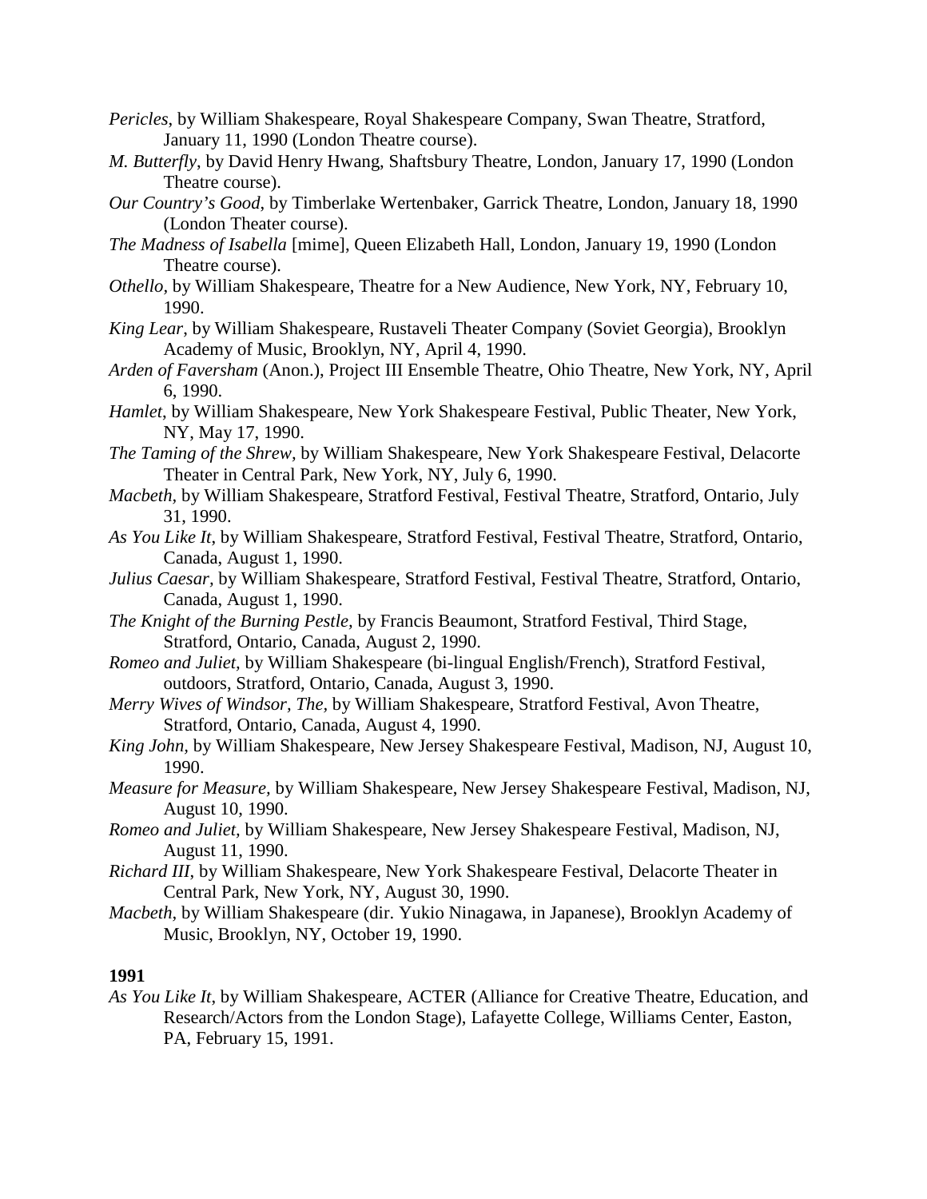*Pericles*, by William Shakespeare, Royal Shakespeare Company, Swan Theatre, Stratford, January 11, 1990 (London Theatre course).

*M. Butterfly*, by David Henry Hwang, Shaftsbury Theatre, London, January 17, 1990 (London Theatre course).

*Our Country's Good*, by Timberlake Wertenbaker, Garrick Theatre, London, January 18, 1990 (London Theater course).

*The Madness of Isabella* [mime], Queen Elizabeth Hall, London, January 19, 1990 (London Theatre course).

*Othello*, by William Shakespeare, Theatre for a New Audience, New York, NY, February 10, 1990.

*King Lear*, by William Shakespeare, Rustaveli Theater Company (Soviet Georgia), Brooklyn Academy of Music, Brooklyn, NY, April 4, 1990.

*Arden of Faversham* (Anon.), Project III Ensemble Theatre, Ohio Theatre, New York, NY, April 6, 1990.

*Hamlet*, by William Shakespeare, New York Shakespeare Festival, Public Theater, New York, NY, May 17, 1990.

*The Taming of the Shrew*, by William Shakespeare, New York Shakespeare Festival, Delacorte Theater in Central Park, New York, NY, July 6, 1990.

*Macbeth*, by William Shakespeare, Stratford Festival, Festival Theatre, Stratford, Ontario, July 31, 1990.

*As You Like It*, by William Shakespeare, Stratford Festival, Festival Theatre, Stratford, Ontario, Canada, August 1, 1990.

*Julius Caesar*, by William Shakespeare, Stratford Festival, Festival Theatre, Stratford, Ontario, Canada, August 1, 1990.

*The Knight of the Burning Pestle*, by Francis Beaumont, Stratford Festival, Third Stage, Stratford, Ontario, Canada, August 2, 1990.

*Romeo and Juliet*, by William Shakespeare (bi-lingual English/French), Stratford Festival, outdoors, Stratford, Ontario, Canada, August 3, 1990.

*Merry Wives of Windsor, The*, by William Shakespeare, Stratford Festival, Avon Theatre, Stratford, Ontario, Canada, August 4, 1990.

*King John*, by William Shakespeare, New Jersey Shakespeare Festival, Madison, NJ, August 10, 1990.

*Measure for Measure*, by William Shakespeare, New Jersey Shakespeare Festival, Madison, NJ, August 10, 1990.

*Romeo and Juliet*, by William Shakespeare, New Jersey Shakespeare Festival, Madison, NJ, August 11, 1990.

*Richard III*, by William Shakespeare, New York Shakespeare Festival, Delacorte Theater in Central Park, New York, NY, August 30, 1990.

*Macbeth*, by William Shakespeare (dir. Yukio Ninagawa, in Japanese), Brooklyn Academy of Music, Brooklyn, NY, October 19, 1990.

**1991**

*As You Like It*, by William Shakespeare, ACTER (Alliance for Creative Theatre, Education, and Research/Actors from the London Stage), Lafayette College, Williams Center, Easton, PA, February 15, 1991.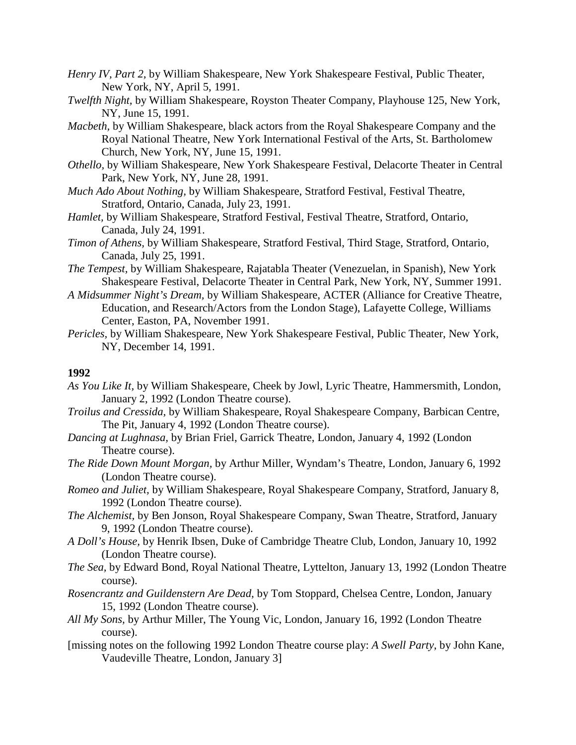*Henry IV, Part 2*, by William Shakespeare, New York Shakespeare Festival, Public Theater, New York, NY, April 5, 1991.

*Twelfth Night,* by William Shakespeare, Royston Theater Company, Playhouse 125, New York, NY, June 15, 1991.

*Macbeth,* by William Shakespeare, black actors from the Royal Shakespeare Company and the Royal National Theatre, New York International Festival of the Arts, St. Bartholomew Church, New York, NY, June 15, 1991.

*Othello,* by William Shakespeare, New York Shakespeare Festival, Delacorte Theater in Central Park, New York, NY, June 28, 1991.

*Much Ado About Nothing,* by William Shakespeare, Stratford Festival, Festival Theatre, Stratford, Ontario, Canada, July 23, 1991.

*Hamlet,* by William Shakespeare, Stratford Festival, Festival Theatre, Stratford, Ontario, Canada, July 24, 1991.

*Timon of Athens,* by William Shakespeare, Stratford Festival, Third Stage, Stratford, Ontario, Canada, July 25, 1991.

*The Tempest,* by William Shakespeare, Rajatabla Theater (Venezuelan, in Spanish), New York Shakespeare Festival, Delacorte Theater in Central Park, New York, NY, Summer 1991.

*A Midsummer Night's Dream*, by William Shakespeare, ACTER (Alliance for Creative Theatre, Education, and Research/Actors from the London Stage), Lafayette College, Williams Center, Easton, PA, November 1991.

*Pericles,* by William Shakespeare, New York Shakespeare Festival, Public Theater, New York, NY, December 14, 1991.

**1992**

*As You Like It,* by William Shakespeare, Cheek by Jowl, Lyric Theatre, Hammersmith, London, January 2, 1992 (London Theatre course).

*Troilus and Cressida,* by William Shakespeare, Royal Shakespeare Company, Barbican Centre, The Pit, January 4, 1992 (London Theatre course).

*Dancing at Lughnasa,* by Brian Friel, Garrick Theatre, London, January 4, 1992 (London Theatre course).

*The Ride Down Mount Morgan,* by Arthur Miller, Wyndam's Theatre, London, January 6, 1992 (London Theatre course).

*Romeo and Juliet,* by William Shakespeare, Royal Shakespeare Company, Stratford, January 8, 1992 (London Theatre course).

*The Alchemist,* by Ben Jonson, Royal Shakespeare Company, Swan Theatre, Stratford, January 9, 1992 (London Theatre course).

*A Doll's House,* by Henrik Ibsen, Duke of Cambridge Theatre Club, London, January 10, 1992 (London Theatre course).

*The Sea,* by Edward Bond, Royal National Theatre, Lyttelton, January 13, 1992 (London Theatre course).

*Rosencrantz and Guildenstern Are Dead,* by Tom Stoppard, Chelsea Centre, London, January 15, 1992 (London Theatre course).

*All My Sons,* by Arthur Miller, The Young Vic, London, January 16, 1992 (London Theatre course).

[missing notes on the following 1992 London Theatre course play: *A Swell Party*, by John Kane, Vaudeville Theatre, London, January 3]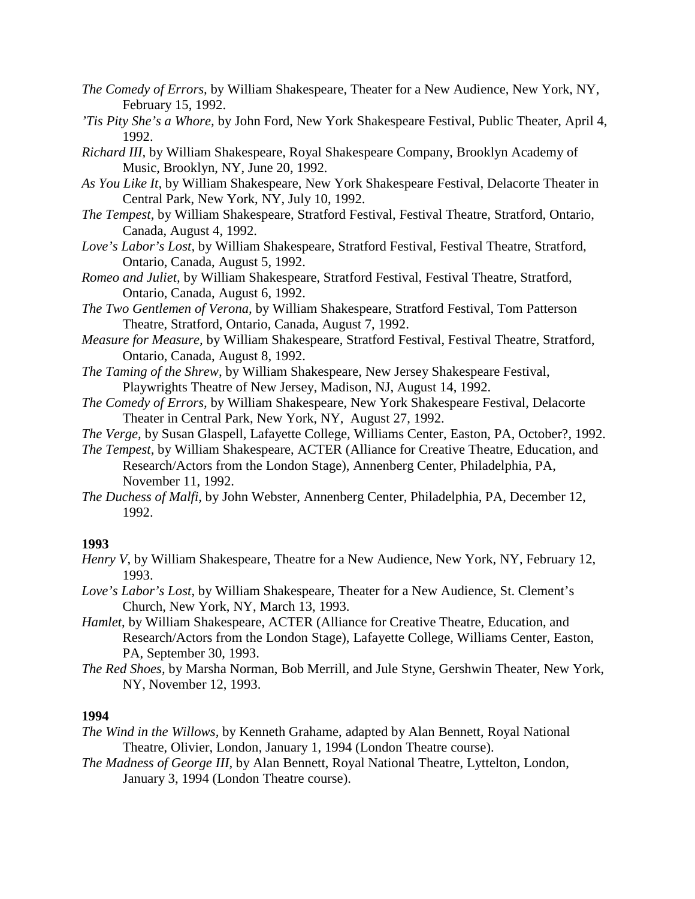*The Comedy of Errors,* by William Shakespeare, Theater for a New Audience, New York, NY, February 15, 1992.

*'Tis Pity She's a Whore,* by John Ford, New York Shakespeare Festival, Public Theater, April 4, 1992.

*Richard III*, by William Shakespeare, Royal Shakespeare Company, Brooklyn Academy of Music, Brooklyn, NY, June 20, 1992.

*As You Like It,* by William Shakespeare, New York Shakespeare Festival, Delacorte Theater in Central Park, New York, NY, July 10, 1992.

*The Tempest,* by William Shakespeare, Stratford Festival, Festival Theatre, Stratford, Ontario, Canada, August 4, 1992.

*Love's Labor's Lost,* by William Shakespeare, Stratford Festival, Festival Theatre, Stratford, Ontario, Canada, August 5, 1992.

*Romeo and Juliet*, by William Shakespeare, Stratford Festival, Festival Theatre, Stratford, Ontario, Canada, August 6, 1992.

*The Two Gentlemen of Verona,* by William Shakespeare, Stratford Festival, Tom Patterson Theatre, Stratford, Ontario, Canada, August 7, 1992.

*Measure for Measure,* by William Shakespeare, Stratford Festival, Festival Theatre, Stratford, Ontario, Canada, August 8, 1992.

*The Taming of the Shrew*, by William Shakespeare, New Jersey Shakespeare Festival, Playwrights Theatre of New Jersey, Madison, NJ, August 14, 1992.

*The Comedy of Errors,* by William Shakespeare, New York Shakespeare Festival, Delacorte Theater in Central Park, New York, NY, August 27, 1992.

*The Verge,* by Susan Glaspell, Lafayette College, Williams Center, Easton, PA, October?, 1992.

*The Tempest,* by William Shakespeare, ACTER (Alliance for Creative Theatre, Education, and Research/Actors from the London Stage), Annenberg Center, Philadelphia, PA, November 11, 1992.

*The Duchess of Malfi,* by John Webster, Annenberg Center, Philadelphia, PA, December 12, 1992.

**1993**

*Henry V*, by William Shakespeare, Theatre for a New Audience, New York, NY, February 12, 1993.

*Love's Labor's Lost*, by William Shakespeare, Theater for a New Audience, St. Clement's Church, New York, NY, March 13, 1993.

*Hamlet*, by William Shakespeare, ACTER (Alliance for Creative Theatre, Education, and Research/Actors from the London Stage), Lafayette College, Williams Center, Easton, PA, September 30, 1993.

*The Red Shoes,* by Marsha Norman, Bob Merrill, and Jule Styne, Gershwin Theater, New York, NY, November 12, 1993.

**1994**

*The Wind in the Willows,* by Kenneth Grahame, adapted by Alan Bennett, Royal National Theatre, Olivier, London, January 1, 1994 (London Theatre course).

*The Madness of George III,* by Alan Bennett, Royal National Theatre, Lyttelton, London, January 3, 1994 (London Theatre course).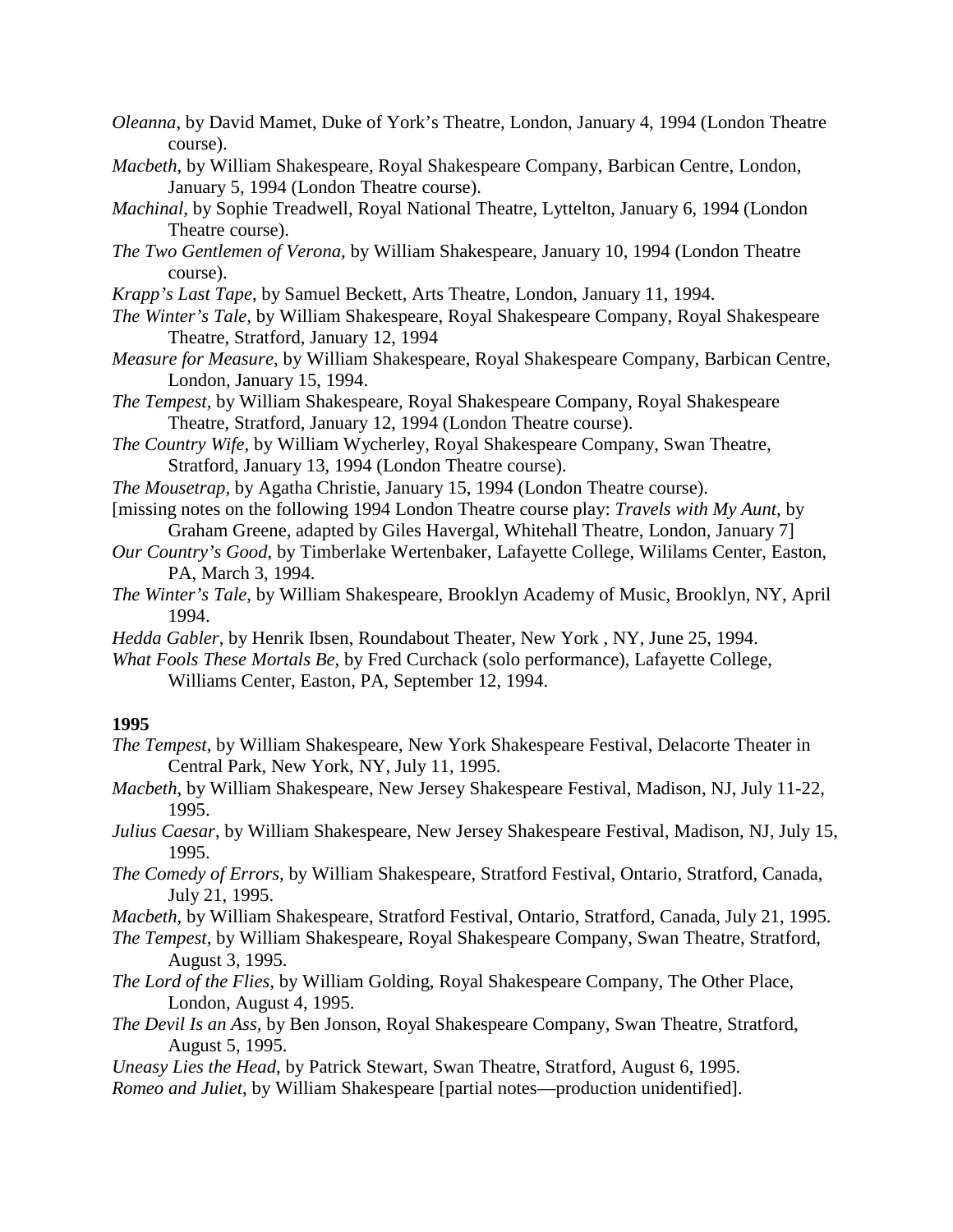*Oleanna*, by David Mamet, Duke of York's Theatre, London, January 4, 1994 (London Theatre course).

*Macbeth*, by William Shakespeare, Royal Shakespeare Company, Barbican Centre, London, January 5, 1994 (London Theatre course).

*Machinal*, by Sophie Treadwell, Royal National Theatre, Lyttelton, January 6, 1994 (London Theatre course).

*The Two Gentlemen of Verona,* by William Shakespeare, January 10, 1994 (London Theatre course).

*Krapp's Last Tape*, by Samuel Beckett, Arts Theatre, London, January 11, 1994.

*The Winter's Tale,* by William Shakespeare, Royal Shakespeare Company, Royal Shakespeare Theatre, Stratford, January 12, 1994

*Measure for Measure*, by William Shakespeare, Royal Shakespeare Company, Barbican Centre, London, January 15, 1994.

*The Tempest,* by William Shakespeare, Royal Shakespeare Company, Royal Shakespeare Theatre, Stratford, January 12, 1994 (London Theatre course).

*The Country Wife,* by William Wycherley, Royal Shakespeare Company, Swan Theatre, Stratford, January 13, 1994 (London Theatre course).

*The Mousetrap,* by Agatha Christie, January 15, 1994 (London Theatre course).

[missing notes on the following 1994 London Theatre course play: *Travels with My Aunt*, by Graham Greene, adapted by Giles Havergal, Whitehall Theatre, London, January 7]

*Our Country's Good*, by Timberlake Wertenbaker, Lafayette College, Wililams Center, Easton, PA, March 3, 1994.

*The Winter's Tale,* by William Shakespeare, Brooklyn Academy of Music, Brooklyn, NY, April 1994.

*Hedda Gabler*, by Henrik Ibsen, Roundabout Theater, New York , NY, June 25, 1994.

*What Fools These Mortals Be*, by Fred Curchack (solo performance), Lafayette College, Williams Center, Easton, PA, September 12, 1994.

**1995**

*The Tempest,* by William Shakespeare, New York Shakespeare Festival, Delacorte Theater in Central Park, New York, NY, July 11, 1995.

*Macbeth*, by William Shakespeare, New Jersey Shakespeare Festival, Madison, NJ, July 11-22, 1995.

*Julius Caesar*, by William Shakespeare, New Jersey Shakespeare Festival, Madison, NJ, July 15, 1995.

*The Comedy of Errors*, by William Shakespeare, Stratford Festival, Ontario, Stratford, Canada, July 21, 1995.

*Macbeth*, by William Shakespeare, Stratford Festival, Ontario, Stratford, Canada, July 21, 1995.

*The Tempest,* by William Shakespeare, Royal Shakespeare Company, Swan Theatre, Stratford, August 3, 1995.

*The Lord of the Flies*, by William Golding, Royal Shakespeare Company, The Other Place, London, August 4, 1995.

*The Devil Is an Ass*, by Ben Jonson, Royal Shakespeare Company, Swan Theatre, Stratford, August 5, 1995.

*Uneasy Lies the Head*, by Patrick Stewart, Swan Theatre, Stratford, August 6, 1995.

*Romeo and Juliet*, by William Shakespeare [partial notes—production unidentified].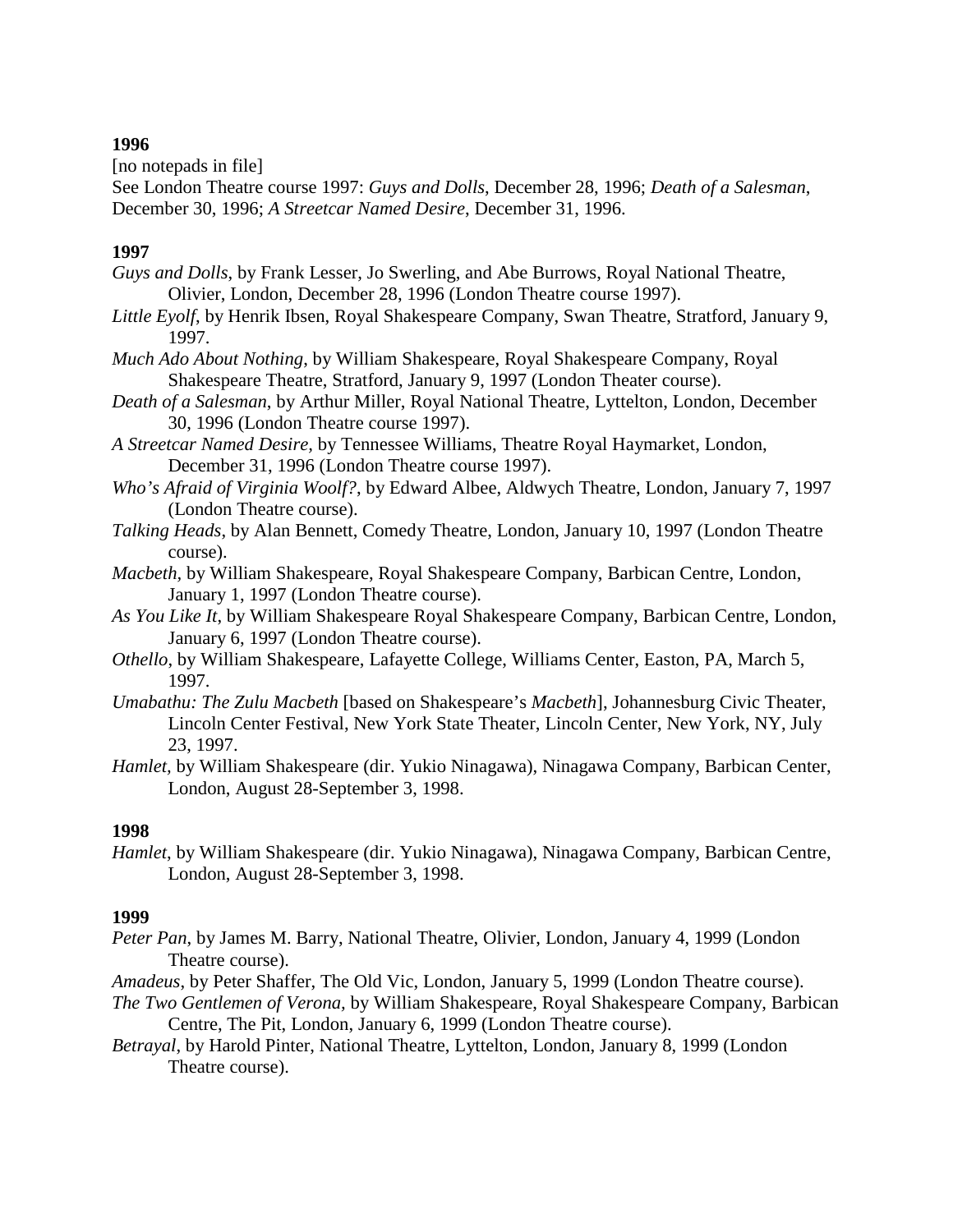**1996**

[no notepads in file]

See London Theatre course 1997: *Guys and Dolls*, December 28, 1996; *Death of a Salesman*, December 30, 1996; *A Streetcar Named Desire*, December 31, 1996.

**1997**

*Guys and Dolls*, by Frank Lesser, Jo Swerling, and Abe Burrows, Royal National Theatre, Olivier, London, December 28, 1996 (London Theatre course 1997).

*Little Eyolf*, by Henrik Ibsen, Royal Shakespeare Company, Swan Theatre, Stratford, January 9, 1997.

*Much Ado About Nothing*, by William Shakespeare, Royal Shakespeare Company, Royal Shakespeare Theatre, Stratford, January 9, 1997 (London Theater course).

*Death of a Salesman*, by Arthur Miller, Royal National Theatre, Lyttelton, London, December 30, 1996 (London Theatre course 1997).

*A Streetcar Named Desire*, by Tennessee Williams, Theatre Royal Haymarket, London, December 31, 1996 (London Theatre course 1997).

*Who's Afraid of Virginia Woolf?*, by Edward Albee, Aldwych Theatre, London, January 7, 1997 (London Theatre course).

*Talking Heads*, by Alan Bennett, Comedy Theatre, London, January 10, 1997 (London Theatre course).

*Macbeth*, by William Shakespeare, Royal Shakespeare Company, Barbican Centre, London, January 1, 1997 (London Theatre course).

*As You Like It*, by William Shakespeare Royal Shakespeare Company, Barbican Centre, London, January 6, 1997 (London Theatre course).

*Othello*, by William Shakespeare, Lafayette College, Williams Center, Easton, PA, March 5, 1997.

*Umabathu: The Zulu Macbeth* [based on Shakespeare's *Macbeth*], Johannesburg Civic Theater, Lincoln Center Festival, New York State Theater, Lincoln Center, New York, NY, July 23, 1997.

*Hamlet,* by William Shakespeare (dir. Yukio Ninagawa), Ninagawa Company, Barbican Center, London, August 28-September 3, 1998.

**1998**

*Hamlet*, by William Shakespeare (dir. Yukio Ninagawa), Ninagawa Company, Barbican Centre, London, August 28-September 3, 1998.

**1999**

*Peter Pan*, by James M. Barry, National Theatre, Olivier, London, January 4, 1999 (London Theatre course).

*Amadeus*, by Peter Shaffer, The Old Vic, London, January 5, 1999 (London Theatre course).

*The Two Gentlemen of Verona*, by William Shakespeare, Royal Shakespeare Company, Barbican Centre, The Pit, London, January 6, 1999 (London Theatre course).

*Betrayal*, by Harold Pinter, National Theatre, Lyttelton, London, January 8, 1999 (London Theatre course).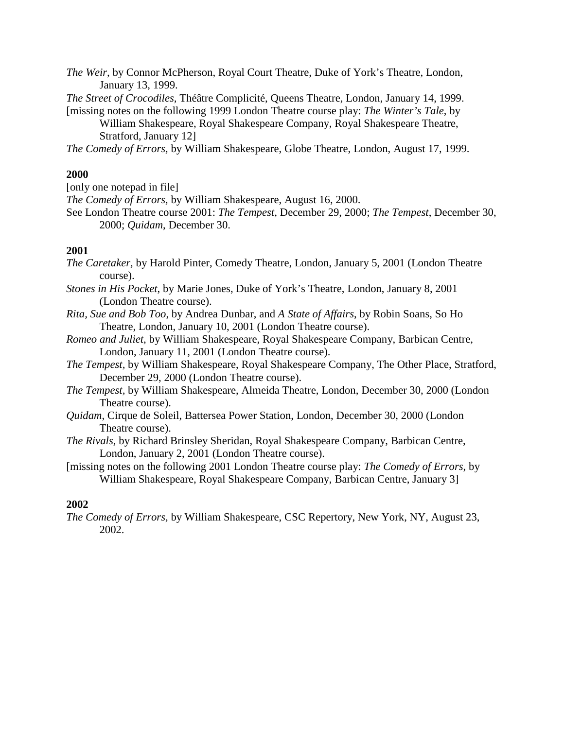*The Weir*, by Connor McPherson, Royal Court Theatre, Duke of York's Theatre, London, January 13, 1999.

*The Street of Crocodiles*, Théâtre Complicité, Queens Theatre, London, January 14, 1999.

[missing notes on the following 1999 London Theatre course play: *The Winter's Tale*, by William Shakespeare, Royal Shakespeare Company, Royal Shakespeare Theatre, Stratford, January 12]

*The Comedy of Errors*, by William Shakespeare, Globe Theatre, London, August 17, 1999.

**2000**

[only one notepad in file]

*The Comedy of Errors*, by William Shakespeare, August 16, 2000.

See London Theatre course 2001: *The Tempest*, December 29, 2000; *The Tempest*, December 30, 2000; *Quidam*, December 30.

**2001**

*The Caretaker*, by Harold Pinter, Comedy Theatre, London, January 5, 2001 (London Theatre course).

*Stones in His Pocket*, by Marie Jones, Duke of York's Theatre, London, January 8, 2001 (London Theatre course).

*Rita, Sue and Bob Too*, by Andrea Dunbar, and *A State of Affairs*, by Robin Soans, So Ho Theatre, London, January 10, 2001 (London Theatre course).

*Romeo and Juliet*, by William Shakespeare, Royal Shakespeare Company, Barbican Centre, London, January 11, 2001 (London Theatre course).

*The Tempest*, by William Shakespeare, Royal Shakespeare Company, The Other Place, Stratford, December 29, 2000 (London Theatre course).

*The Tempest*, by William Shakespeare, Almeida Theatre, London, December 30, 2000 (London Theatre course).

*Quidam*, Cirque de Soleil, Battersea Power Station, London, December 30, 2000 (London Theatre course).

*The Rivals*, by Richard Brinsley Sheridan, Royal Shakespeare Company, Barbican Centre, London, January 2, 2001 (London Theatre course).

[missing notes on the following 2001 London Theatre course play: *The Comedy of Errors*, by William Shakespeare, Royal Shakespeare Company, Barbican Centre, January 3]

**2002**

*The Comedy of Errors*, by William Shakespeare, CSC Repertory, New York, NY, August 23, 2002.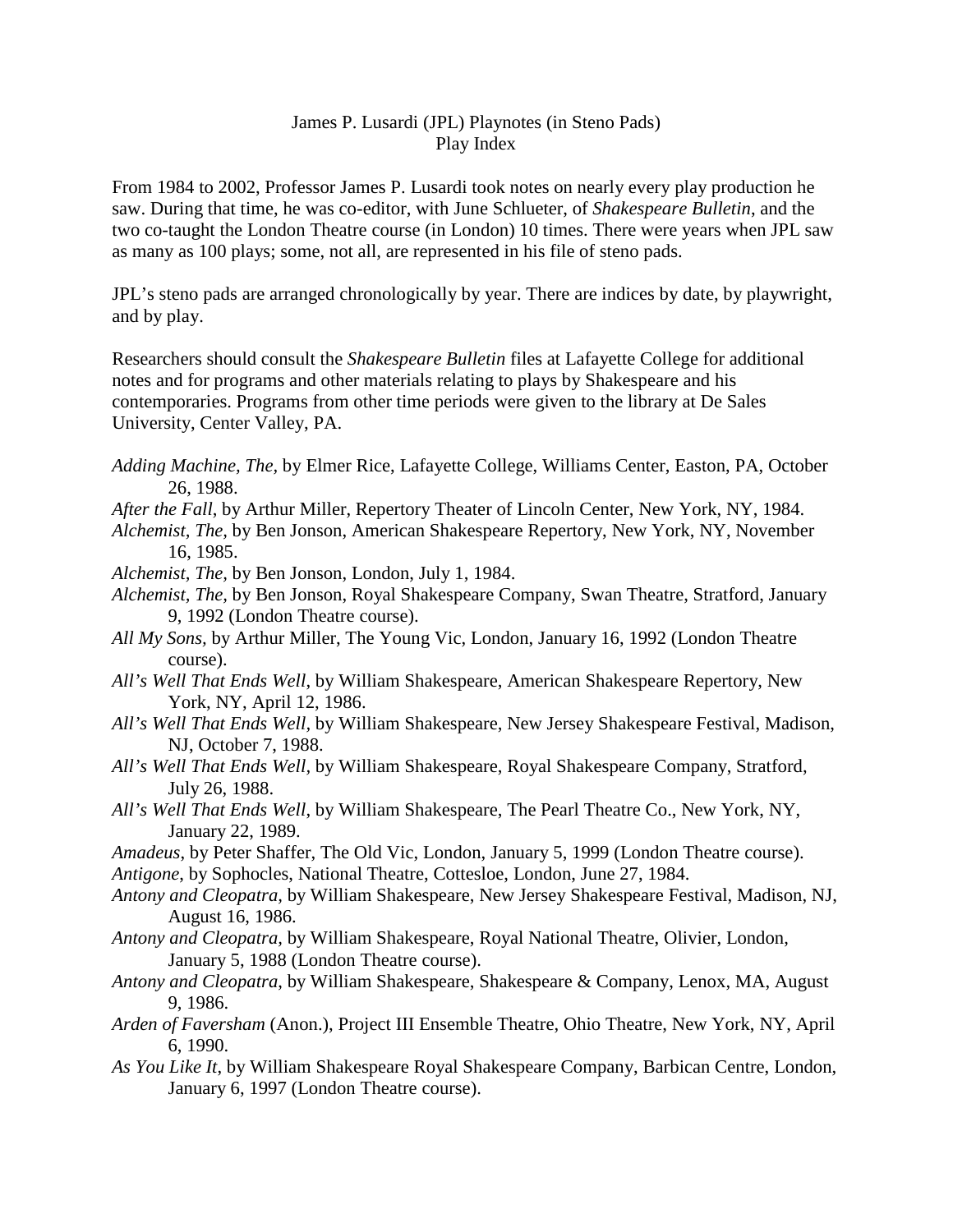James P. Lusardi (JPL) Playnotes (in Steno Pads)
Play Index

From 1984 to 2002, Professor James P. Lusardi took notes on nearly every play production he saw. During that time, he was co-editor, with June Schlueter, of *Shakespeare Bulletin*, and the two co-taught the London Theatre course (in London) 10 times. There were years when JPL saw as many as 100 plays; some, not all, are represented in his file of steno pads.

JPL's steno pads are arranged chronologically by year. There are indices by date, by playwright, and by play.

Researchers should consult the *Shakespeare Bulletin* files at Lafayette College for additional notes and for programs and other materials relating to plays by Shakespeare and his contemporaries. Programs from other time periods were given to the library at De Sales University, Center Valley, PA.

*Adding Machine, The,* by Elmer Rice, Lafayette College, Williams Center, Easton, PA, October 26, 1988.

*After the Fall*, by Arthur Miller, Repertory Theater of Lincoln Center, New York, NY, 1984.

*Alchemist, The,* by Ben Jonson, American Shakespeare Repertory, New York, NY, November 16, 1985.

*Alchemist, The,* by Ben Jonson, London, July 1, 1984.

*Alchemist, The*, by Ben Jonson, Royal Shakespeare Company, Swan Theatre, Stratford, January 9, 1992 (London Theatre course).

*All My Sons,* by Arthur Miller, The Young Vic, London, January 16, 1992 (London Theatre course).

*All's Well That Ends Well*, by William Shakespeare, American Shakespeare Repertory, New York, NY, April 12, 1986.

*All's Well That Ends Well,* by William Shakespeare, New Jersey Shakespeare Festival, Madison, NJ, October 7, 1988.

*All's Well That Ends Well,* by William Shakespeare, Royal Shakespeare Company, Stratford, July 26, 1988.

*All's Well That Ends Well*, by William Shakespeare, The Pearl Theatre Co., New York, NY, January 22, 1989.

*Amadeus*, by Peter Shaffer, The Old Vic, London, January 5, 1999 (London Theatre course).

*Antigone*, by Sophocles, National Theatre, Cottesloe, London, June 27, 1984.

*Antony and Cleopatra,* by William Shakespeare, New Jersey Shakespeare Festival, Madison, NJ, August 16, 1986.

*Antony and Cleopatra*, by William Shakespeare, Royal National Theatre, Olivier, London, January 5, 1988 (London Theatre course).

*Antony and Cleopatra*, by William Shakespeare, Shakespeare & Company, Lenox, MA, August 9, 1986.

*Arden of Faversham* (Anon.), Project III Ensemble Theatre, Ohio Theatre, New York, NY, April 6, 1990.

*As You Like It*, by William Shakespeare Royal Shakespeare Company, Barbican Centre, London, January 6, 1997 (London Theatre course).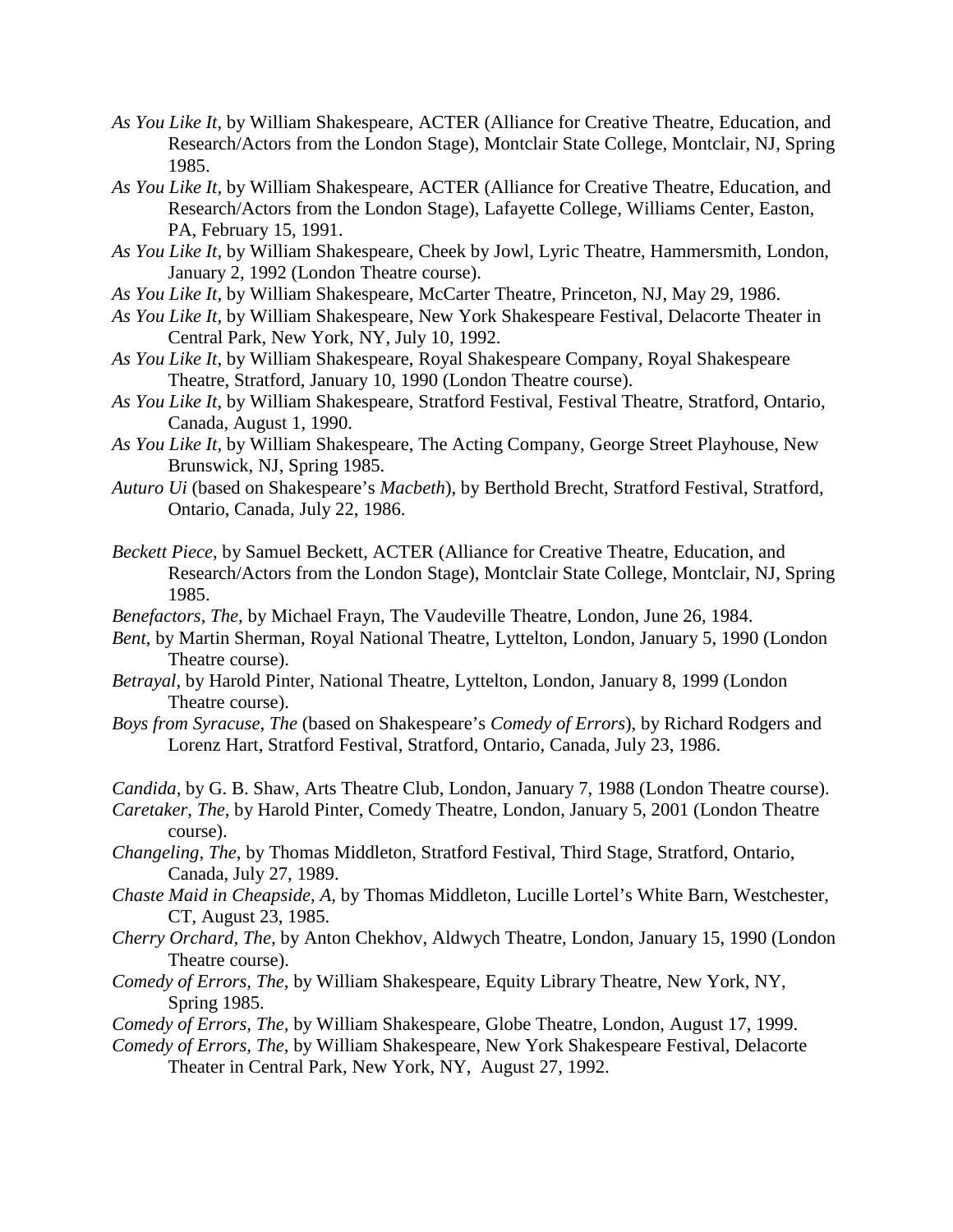*As You Like It*, by William Shakespeare, ACTER (Alliance for Creative Theatre, Education, and Research/Actors from the London Stage), Montclair State College, Montclair, NJ, Spring 1985.

*As You Like It*, by William Shakespeare, ACTER (Alliance for Creative Theatre, Education, and Research/Actors from the London Stage), Lafayette College, Williams Center, Easton, PA, February 15, 1991.

*As You Like It,* by William Shakespeare, Cheek by Jowl, Lyric Theatre, Hammersmith, London, January 2, 1992 (London Theatre course).

*As You Like It*, by William Shakespeare, McCarter Theatre, Princeton, NJ, May 29, 1986.

*As You Like It,* by William Shakespeare, New York Shakespeare Festival, Delacorte Theater in Central Park, New York, NY, July 10, 1992.

*As You Like It*, by William Shakespeare, Royal Shakespeare Company, Royal Shakespeare Theatre, Stratford, January 10, 1990 (London Theatre course).

*As You Like It*, by William Shakespeare, Stratford Festival, Festival Theatre, Stratford, Ontario, Canada, August 1, 1990.

*As You Like It*, by William Shakespeare, The Acting Company, George Street Playhouse, New Brunswick, NJ, Spring 1985.

*Auturo Ui* (based on Shakespeare's *Macbeth*), by Berthold Brecht, Stratford Festival, Stratford, Ontario, Canada, July 22, 1986.

*Beckett Piece*, by Samuel Beckett, ACTER (Alliance for Creative Theatre, Education, and Research/Actors from the London Stage), Montclair State College, Montclair, NJ, Spring 1985.

*Benefactors, The,* by Michael Frayn, The Vaudeville Theatre, London, June 26, 1984.

*Bent*, by Martin Sherman, Royal National Theatre, Lyttelton, London, January 5, 1990 (London Theatre course).

*Betrayal*, by Harold Pinter, National Theatre, Lyttelton, London, January 8, 1999 (London Theatre course).

*Boys from Syracuse, The* (based on Shakespeare's *Comedy of Errors*), by Richard Rodgers and Lorenz Hart, Stratford Festival, Stratford, Ontario, Canada, July 23, 1986.

*Candida*, by G. B. Shaw, Arts Theatre Club, London, January 7, 1988 (London Theatre course).

*Caretaker, The*, by Harold Pinter, Comedy Theatre, London, January 5, 2001 (London Theatre course).

*Changeling, The,* by Thomas Middleton, Stratford Festival, Third Stage, Stratford, Ontario, Canada, July 27, 1989.

*Chaste Maid in Cheapside, A,* by Thomas Middleton, Lucille Lortel's White Barn, Westchester, CT, August 23, 1985.

*Cherry Orchard, The*, by Anton Chekhov, Aldwych Theatre, London, January 15, 1990 (London Theatre course).

*Comedy of Errors, The,* by William Shakespeare, Equity Library Theatre, New York, NY, Spring 1985.

*Comedy of Errors, The,* by William Shakespeare, Globe Theatre, London, August 17, 1999.

*Comedy of Errors, The*, by William Shakespeare, New York Shakespeare Festival, Delacorte Theater in Central Park, New York, NY, August 27, 1992.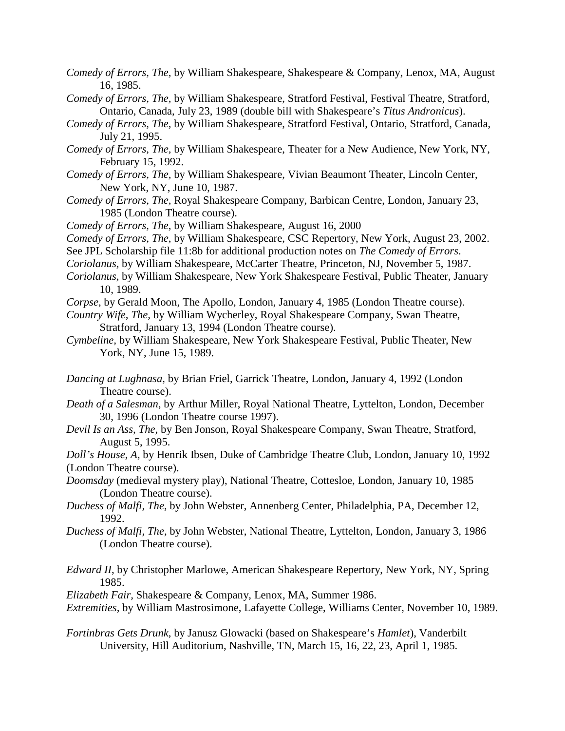*Comedy of Errors, The,* by William Shakespeare, Shakespeare & Company, Lenox, MA, August 16, 1985.

*Comedy of Errors, The,* by William Shakespeare, Stratford Festival, Festival Theatre, Stratford, Ontario, Canada, July 23, 1989 (double bill with Shakespeare's *Titus Andronicus*).

*Comedy of Errors, The*, by William Shakespeare, Stratford Festival, Ontario, Stratford, Canada, July 21, 1995.

*Comedy of Errors, The,* by William Shakespeare, Theater for a New Audience, New York, NY, February 15, 1992.

*Comedy of Errors, The,* by William Shakespeare, Vivian Beaumont Theater, Lincoln Center, New York, NY, June 10, 1987.

*Comedy of Errors, The*, Royal Shakespeare Company, Barbican Centre, London, January 23, 1985 (London Theatre course).

*Comedy of Errors, The*, by William Shakespeare, August 16, 2000

*Comedy of Errors, The*, by William Shakespeare, CSC Repertory, New York, August 23, 2002.

See JPL Scholarship file 11:8b for additional production notes on *The Comedy of Errors*.

*Coriolanus,* by William Shakespeare, McCarter Theatre, Princeton, NJ, November 5, 1987.

*Coriolanus*, by William Shakespeare, New York Shakespeare Festival, Public Theater, January 10, 1989.

*Corpse*, by Gerald Moon, The Apollo, London, January 4, 1985 (London Theatre course).

*Country Wife, The,* by William Wycherley, Royal Shakespeare Company, Swan Theatre, Stratford, January 13, 1994 (London Theatre course).

*Cymbeline,* by William Shakespeare, New York Shakespeare Festival, Public Theater, New York, NY, June 15, 1989.

*Dancing at Lughnasa,* by Brian Friel, Garrick Theatre, London, January 4, 1992 (London Theatre course).

*Death of a Salesman*, by Arthur Miller, Royal National Theatre, Lyttelton, London, December 30, 1996 (London Theatre course 1997).

*Devil Is an Ass, The,* by Ben Jonson, Royal Shakespeare Company, Swan Theatre, Stratford, August 5, 1995.

*Doll's House, A,* by Henrik Ibsen, Duke of Cambridge Theatre Club, London, January 10, 1992 (London Theatre course).

*Doomsday* (medieval mystery play), National Theatre, Cottesloe, London, January 10, 1985 (London Theatre course).

*Duchess of Malfi, The,* by John Webster, Annenberg Center, Philadelphia, PA, December 12, 1992.

*Duchess of Malfi, The,* by John Webster, National Theatre, Lyttelton, London, January 3, 1986 (London Theatre course).

*Edward II,* by Christopher Marlowe, American Shakespeare Repertory, New York, NY, Spring 1985.

*Elizabeth Fair,* Shakespeare & Company, Lenox, MA, Summer 1986.

*Extremities*, by William Mastrosimone, Lafayette College, Williams Center, November 10, 1989.

*Fortinbras Gets Drunk*, by Janusz Glowacki (based on Shakespeare's *Hamlet*), Vanderbilt University, Hill Auditorium, Nashville, TN, March 15, 16, 22, 23, April 1, 1985.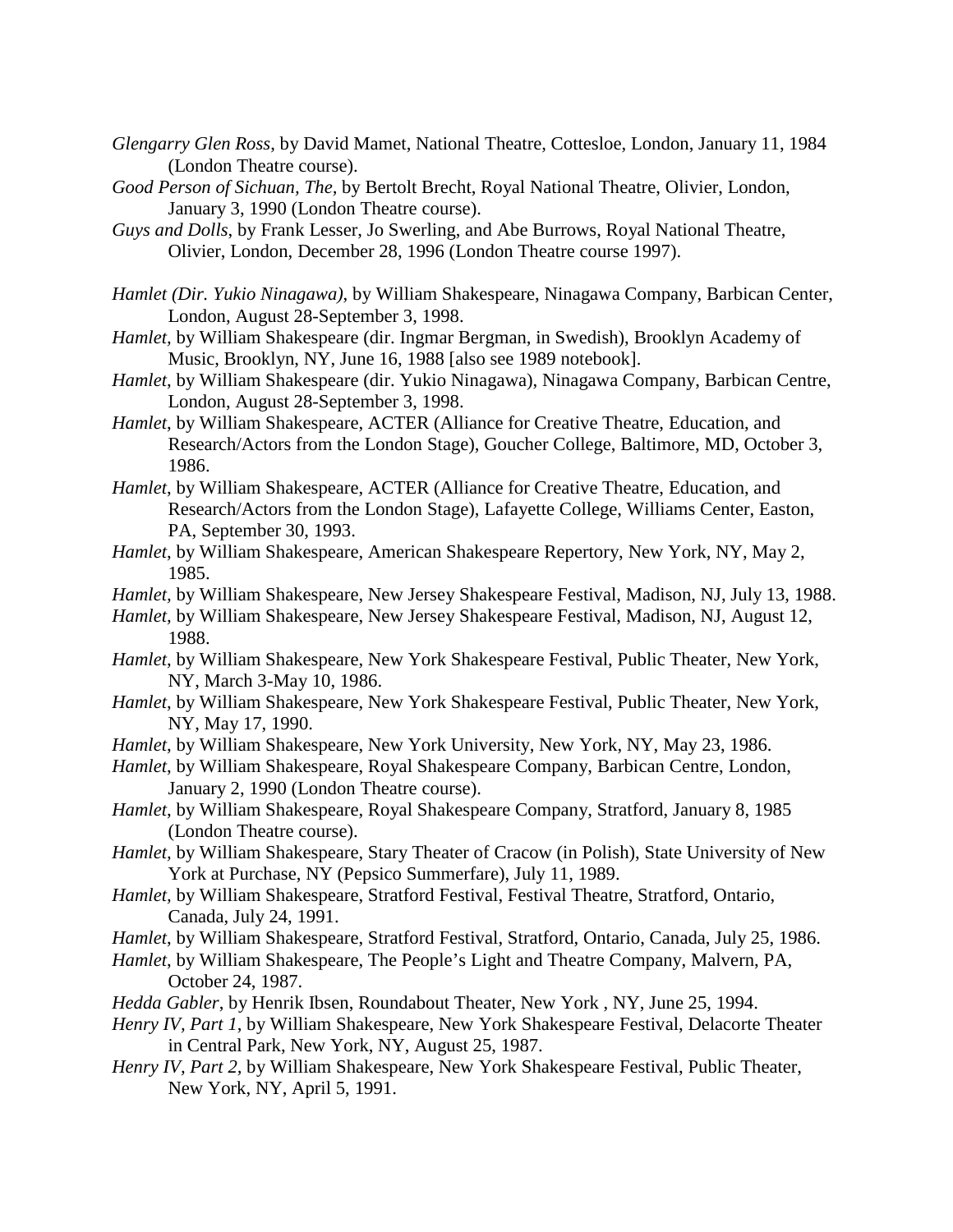*Glengarry Glen Ross*, by David Mamet, National Theatre, Cottesloe, London, January 11, 1984 (London Theatre course).

*Good Person of Sichuan, The*, by Bertolt Brecht, Royal National Theatre, Olivier, London, January 3, 1990 (London Theatre course).

*Guys and Dolls*, by Frank Lesser, Jo Swerling, and Abe Burrows, Royal National Theatre, Olivier, London, December 28, 1996 (London Theatre course 1997).

*Hamlet (Dir. Yukio Ninagawa)*, by William Shakespeare, Ninagawa Company, Barbican Center, London, August 28-September 3, 1998.

*Hamlet*, by William Shakespeare (dir. Ingmar Bergman, in Swedish), Brooklyn Academy of Music, Brooklyn, NY, June 16, 1988 [also see 1989 notebook].

*Hamlet*, by William Shakespeare (dir. Yukio Ninagawa), Ninagawa Company, Barbican Centre, London, August 28-September 3, 1998.

*Hamlet*, by William Shakespeare, ACTER (Alliance for Creative Theatre, Education, and Research/Actors from the London Stage), Goucher College, Baltimore, MD, October 3, 1986.

*Hamlet*, by William Shakespeare, ACTER (Alliance for Creative Theatre, Education, and Research/Actors from the London Stage), Lafayette College, Williams Center, Easton, PA, September 30, 1993.

*Hamlet*, by William Shakespeare, American Shakespeare Repertory, New York, NY, May 2, 1985.

*Hamlet*, by William Shakespeare, New Jersey Shakespeare Festival, Madison, NJ, July 13, 1988.

*Hamlet*, by William Shakespeare, New Jersey Shakespeare Festival, Madison, NJ, August 12, 1988.

*Hamlet*, by William Shakespeare, New York Shakespeare Festival, Public Theater, New York, NY, March 3-May 10, 1986.

*Hamlet*, by William Shakespeare, New York Shakespeare Festival, Public Theater, New York, NY, May 17, 1990.

*Hamlet*, by William Shakespeare, New York University, New York, NY, May 23, 1986.

*Hamlet*, by William Shakespeare, Royal Shakespeare Company, Barbican Centre, London, January 2, 1990 (London Theatre course).

*Hamlet*, by William Shakespeare, Royal Shakespeare Company, Stratford, January 8, 1985 (London Theatre course).

*Hamlet*, by William Shakespeare, Stary Theater of Cracow (in Polish), State University of New York at Purchase, NY (Pepsico Summerfare), July 11, 1989.

*Hamlet*, by William Shakespeare, Stratford Festival, Festival Theatre, Stratford, Ontario, Canada, July 24, 1991.

*Hamlet*, by William Shakespeare, Stratford Festival, Stratford, Ontario, Canada, July 25, 1986.

*Hamlet*, by William Shakespeare, The People's Light and Theatre Company, Malvern, PA, October 24, 1987.

*Hedda Gabler*, by Henrik Ibsen, Roundabout Theater, New York , NY, June 25, 1994.

*Henry IV, Part 1*, by William Shakespeare, New York Shakespeare Festival, Delacorte Theater in Central Park, New York, NY, August 25, 1987.

*Henry IV, Part 2*, by William Shakespeare, New York Shakespeare Festival, Public Theater, New York, NY, April 5, 1991.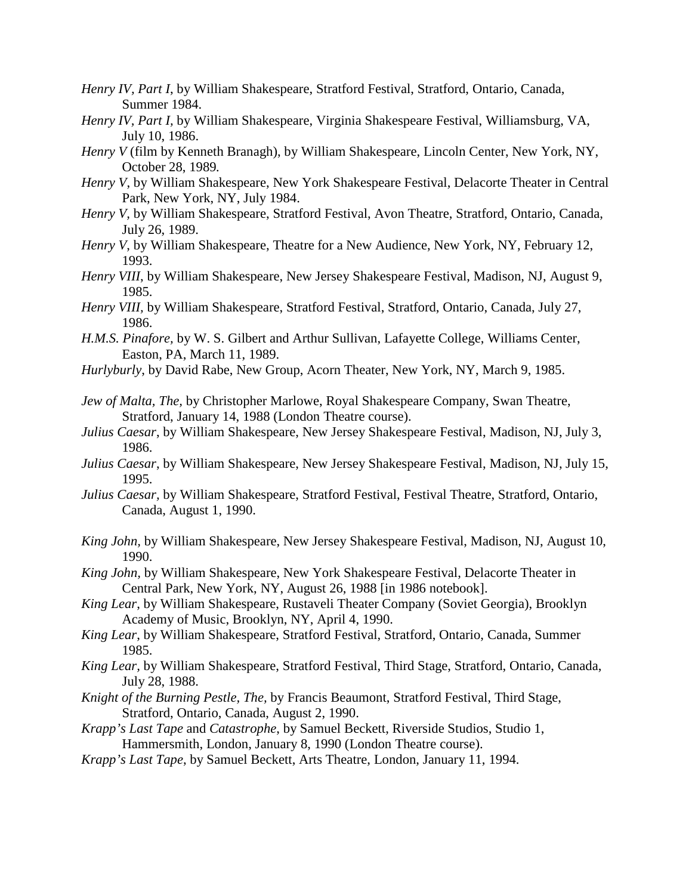*Henry IV, Part I*, by William Shakespeare, Stratford Festival, Stratford, Ontario, Canada, Summer 1984.

*Henry IV, Part I,* by William Shakespeare, Virginia Shakespeare Festival, Williamsburg, VA, July 10, 1986.

*Henry V* (film by Kenneth Branagh), by William Shakespeare, Lincoln Center, New York, NY, October 28, 1989.

*Henry V*, by William Shakespeare, New York Shakespeare Festival, Delacorte Theater in Central Park, New York, NY, July 1984.

*Henry V,* by William Shakespeare, Stratford Festival, Avon Theatre, Stratford, Ontario, Canada, July 26, 1989.

*Henry V*, by William Shakespeare, Theatre for a New Audience, New York, NY, February 12, 1993.

*Henry VIII*, by William Shakespeare, New Jersey Shakespeare Festival, Madison, NJ, August 9, 1985.

*Henry VIII*, by William Shakespeare, Stratford Festival, Stratford, Ontario, Canada, July 27, 1986.

*H.M.S. Pinafore*, by W. S. Gilbert and Arthur Sullivan, Lafayette College, Williams Center, Easton, PA, March 11, 1989.

*Hurlyburly*, by David Rabe, New Group, Acorn Theater, New York, NY, March 9, 1985.

*Jew of Malta, The,* by Christopher Marlowe, Royal Shakespeare Company, Swan Theatre, Stratford, January 14, 1988 (London Theatre course).

*Julius Caesar*, by William Shakespeare, New Jersey Shakespeare Festival, Madison, NJ, July 3, 1986.

*Julius Caesar*, by William Shakespeare, New Jersey Shakespeare Festival, Madison, NJ, July 15, 1995.

*Julius Caesar*, by William Shakespeare, Stratford Festival, Festival Theatre, Stratford, Ontario, Canada, August 1, 1990.

*King John,* by William Shakespeare, New Jersey Shakespeare Festival, Madison, NJ, August 10, 1990.

*King John*, by William Shakespeare, New York Shakespeare Festival, Delacorte Theater in Central Park, New York, NY, August 26, 1988 [in 1986 notebook].

*King Lear*, by William Shakespeare, Rustaveli Theater Company (Soviet Georgia), Brooklyn Academy of Music, Brooklyn, NY, April 4, 1990.

*King Lear*, by William Shakespeare, Stratford Festival, Stratford, Ontario, Canada, Summer 1985.

*King Lear,* by William Shakespeare, Stratford Festival, Third Stage, Stratford, Ontario, Canada, July 28, 1988.

*Knight of the Burning Pestle, The,* by Francis Beaumont, Stratford Festival, Third Stage, Stratford, Ontario, Canada, August 2, 1990.

*Krapp's Last Tape* and *Catastrophe*, by Samuel Beckett, Riverside Studios, Studio 1, Hammersmith, London, January 8, 1990 (London Theatre course).

*Krapp's Last Tape*, by Samuel Beckett, Arts Theatre, London, January 11, 1994.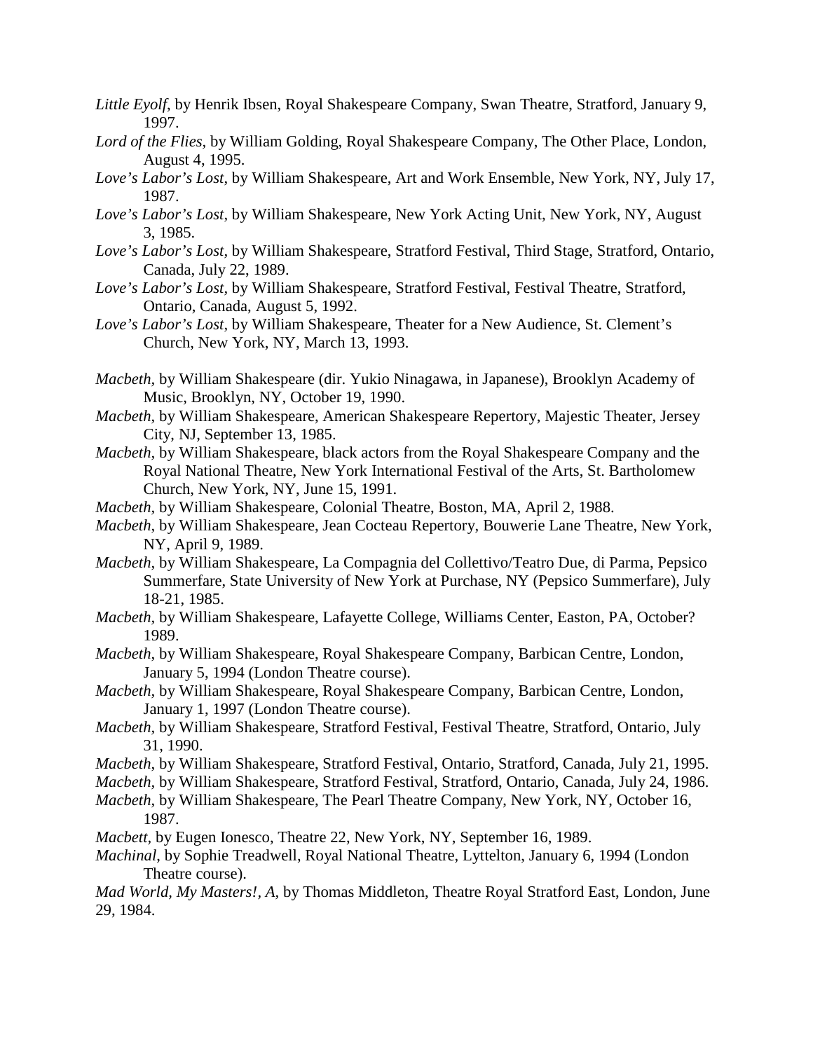*Little Eyolf*, by Henrik Ibsen, Royal Shakespeare Company, Swan Theatre, Stratford, January 9, 1997.

*Lord of the Flies,* by William Golding, Royal Shakespeare Company, The Other Place, London, August 4, 1995.

*Love's Labor's Lost*, by William Shakespeare, Art and Work Ensemble, New York, NY, July 17, 1987.

*Love's Labor's Lost,* by William Shakespeare, New York Acting Unit, New York, NY, August 3, 1985.

*Love's Labor's Lost,* by William Shakespeare, Stratford Festival, Third Stage, Stratford, Ontario, Canada, July 22, 1989.

*Love's Labor's Lost,* by William Shakespeare, Stratford Festival, Festival Theatre, Stratford, Ontario, Canada, August 5, 1992.

*Love's Labor's Lost,* by William Shakespeare, Theater for a New Audience, St. Clement's Church, New York, NY, March 13, 1993.

*Macbeth*, by William Shakespeare (dir. Yukio Ninagawa, in Japanese), Brooklyn Academy of Music, Brooklyn, NY, October 19, 1990.

*Macbeth*, by William Shakespeare, American Shakespeare Repertory, Majestic Theater, Jersey City, NJ, September 13, 1985.

*Macbeth,* by William Shakespeare, black actors from the Royal Shakespeare Company and the Royal National Theatre, New York International Festival of the Arts, St. Bartholomew Church, New York, NY, June 15, 1991.

*Macbeth,* by William Shakespeare, Colonial Theatre, Boston, MA, April 2, 1988.

*Macbeth*, by William Shakespeare, Jean Cocteau Repertory, Bouwerie Lane Theatre, New York, NY, April 9, 1989.

*Macbeth*, by William Shakespeare, La Compagnia del Collettivo/Teatro Due, di Parma, Pepsico Summerfare, State University of New York at Purchase, NY (Pepsico Summerfare), July 18-21, 1985.

*Macbeth*, by William Shakespeare, Lafayette College, Williams Center, Easton, PA, October? 1989.

*Macbeth*, by William Shakespeare, Royal Shakespeare Company, Barbican Centre, London, January 5, 1994 (London Theatre course).

*Macbeth,* by William Shakespeare, Royal Shakespeare Company, Barbican Centre, London, January 1, 1997 (London Theatre course).

*Macbeth*, by William Shakespeare, Stratford Festival, Festival Theatre, Stratford, Ontario, July 31, 1990.

*Macbeth*, by William Shakespeare, Stratford Festival, Ontario, Stratford, Canada, July 21, 1995.

*Macbeth,* by William Shakespeare, Stratford Festival, Stratford, Ontario, Canada, July 24, 1986.

*Macbeth*, by William Shakespeare, The Pearl Theatre Company, New York, NY, October 16, 1987.

*Macbett*, by Eugen Ionesco, Theatre 22, New York, NY, September 16, 1989.

*Machinal*, by Sophie Treadwell, Royal National Theatre, Lyttelton, January 6, 1994 (London Theatre course).

*Mad World, My Masters!, A,* by Thomas Middleton, Theatre Royal Stratford East, London, June 29, 1984.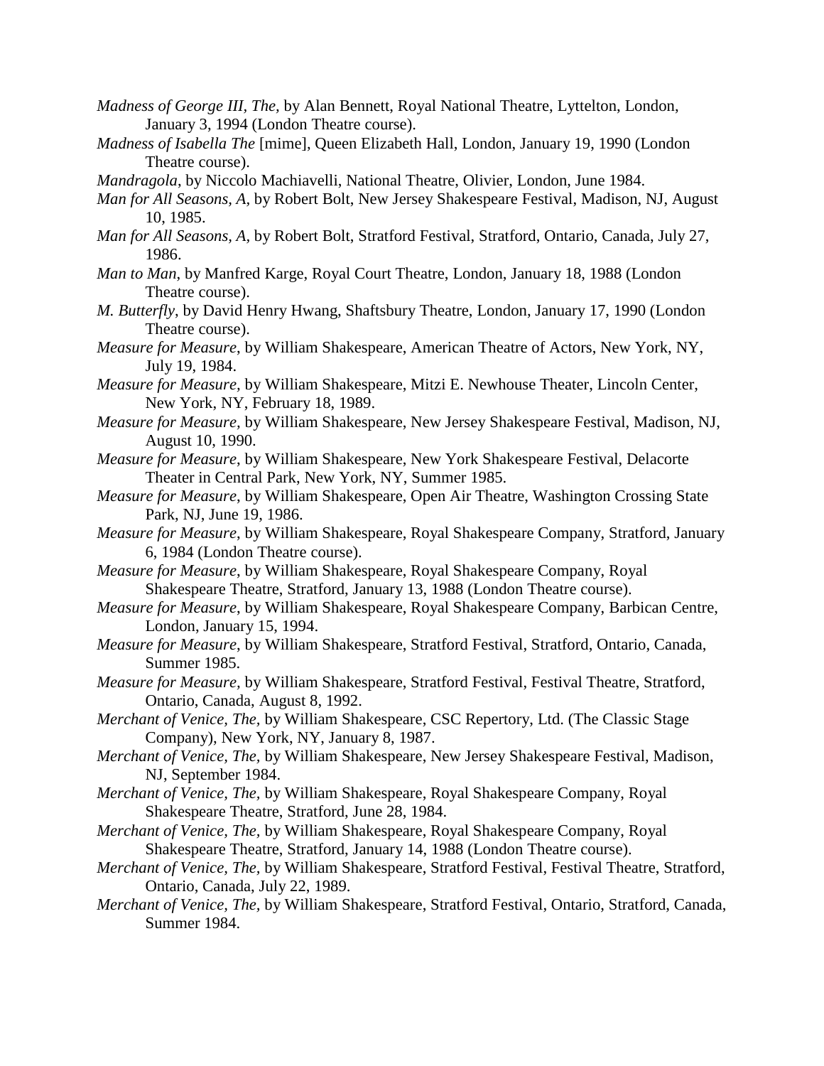*Madness of George III, The*, by Alan Bennett, Royal National Theatre, Lyttelton, London, January 3, 1994 (London Theatre course).

*Madness of Isabella The* [mime], Queen Elizabeth Hall, London, January 19, 1990 (London Theatre course).

*Mandragola*, by Niccolo Machiavelli, National Theatre, Olivier, London, June 1984.

*Man for All Seasons, A*, by Robert Bolt, New Jersey Shakespeare Festival, Madison, NJ, August 10, 1985.

*Man for All Seasons, A*, by Robert Bolt, Stratford Festival, Stratford, Ontario, Canada, July 27, 1986.

*Man to Man*, by Manfred Karge, Royal Court Theatre, London, January 18, 1988 (London Theatre course).

*M. Butterfly*, by David Henry Hwang, Shaftsbury Theatre, London, January 17, 1990 (London Theatre course).

*Measure for Measure*, by William Shakespeare, American Theatre of Actors, New York, NY, July 19, 1984.

*Measure for Measure*, by William Shakespeare, Mitzi E. Newhouse Theater, Lincoln Center, New York, NY, February 18, 1989.

*Measure for Measure*, by William Shakespeare, New Jersey Shakespeare Festival, Madison, NJ, August 10, 1990.

*Measure for Measure*, by William Shakespeare, New York Shakespeare Festival, Delacorte Theater in Central Park, New York, NY, Summer 1985.

*Measure for Measure*, by William Shakespeare, Open Air Theatre, Washington Crossing State Park, NJ, June 19, 1986.

*Measure for Measure*, by William Shakespeare, Royal Shakespeare Company, Stratford, January 6, 1984 (London Theatre course).

*Measure for Measure*, by William Shakespeare, Royal Shakespeare Company, Royal Shakespeare Theatre, Stratford, January 13, 1988 (London Theatre course).

*Measure for Measure*, by William Shakespeare, Royal Shakespeare Company, Barbican Centre, London, January 15, 1994.

*Measure for Measure*, by William Shakespeare, Stratford Festival, Stratford, Ontario, Canada, Summer 1985.

*Measure for Measure*, by William Shakespeare, Stratford Festival, Festival Theatre, Stratford, Ontario, Canada, August 8, 1992.

*Merchant of Venice, The*, by William Shakespeare, CSC Repertory, Ltd. (The Classic Stage Company), New York, NY, January 8, 1987.

*Merchant of Venice, The*, by William Shakespeare, New Jersey Shakespeare Festival, Madison, NJ, September 1984.

*Merchant of Venice, The*, by William Shakespeare, Royal Shakespeare Company, Royal Shakespeare Theatre, Stratford, June 28, 1984.

*Merchant of Venice, The*, by William Shakespeare, Royal Shakespeare Company, Royal Shakespeare Theatre, Stratford, January 14, 1988 (London Theatre course).

*Merchant of Venice, The*, by William Shakespeare, Stratford Festival, Festival Theatre, Stratford, Ontario, Canada, July 22, 1989.

*Merchant of Venice, The*, by William Shakespeare, Stratford Festival, Ontario, Stratford, Canada, Summer 1984.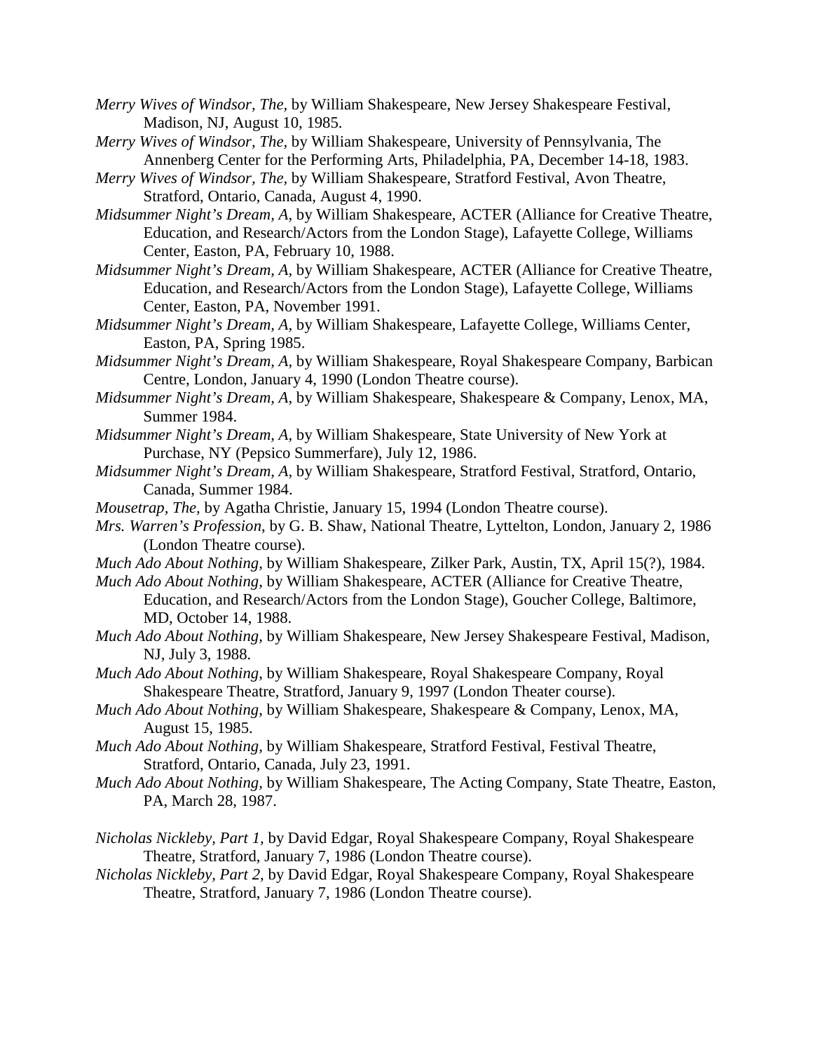*Merry Wives of Windsor, The,* by William Shakespeare, New Jersey Shakespeare Festival, Madison, NJ, August 10, 1985.

*Merry Wives of Windsor, The,* by William Shakespeare, University of Pennsylvania, The Annenberg Center for the Performing Arts, Philadelphia, PA, December 14-18, 1983.

*Merry Wives of Windsor, The,* by William Shakespeare, Stratford Festival, Avon Theatre, Stratford, Ontario, Canada, August 4, 1990.

*Midsummer Night's Dream, A,* by William Shakespeare, ACTER (Alliance for Creative Theatre, Education, and Research/Actors from the London Stage), Lafayette College, Williams Center, Easton, PA, February 10, 1988.

*Midsummer Night's Dream, A,* by William Shakespeare, ACTER (Alliance for Creative Theatre, Education, and Research/Actors from the London Stage), Lafayette College, Williams Center, Easton, PA, November 1991.

*Midsummer Night's Dream, A,* by William Shakespeare, Lafayette College, Williams Center, Easton, PA, Spring 1985.

*Midsummer Night's Dream, A,* by William Shakespeare, Royal Shakespeare Company, Barbican Centre, London, January 4, 1990 (London Theatre course).

*Midsummer Night's Dream, A,* by William Shakespeare, Shakespeare & Company, Lenox, MA, Summer 1984.

*Midsummer Night's Dream, A,* by William Shakespeare, State University of New York at Purchase, NY (Pepsico Summerfare), July 12, 1986.

*Midsummer Night's Dream, A,* by William Shakespeare, Stratford Festival, Stratford, Ontario, Canada, Summer 1984.

*Mousetrap, The,* by Agatha Christie, January 15, 1994 (London Theatre course).

*Mrs. Warren's Profession*, by G. B. Shaw, National Theatre, Lyttelton, London, January 2, 1986 (London Theatre course).

*Much Ado About Nothing,* by William Shakespeare, Zilker Park, Austin, TX, April 15(?), 1984.

*Much Ado About Nothing,* by William Shakespeare, ACTER (Alliance for Creative Theatre, Education, and Research/Actors from the London Stage), Goucher College, Baltimore, MD, October 14, 1988.

*Much Ado About Nothing,* by William Shakespeare, New Jersey Shakespeare Festival, Madison, NJ, July 3, 1988.

*Much Ado About Nothing*, by William Shakespeare, Royal Shakespeare Company, Royal Shakespeare Theatre, Stratford, January 9, 1997 (London Theater course).

*Much Ado About Nothing,* by William Shakespeare, Shakespeare & Company, Lenox, MA, August 15, 1985.

*Much Ado About Nothing,* by William Shakespeare, Stratford Festival, Festival Theatre, Stratford, Ontario, Canada, July 23, 1991.

*Much Ado About Nothing*, by William Shakespeare, The Acting Company, State Theatre, Easton, PA, March 28, 1987.

*Nicholas Nickleby, Part 1,* by David Edgar, Royal Shakespeare Company, Royal Shakespeare Theatre, Stratford, January 7, 1986 (London Theatre course).

*Nicholas Nickleby, Part 2,* by David Edgar, Royal Shakespeare Company, Royal Shakespeare Theatre, Stratford, January 7, 1986 (London Theatre course).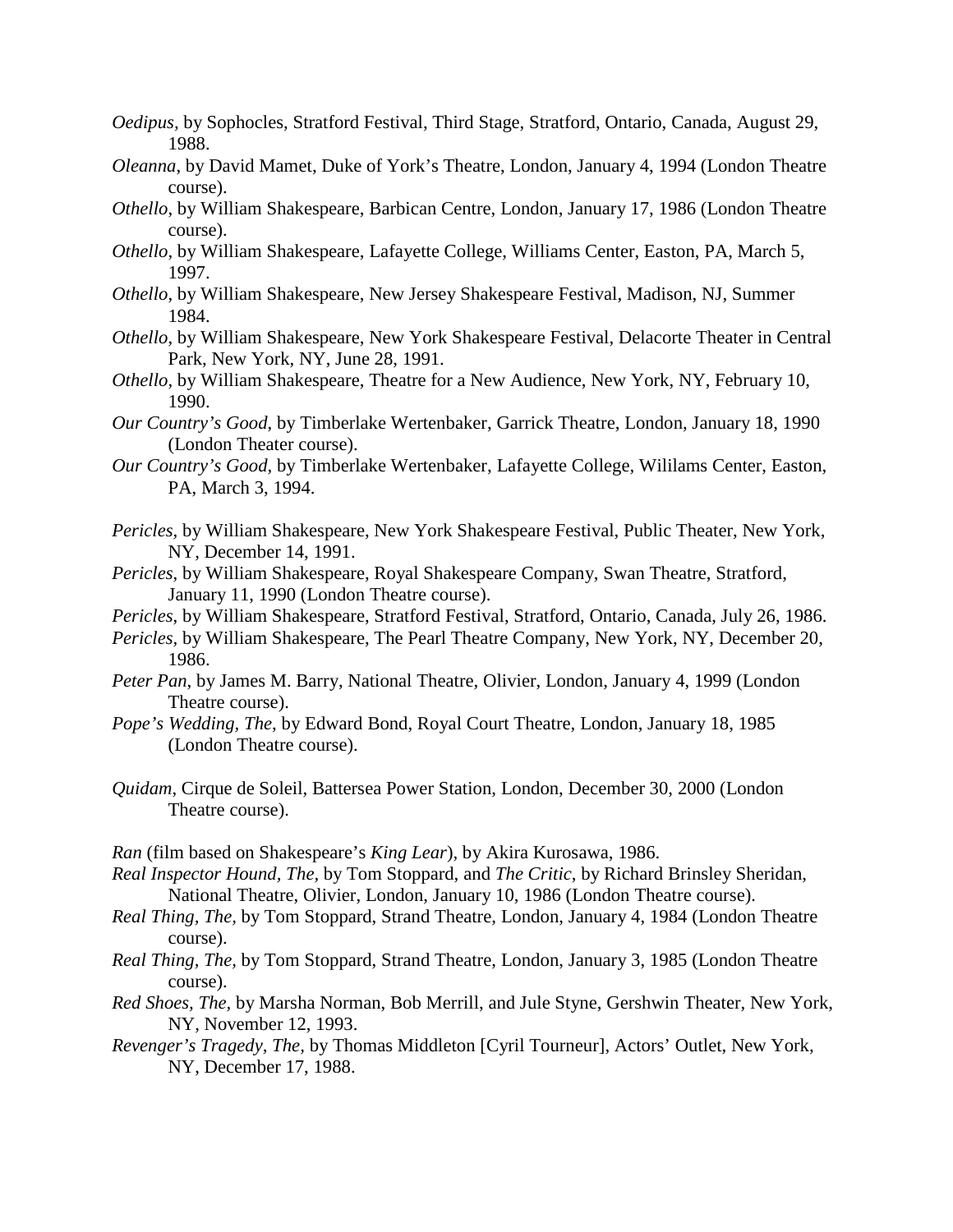*Oedipus*, by Sophocles, Stratford Festival, Third Stage, Stratford, Ontario, Canada, August 29, 1988.

*Oleanna*, by David Mamet, Duke of York's Theatre, London, January 4, 1994 (London Theatre course).

*Othello*, by William Shakespeare, Barbican Centre, London, January 17, 1986 (London Theatre course).

*Othello*, by William Shakespeare, Lafayette College, Williams Center, Easton, PA, March 5, 1997.

*Othello*, by William Shakespeare, New Jersey Shakespeare Festival, Madison, NJ, Summer 1984.

*Othello*, by William Shakespeare, New York Shakespeare Festival, Delacorte Theater in Central Park, New York, NY, June 28, 1991.

*Othello*, by William Shakespeare, Theatre for a New Audience, New York, NY, February 10, 1990.

*Our Country's Good*, by Timberlake Wertenbaker, Garrick Theatre, London, January 18, 1990 (London Theater course).

*Our Country's Good*, by Timberlake Wertenbaker, Lafayette College, Wililams Center, Easton, PA, March 3, 1994.

*Pericles*, by William Shakespeare, New York Shakespeare Festival, Public Theater, New York, NY, December 14, 1991.

*Pericles*, by William Shakespeare, Royal Shakespeare Company, Swan Theatre, Stratford, January 11, 1990 (London Theatre course).

*Pericles*, by William Shakespeare, Stratford Festival, Stratford, Ontario, Canada, July 26, 1986.

*Pericles*, by William Shakespeare, The Pearl Theatre Company, New York, NY, December 20, 1986.

*Peter Pan*, by James M. Barry, National Theatre, Olivier, London, January 4, 1999 (London Theatre course).

*Pope's Wedding, The*, by Edward Bond, Royal Court Theatre, London, January 18, 1985 (London Theatre course).

*Quidam*, Cirque de Soleil, Battersea Power Station, London, December 30, 2000 (London Theatre course).

*Ran* (film based on Shakespeare's *King Lear*), by Akira Kurosawa, 1986.

*Real Inspector Hound, The*, by Tom Stoppard, and *The Critic*, by Richard Brinsley Sheridan, National Theatre, Olivier, London, January 10, 1986 (London Theatre course).

*Real Thing, The*, by Tom Stoppard, Strand Theatre, London, January 4, 1984 (London Theatre course).

*Real Thing, The*, by Tom Stoppard, Strand Theatre, London, January 3, 1985 (London Theatre course).

*Red Shoes, The*, by Marsha Norman, Bob Merrill, and Jule Styne, Gershwin Theater, New York, NY, November 12, 1993.

*Revenger's Tragedy, The*, by Thomas Middleton [Cyril Tourneur], Actors' Outlet, New York, NY, December 17, 1988.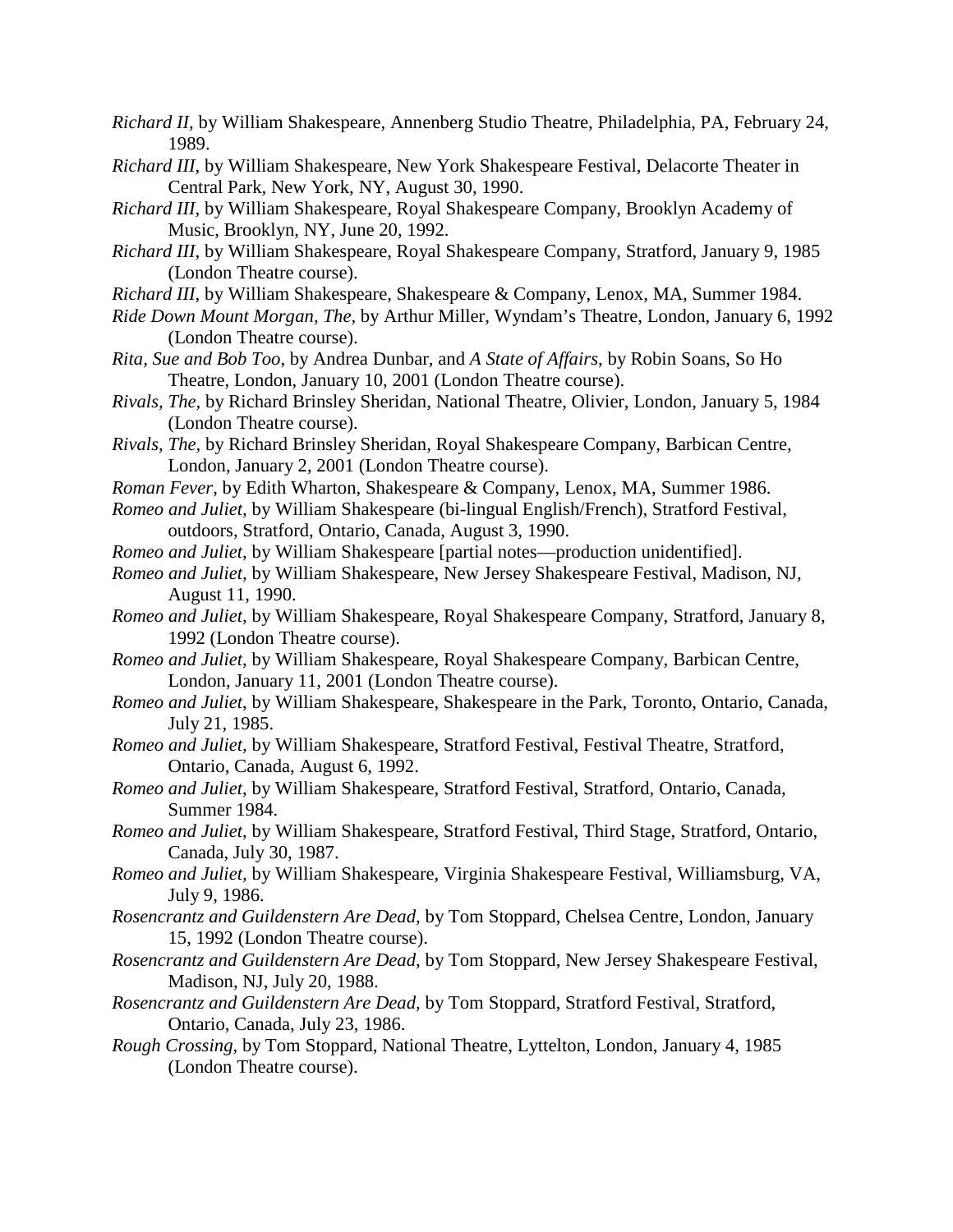*Richard II*, by William Shakespeare, Annenberg Studio Theatre, Philadelphia, PA, February 24, 1989.

*Richard III*, by William Shakespeare, New York Shakespeare Festival, Delacorte Theater in Central Park, New York, NY, August 30, 1990.

*Richard III*, by William Shakespeare, Royal Shakespeare Company, Brooklyn Academy of Music, Brooklyn, NY, June 20, 1992.

*Richard III*, by William Shakespeare, Royal Shakespeare Company, Stratford, January 9, 1985 (London Theatre course).

*Richard III*, by William Shakespeare, Shakespeare & Company, Lenox, MA, Summer 1984.

*Ride Down Mount Morgan, The*, by Arthur Miller, Wyndam's Theatre, London, January 6, 1992 (London Theatre course).

*Rita, Sue and Bob Too*, by Andrea Dunbar, and *A State of Affairs*, by Robin Soans, So Ho Theatre, London, January 10, 2001 (London Theatre course).

*Rivals, The*, by Richard Brinsley Sheridan, National Theatre, Olivier, London, January 5, 1984 (London Theatre course).

*Rivals, The*, by Richard Brinsley Sheridan, Royal Shakespeare Company, Barbican Centre, London, January 2, 2001 (London Theatre course).

*Roman Fever*, by Edith Wharton, Shakespeare & Company, Lenox, MA, Summer 1986.

*Romeo and Juliet*, by William Shakespeare (bi-lingual English/French), Stratford Festival, outdoors, Stratford, Ontario, Canada, August 3, 1990.

*Romeo and Juliet*, by William Shakespeare [partial notes—production unidentified].

*Romeo and Juliet*, by William Shakespeare, New Jersey Shakespeare Festival, Madison, NJ, August 11, 1990.

*Romeo and Juliet*, by William Shakespeare, Royal Shakespeare Company, Stratford, January 8, 1992 (London Theatre course).

*Romeo and Juliet*, by William Shakespeare, Royal Shakespeare Company, Barbican Centre, London, January 11, 2001 (London Theatre course).

*Romeo and Juliet*, by William Shakespeare, Shakespeare in the Park, Toronto, Ontario, Canada, July 21, 1985.

*Romeo and Juliet*, by William Shakespeare, Stratford Festival, Festival Theatre, Stratford, Ontario, Canada, August 6, 1992.

*Romeo and Juliet*, by William Shakespeare, Stratford Festival, Stratford, Ontario, Canada, Summer 1984.

*Romeo and Juliet*, by William Shakespeare, Stratford Festival, Third Stage, Stratford, Ontario, Canada, July 30, 1987.

*Romeo and Juliet*, by William Shakespeare, Virginia Shakespeare Festival, Williamsburg, VA, July 9, 1986.

*Rosencrantz and Guildenstern Are Dead*, by Tom Stoppard, Chelsea Centre, London, January 15, 1992 (London Theatre course).

*Rosencrantz and Guildenstern Are Dead*, by Tom Stoppard, New Jersey Shakespeare Festival, Madison, NJ, July 20, 1988.

*Rosencrantz and Guildenstern Are Dead*, by Tom Stoppard, Stratford Festival, Stratford, Ontario, Canada, July 23, 1986.

*Rough Crossing*, by Tom Stoppard, National Theatre, Lyttelton, London, January 4, 1985 (London Theatre course).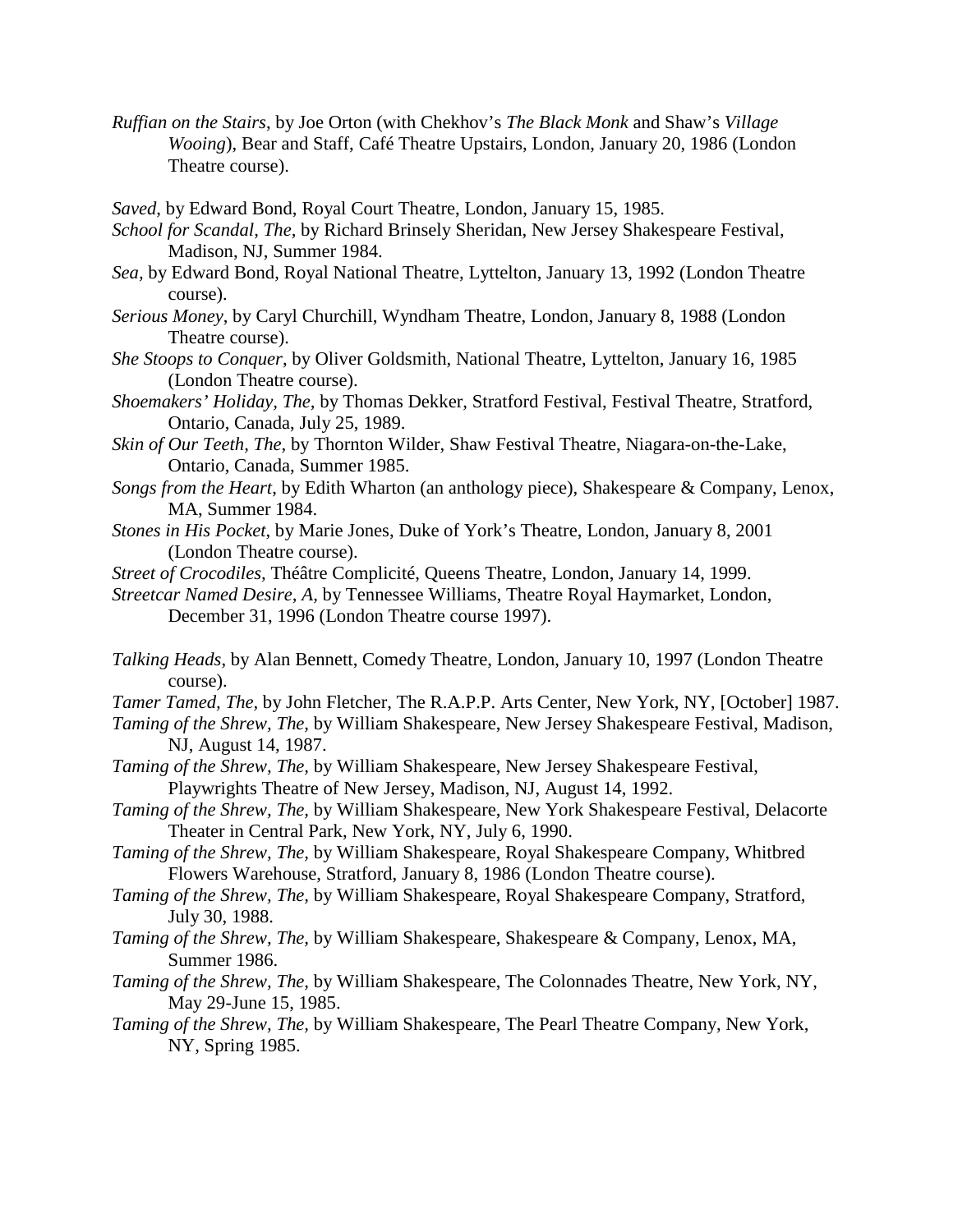*Ruffian on the Stairs*, by Joe Orton (with Chekhov's *The Black Monk* and Shaw's *Village Wooing*), Bear and Staff, Café Theatre Upstairs, London, January 20, 1986 (London Theatre course).

*Saved*, by Edward Bond, Royal Court Theatre, London, January 15, 1985.

*School for Scandal, The*, by Richard Brinsely Sheridan, New Jersey Shakespeare Festival, Madison, NJ, Summer 1984.

*Sea*, by Edward Bond, Royal National Theatre, Lyttelton, January 13, 1992 (London Theatre course).

*Serious Money*, by Caryl Churchill, Wyndham Theatre, London, January 8, 1988 (London Theatre course).

*She Stoops to Conquer*, by Oliver Goldsmith, National Theatre, Lyttelton, January 16, 1985 (London Theatre course).

*Shoemakers' Holiday, The*, by Thomas Dekker, Stratford Festival, Festival Theatre, Stratford, Ontario, Canada, July 25, 1989.

*Skin of Our Teeth, The*, by Thornton Wilder, Shaw Festival Theatre, Niagara-on-the-Lake, Ontario, Canada, Summer 1985.

*Songs from the Heart*, by Edith Wharton (an anthology piece), Shakespeare & Company, Lenox, MA, Summer 1984.

*Stones in His Pocket*, by Marie Jones, Duke of York's Theatre, London, January 8, 2001 (London Theatre course).

*Street of Crocodiles*, Théâtre Complicité, Queens Theatre, London, January 14, 1999.

*Streetcar Named Desire, A*, by Tennessee Williams, Theatre Royal Haymarket, London, December 31, 1996 (London Theatre course 1997).

*Talking Heads*, by Alan Bennett, Comedy Theatre, London, January 10, 1997 (London Theatre course).

*Tamer Tamed, The*, by John Fletcher, The R.A.P.P. Arts Center, New York, NY, [October] 1987.

*Taming of the Shrew, The*, by William Shakespeare, New Jersey Shakespeare Festival, Madison, NJ, August 14, 1987.

*Taming of the Shrew, The*, by William Shakespeare, New Jersey Shakespeare Festival, Playwrights Theatre of New Jersey, Madison, NJ, August 14, 1992.

*Taming of the Shrew, The*, by William Shakespeare, New York Shakespeare Festival, Delacorte Theater in Central Park, New York, NY, July 6, 1990.

*Taming of the Shrew, The*, by William Shakespeare, Royal Shakespeare Company, Whitbred Flowers Warehouse, Stratford, January 8, 1986 (London Theatre course).

*Taming of the Shrew, The*, by William Shakespeare, Royal Shakespeare Company, Stratford, July 30, 1988.

*Taming of the Shrew, The*, by William Shakespeare, Shakespeare & Company, Lenox, MA, Summer 1986.

*Taming of the Shrew, The*, by William Shakespeare, The Colonnades Theatre, New York, NY, May 29-June 15, 1985.

*Taming of the Shrew, The*, by William Shakespeare, The Pearl Theatre Company, New York, NY, Spring 1985.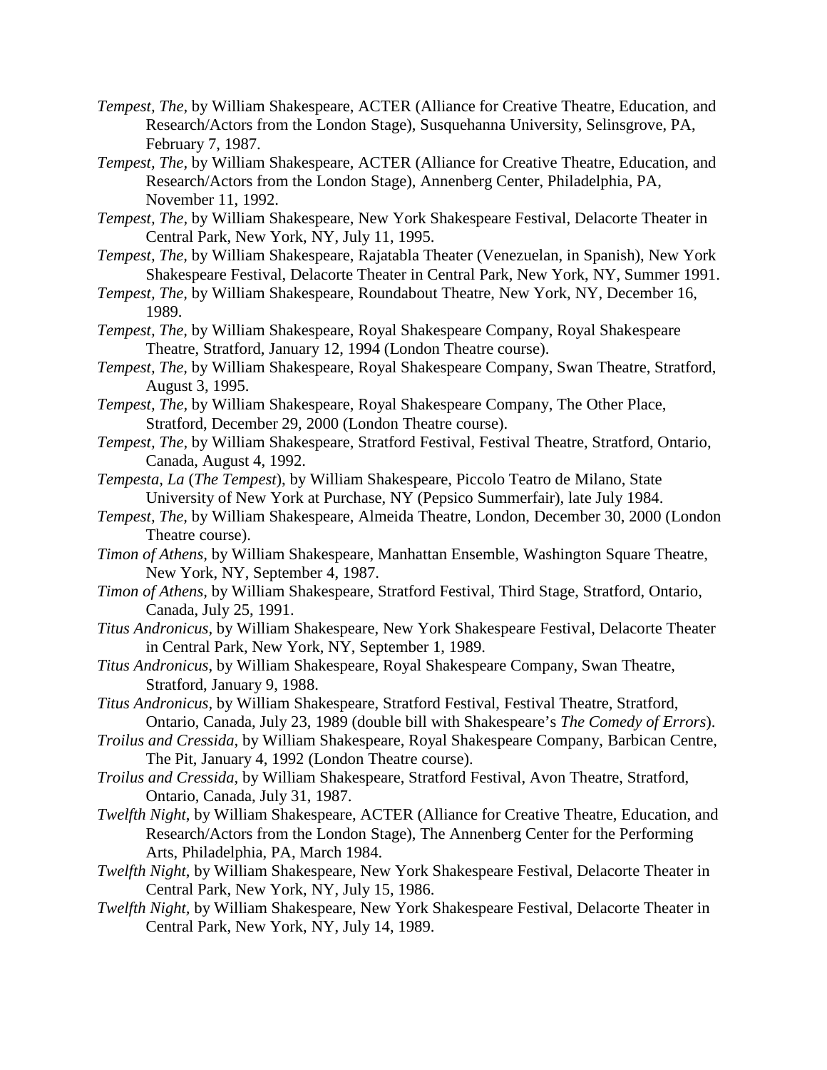*Tempest, The*, by William Shakespeare, ACTER (Alliance for Creative Theatre, Education, and Research/Actors from the London Stage), Susquehanna University, Selinsgrove, PA, February 7, 1987.

*Tempest, The*, by William Shakespeare, ACTER (Alliance for Creative Theatre, Education, and Research/Actors from the London Stage), Annenberg Center, Philadelphia, PA, November 11, 1992.

*Tempest, The*, by William Shakespeare, New York Shakespeare Festival, Delacorte Theater in Central Park, New York, NY, July 11, 1995.

*Tempest, The*, by William Shakespeare, Rajatabla Theater (Venezuelan, in Spanish), New York Shakespeare Festival, Delacorte Theater in Central Park, New York, NY, Summer 1991.

*Tempest, The*, by William Shakespeare, Roundabout Theatre, New York, NY, December 16, 1989.

*Tempest, The*, by William Shakespeare, Royal Shakespeare Company, Royal Shakespeare Theatre, Stratford, January 12, 1994 (London Theatre course).

*Tempest, The*, by William Shakespeare, Royal Shakespeare Company, Swan Theatre, Stratford, August 3, 1995.

*Tempest, The*, by William Shakespeare, Royal Shakespeare Company, The Other Place, Stratford, December 29, 2000 (London Theatre course).

*Tempest, The*, by William Shakespeare, Stratford Festival, Festival Theatre, Stratford, Ontario, Canada, August 4, 1992.

*Tempesta, La* (*The Tempest*), by William Shakespeare, Piccolo Teatro de Milano, State University of New York at Purchase, NY (Pepsico Summerfair), late July 1984.

*Tempest, The*, by William Shakespeare, Almeida Theatre, London, December 30, 2000 (London Theatre course).

*Timon of Athens*, by William Shakespeare, Manhattan Ensemble, Washington Square Theatre, New York, NY, September 4, 1987.

*Timon of Athens*, by William Shakespeare, Stratford Festival, Third Stage, Stratford, Ontario, Canada, July 25, 1991.

*Titus Andronicus*, by William Shakespeare, New York Shakespeare Festival, Delacorte Theater in Central Park, New York, NY, September 1, 1989.

*Titus Andronicus*, by William Shakespeare, Royal Shakespeare Company, Swan Theatre, Stratford, January 9, 1988.

*Titus Andronicus*, by William Shakespeare, Stratford Festival, Festival Theatre, Stratford, Ontario, Canada, July 23, 1989 (double bill with Shakespeare's *The Comedy of Errors*).

*Troilus and Cressida*, by William Shakespeare, Royal Shakespeare Company, Barbican Centre, The Pit, January 4, 1992 (London Theatre course).

*Troilus and Cressida*, by William Shakespeare, Stratford Festival, Avon Theatre, Stratford, Ontario, Canada, July 31, 1987.

*Twelfth Night*, by William Shakespeare, ACTER (Alliance for Creative Theatre, Education, and Research/Actors from the London Stage), The Annenberg Center for the Performing Arts, Philadelphia, PA, March 1984.

*Twelfth Night*, by William Shakespeare, New York Shakespeare Festival, Delacorte Theater in Central Park, New York, NY, July 15, 1986.

*Twelfth Night*, by William Shakespeare, New York Shakespeare Festival, Delacorte Theater in Central Park, New York, NY, July 14, 1989.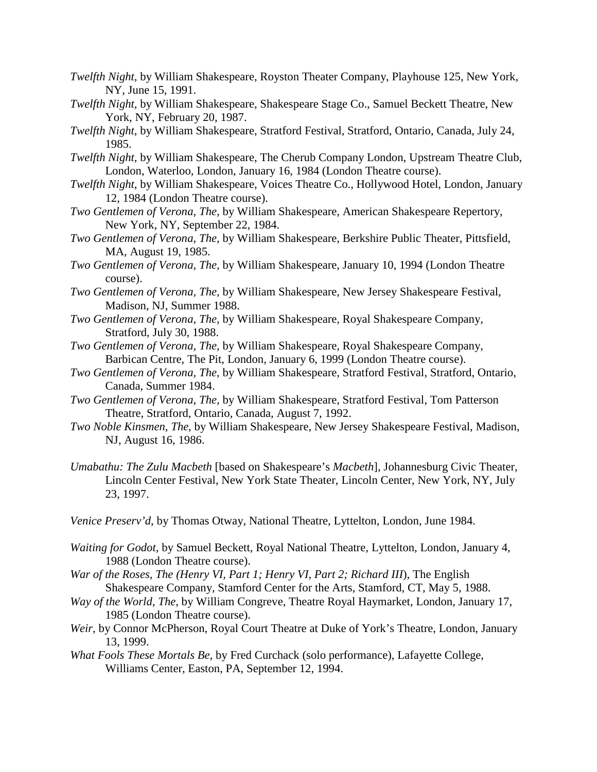*Twelfth Night*, by William Shakespeare, Royston Theater Company, Playhouse 125, New York, NY, June 15, 1991.

*Twelfth Night*, by William Shakespeare, Shakespeare Stage Co., Samuel Beckett Theatre, New York, NY, February 20, 1987.

*Twelfth Night*, by William Shakespeare, Stratford Festival, Stratford, Ontario, Canada, July 24, 1985.

*Twelfth Night*, by William Shakespeare, The Cherub Company London, Upstream Theatre Club, London, Waterloo, London, January 16, 1984 (London Theatre course).

*Twelfth Night*, by William Shakespeare, Voices Theatre Co., Hollywood Hotel, London, January 12, 1984 (London Theatre course).

*Two Gentlemen of Verona, The*, by William Shakespeare, American Shakespeare Repertory, New York, NY, September 22, 1984.

*Two Gentlemen of Verona, The*, by William Shakespeare, Berkshire Public Theater, Pittsfield, MA, August 19, 1985.

*Two Gentlemen of Verona, The*, by William Shakespeare, January 10, 1994 (London Theatre course).

*Two Gentlemen of Verona, The*, by William Shakespeare, New Jersey Shakespeare Festival, Madison, NJ, Summer 1988.

*Two Gentlemen of Verona, The*, by William Shakespeare, Royal Shakespeare Company, Stratford, July 30, 1988.

*Two Gentlemen of Verona, The*, by William Shakespeare, Royal Shakespeare Company, Barbican Centre, The Pit, London, January 6, 1999 (London Theatre course).

*Two Gentlemen of Verona, The*, by William Shakespeare, Stratford Festival, Stratford, Ontario, Canada, Summer 1984.

*Two Gentlemen of Verona, The*, by William Shakespeare, Stratford Festival, Tom Patterson Theatre, Stratford, Ontario, Canada, August 7, 1992.

*Two Noble Kinsmen, The*, by William Shakespeare, New Jersey Shakespeare Festival, Madison, NJ, August 16, 1986.

*Umabathu: The Zulu Macbeth* [based on Shakespeare's *Macbeth*], Johannesburg Civic Theater, Lincoln Center Festival, New York State Theater, Lincoln Center, New York, NY, July 23, 1997.

*Venice Preserv'd*, by Thomas Otway, National Theatre, Lyttelton, London, June 1984.

*Waiting for Godot*, by Samuel Beckett, Royal National Theatre, Lyttelton, London, January 4, 1988 (London Theatre course).

*War of the Roses, The (Henry VI, Part 1; Henry VI, Part 2; Richard III*), The English Shakespeare Company, Stamford Center for the Arts, Stamford, CT, May 5, 1988.

*Way of the World, The*, by William Congreve, Theatre Royal Haymarket, London, January 17, 1985 (London Theatre course).

*Weir*, by Connor McPherson, Royal Court Theatre at Duke of York's Theatre, London, January 13, 1999.

*What Fools These Mortals Be*, by Fred Curchack (solo performance), Lafayette College, Williams Center, Easton, PA, September 12, 1994.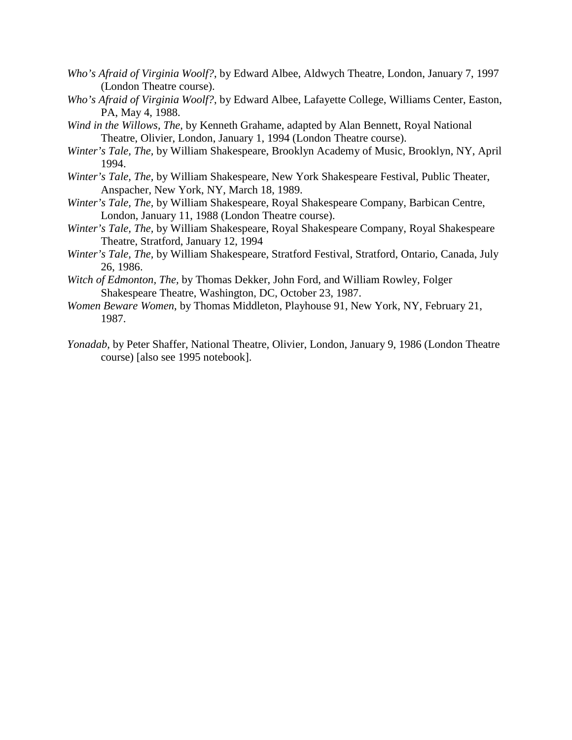*Who's Afraid of Virginia Woolf?*, by Edward Albee, Aldwych Theatre, London, January 7, 1997 (London Theatre course).

*Who's Afraid of Virginia Woolf?*, by Edward Albee, Lafayette College, Williams Center, Easton, PA, May 4, 1988.

*Wind in the Willows, The,* by Kenneth Grahame, adapted by Alan Bennett, Royal National Theatre, Olivier, London, January 1, 1994 (London Theatre course).

*Winter's Tale, The,* by William Shakespeare, Brooklyn Academy of Music, Brooklyn, NY, April 1994.

*Winter's Tale, The,* by William Shakespeare, New York Shakespeare Festival, Public Theater, Anspacher, New York, NY, March 18, 1989.

*Winter's Tale, The,* by William Shakespeare, Royal Shakespeare Company, Barbican Centre, London, January 11, 1988 (London Theatre course).

*Winter's Tale, The,* by William Shakespeare, Royal Shakespeare Company, Royal Shakespeare Theatre, Stratford, January 12, 1994

*Winter's Tale, The,* by William Shakespeare, Stratford Festival, Stratford, Ontario, Canada, July 26, 1986.

*Witch of Edmonton, The,* by Thomas Dekker, John Ford, and William Rowley, Folger Shakespeare Theatre, Washington, DC, October 23, 1987.

*Women Beware Women*, by Thomas Middleton, Playhouse 91, New York, NY, February 21, 1987.

*Yonadab*, by Peter Shaffer, National Theatre, Olivier, London, January 9, 1986 (London Theatre course) [also see 1995 notebook].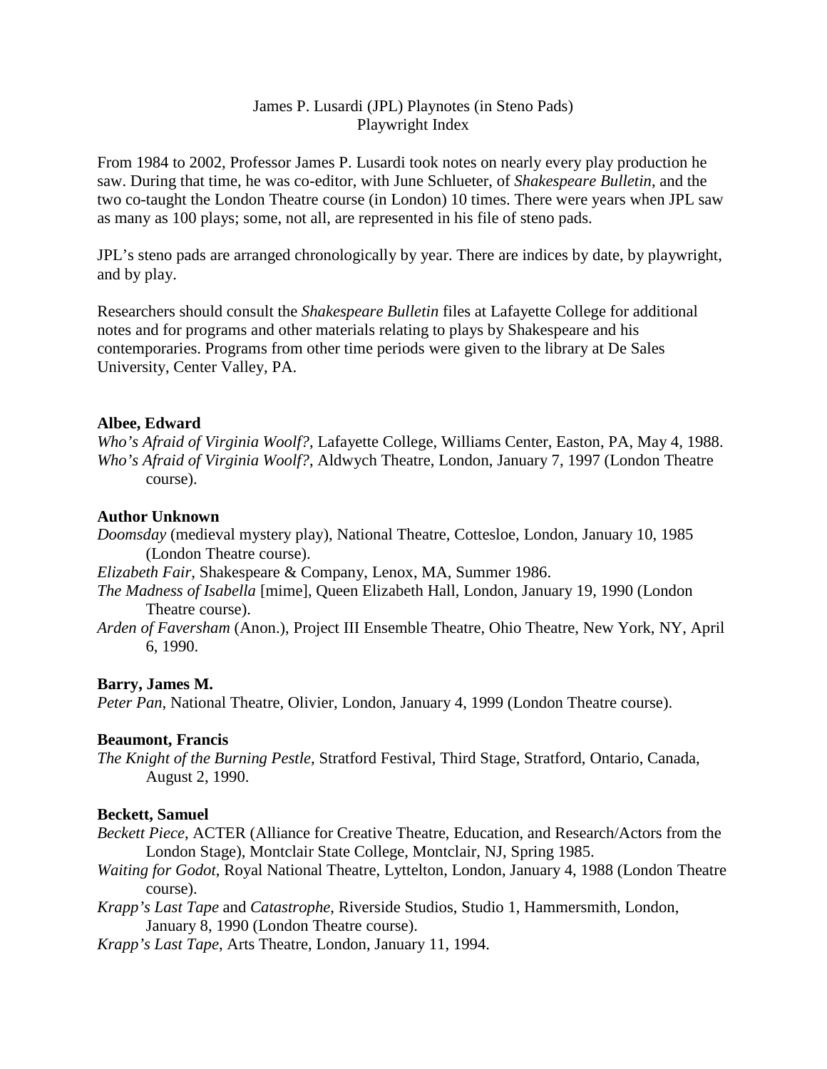James P. Lusardi (JPL) Playnotes (in Steno Pads)
Playwright Index

From 1984 to 2002, Professor James P. Lusardi took notes on nearly every play production he saw. During that time, he was co-editor, with June Schlueter, of *Shakespeare Bulletin*, and the two co-taught the London Theatre course (in London) 10 times. There were years when JPL saw as many as 100 plays; some, not all, are represented in his file of steno pads.

JPL's steno pads are arranged chronologically by year. There are indices by date, by playwright, and by play.

Researchers should consult the *Shakespeare Bulletin* files at Lafayette College for additional notes and for programs and other materials relating to plays by Shakespeare and his contemporaries. Programs from other time periods were given to the library at De Sales University, Center Valley, PA.

**Albee, Edward**

*Who's Afraid of Virginia Woolf?*, Lafayette College, Williams Center, Easton, PA, May 4, 1988.
*Who's Afraid of Virginia Woolf?*, Aldwych Theatre, London, January 7, 1997 (London Theatre course).

**Author Unknown**

*Doomsday* (medieval mystery play), National Theatre, Cottesloe, London, January 10, 1985 (London Theatre course).
*Elizabeth Fair*, Shakespeare & Company, Lenox, MA, Summer 1986.
*The Madness of Isabella* [mime], Queen Elizabeth Hall, London, January 19, 1990 (London Theatre course).
*Arden of Faversham* (Anon.), Project III Ensemble Theatre, Ohio Theatre, New York, NY, April 6, 1990.

**Barry, James M.**

*Peter Pan*, National Theatre, Olivier, London, January 4, 1999 (London Theatre course).

**Beaumont, Francis**

*The Knight of the Burning Pestle*, Stratford Festival, Third Stage, Stratford, Ontario, Canada, August 2, 1990.

**Beckett, Samuel**

*Beckett Piece*, ACTER (Alliance for Creative Theatre, Education, and Research/Actors from the London Stage), Montclair State College, Montclair, NJ, Spring 1985.
*Waiting for Godot*, Royal National Theatre, Lyttelton, London, January 4, 1988 (London Theatre course).
*Krapp's Last Tape* and *Catastrophe*, Riverside Studios, Studio 1, Hammersmith, London, January 8, 1990 (London Theatre course).
*Krapp's Last Tape*, Arts Theatre, London, January 11, 1994.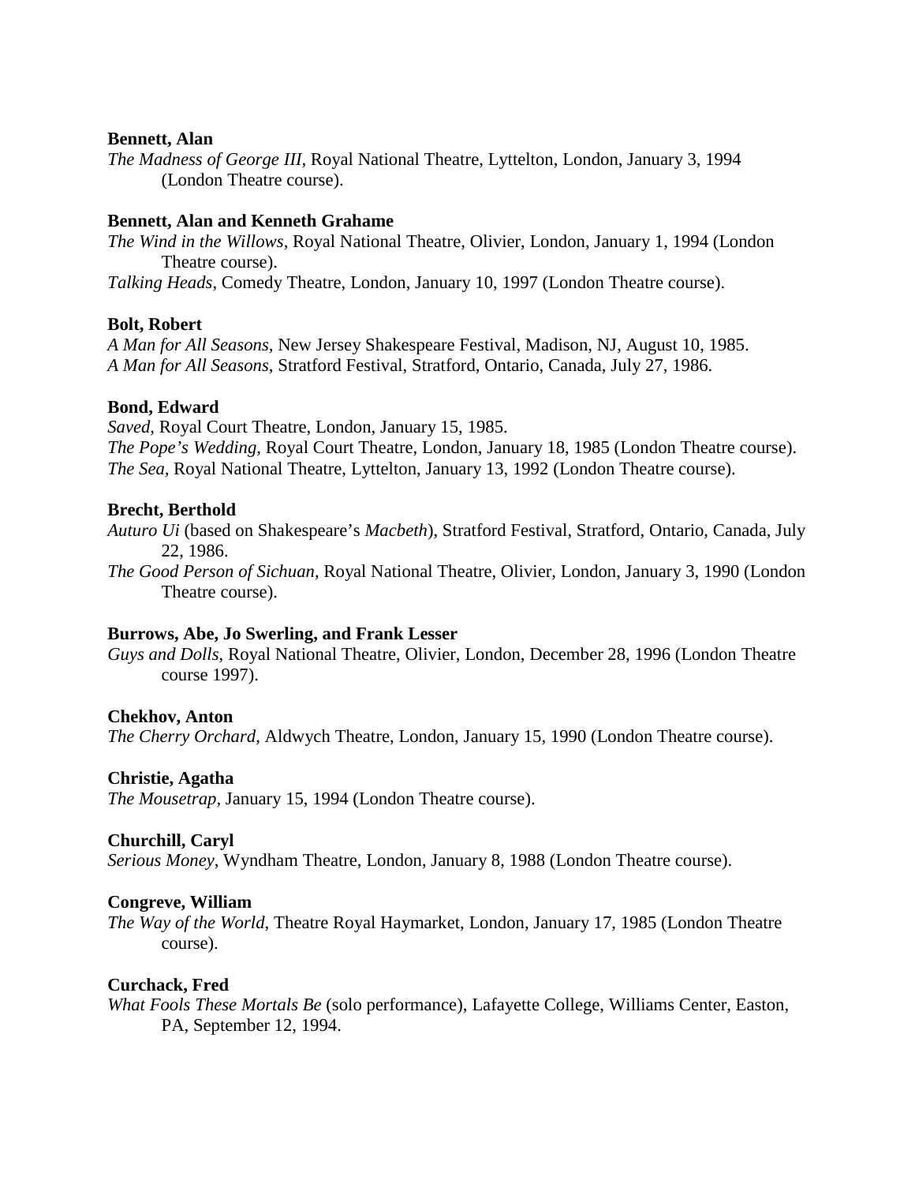**Bennett, Alan**

*The Madness of George III*, Royal National Theatre, Lyttelton, London, January 3, 1994 (London Theatre course).

**Bennett, Alan and Kenneth Grahame**

*The Wind in the Willows*, Royal National Theatre, Olivier, London, January 1, 1994 (London Theatre course).

*Talking Heads*, Comedy Theatre, London, January 10, 1997 (London Theatre course).

**Bolt, Robert**

*A Man for All Seasons*, New Jersey Shakespeare Festival, Madison, NJ, August 10, 1985.

*A Man for All Seasons*, Stratford Festival, Stratford, Ontario, Canada, July 27, 1986.

**Bond, Edward**

*Saved*, Royal Court Theatre, London, January 15, 1985.

*The Pope's Wedding*, Royal Court Theatre, London, January 18, 1985 (London Theatre course).

*The Sea*, Royal National Theatre, Lyttelton, January 13, 1992 (London Theatre course).

**Brecht, Berthold**

*Auturo Ui* (based on Shakespeare's *Macbeth*), Stratford Festival, Stratford, Ontario, Canada, July 22, 1986.

*The Good Person of Sichuan*, Royal National Theatre, Olivier, London, January 3, 1990 (London Theatre course).

**Burrows, Abe, Jo Swerling, and Frank Lesser**

*Guys and Dolls*, Royal National Theatre, Olivier, London, December 28, 1996 (London Theatre course 1997).

**Chekhov, Anton**

*The Cherry Orchard*, Aldwych Theatre, London, January 15, 1990 (London Theatre course).

**Christie, Agatha**

*The Mousetrap*, January 15, 1994 (London Theatre course).

**Churchill, Caryl**

*Serious Money*, Wyndham Theatre, London, January 8, 1988 (London Theatre course).

**Congreve, William**

*The Way of the World*, Theatre Royal Haymarket, London, January 17, 1985 (London Theatre course).

**Curchack, Fred**

*What Fools These Mortals Be* (solo performance), Lafayette College, Williams Center, Easton, PA, September 12, 1994.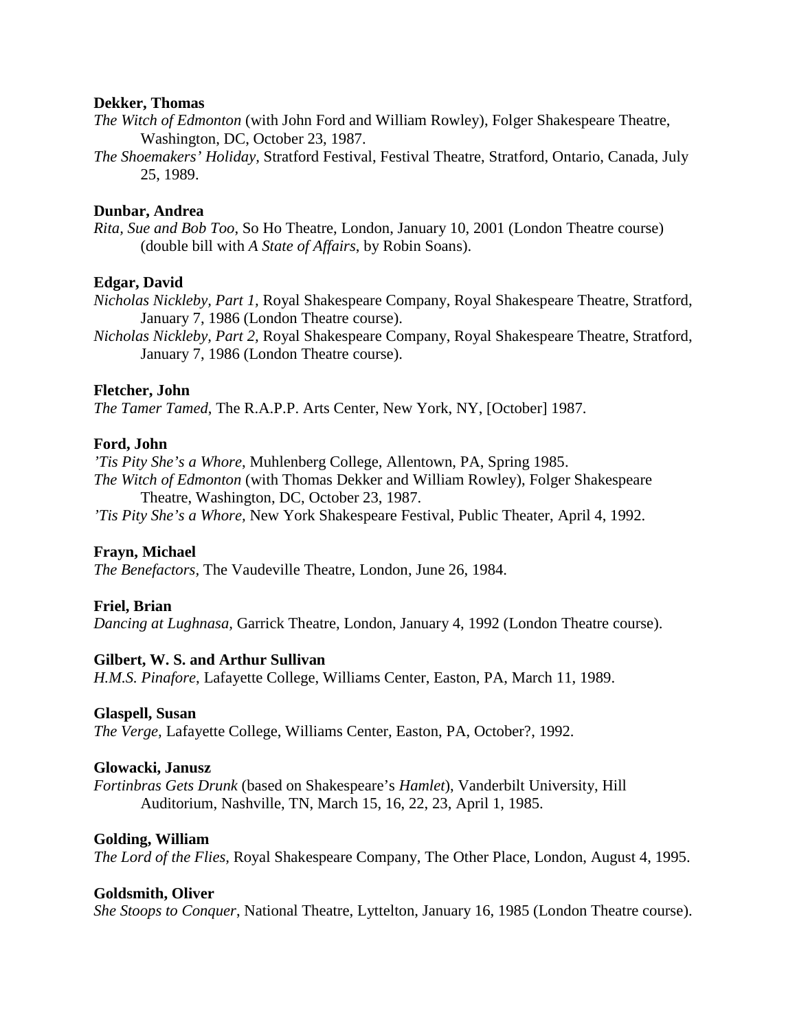**Dekker, Thomas**

*The Witch of Edmonton* (with John Ford and William Rowley), Folger Shakespeare Theatre, Washington, DC, October 23, 1987.

*The Shoemakers' Holiday*, Stratford Festival, Festival Theatre, Stratford, Ontario, Canada, July 25, 1989.

**Dunbar, Andrea**

*Rita, Sue and Bob Too*, So Ho Theatre, London, January 10, 2001 (London Theatre course) (double bill with *A State of Affairs*, by Robin Soans).

**Edgar, David**

*Nicholas Nickleby, Part 1,* Royal Shakespeare Company, Royal Shakespeare Theatre, Stratford, January 7, 1986 (London Theatre course).

*Nicholas Nickleby, Part 2,* Royal Shakespeare Company, Royal Shakespeare Theatre, Stratford, January 7, 1986 (London Theatre course).

**Fletcher, John**

*The Tamer Tamed*, The R.A.P.P. Arts Center, New York, NY, [October] 1987.

**Ford, John**

*'Tis Pity She's a Whore*, Muhlenberg College, Allentown, PA, Spring 1985.

*The Witch of Edmonton* (with Thomas Dekker and William Rowley), Folger Shakespeare Theatre, Washington, DC, October 23, 1987.

*'Tis Pity She's a Whore*, New York Shakespeare Festival, Public Theater, April 4, 1992.

**Frayn, Michael**

*The Benefactors*, The Vaudeville Theatre, London, June 26, 1984.

**Friel, Brian**

*Dancing at Lughnasa*, Garrick Theatre, London, January 4, 1992 (London Theatre course).

**Gilbert, W. S. and Arthur Sullivan**

*H.M.S. Pinafore*, Lafayette College, Williams Center, Easton, PA, March 11, 1989.

**Glaspell, Susan**

*The Verge*, Lafayette College, Williams Center, Easton, PA, October?, 1992.

**Glowacki, Janusz**

*Fortinbras Gets Drunk* (based on Shakespeare's *Hamlet*), Vanderbilt University, Hill Auditorium, Nashville, TN, March 15, 16, 22, 23, April 1, 1985.

**Golding, William**

*The Lord of the Flies*, Royal Shakespeare Company, The Other Place, London, August 4, 1995.

**Goldsmith, Oliver**

*She Stoops to Conquer*, National Theatre, Lyttelton, January 16, 1985 (London Theatre course).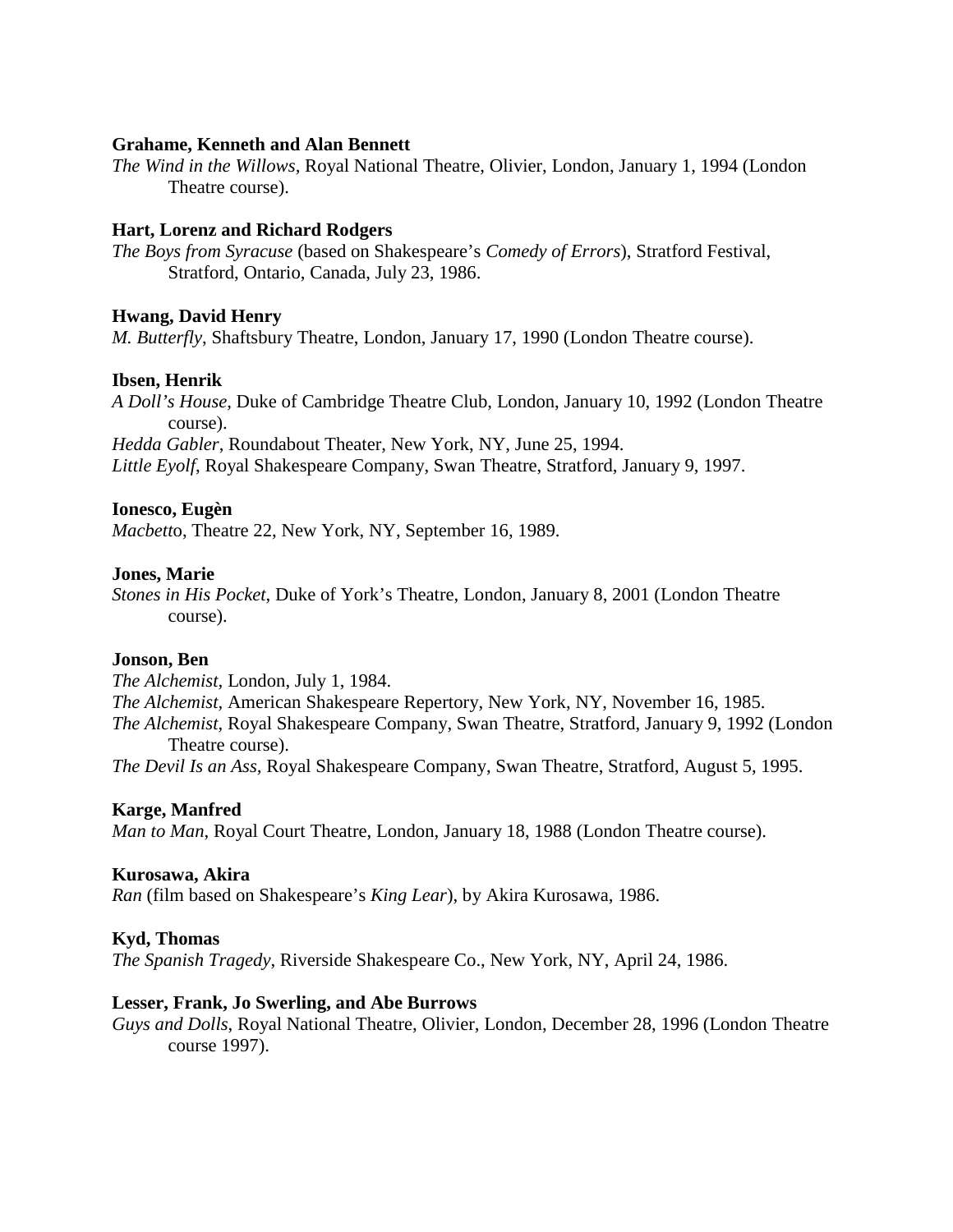**Grahame, Kenneth and Alan Bennett**

*The Wind in the Willows*, Royal National Theatre, Olivier, London, January 1, 1994 (London Theatre course).

**Hart, Lorenz and Richard Rodgers**

*The Boys from Syracuse* (based on Shakespeare's *Comedy of Errors*), Stratford Festival, Stratford, Ontario, Canada, July 23, 1986.

**Hwang, David Henry**

*M. Butterfly*, Shaftsbury Theatre, London, January 17, 1990 (London Theatre course).

**Ibsen, Henrik**

*A Doll's House*, Duke of Cambridge Theatre Club, London, January 10, 1992 (London Theatre course).
*Hedda Gabler*, Roundabout Theater, New York, NY, June 25, 1994.
*Little Eyolf*, Royal Shakespeare Company, Swan Theatre, Stratford, January 9, 1997.

**Ionesco, Eugèn**

*Macbett*o, Theatre 22, New York, NY, September 16, 1989.

**Jones, Marie**

*Stones in His Pocket*, Duke of York's Theatre, London, January 8, 2001 (London Theatre course).

**Jonson, Ben**

*The Alchemist*, London, July 1, 1984.
*The Alchemist*, American Shakespeare Repertory, New York, NY, November 16, 1985.
*The Alchemist*, Royal Shakespeare Company, Swan Theatre, Stratford, January 9, 1992 (London Theatre course).
*The Devil Is an Ass*, Royal Shakespeare Company, Swan Theatre, Stratford, August 5, 1995.

**Karge, Manfred**

*Man to Man*, Royal Court Theatre, London, January 18, 1988 (London Theatre course).

**Kurosawa, Akira**

*Ran* (film based on Shakespeare's *King Lear*), by Akira Kurosawa, 1986.

**Kyd, Thomas**

*The Spanish Tragedy*, Riverside Shakespeare Co., New York, NY, April 24, 1986.

**Lesser, Frank, Jo Swerling, and Abe Burrows**

*Guys and Dolls*, Royal National Theatre, Olivier, London, December 28, 1996 (London Theatre course 1997).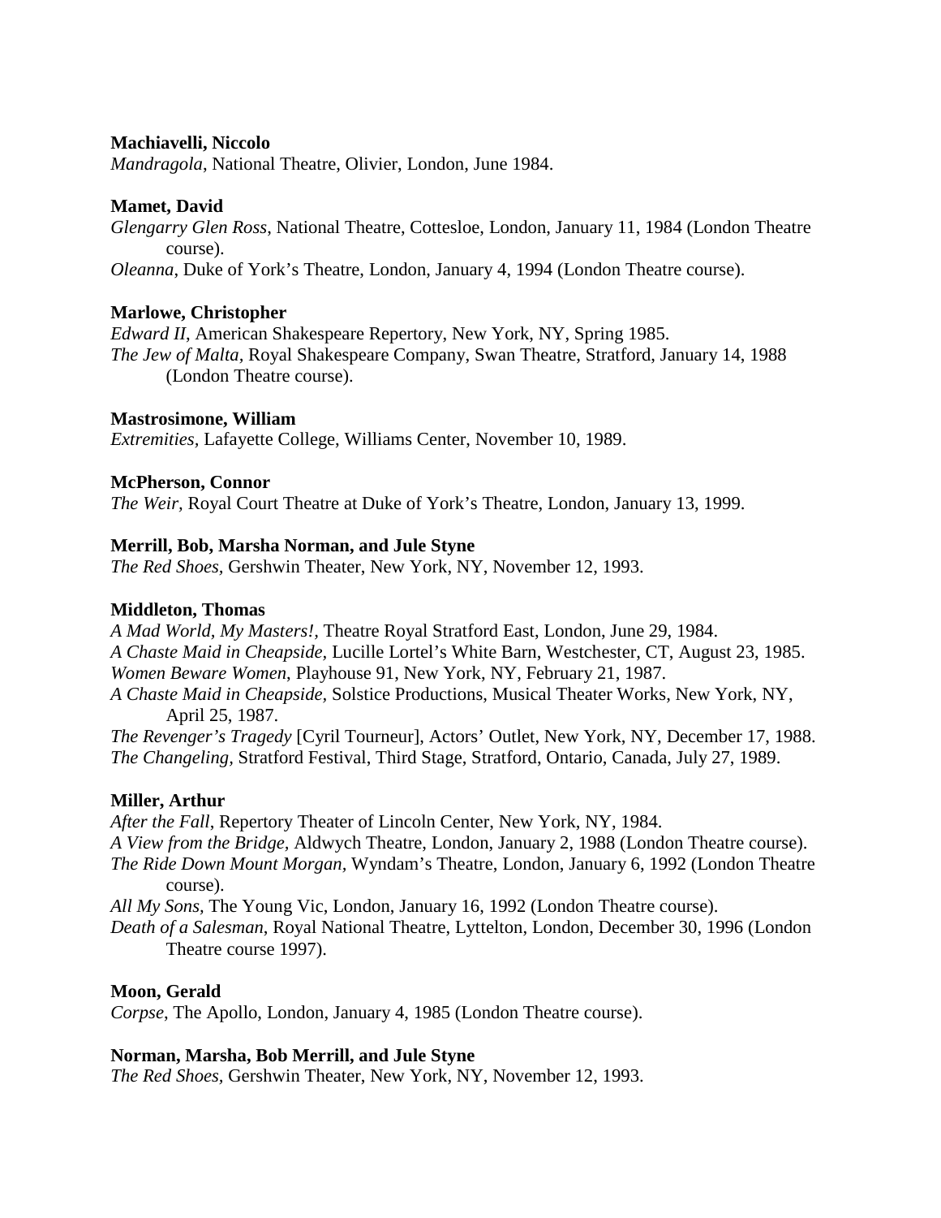**Machiavelli, Niccolo**

*Mandragola*, National Theatre, Olivier, London, June 1984.

**Mamet, David**

*Glengarry Glen Ross*, National Theatre, Cottesloe, London, January 11, 1984 (London Theatre course).

*Oleanna*, Duke of York's Theatre, London, January 4, 1994 (London Theatre course).

**Marlowe, Christopher**

*Edward II*, American Shakespeare Repertory, New York, NY, Spring 1985.

*The Jew of Malta*, Royal Shakespeare Company, Swan Theatre, Stratford, January 14, 1988 (London Theatre course).

**Mastrosimone, William**

*Extremities,* Lafayette College, Williams Center, November 10, 1989.

**McPherson, Connor**

*The Weir,* Royal Court Theatre at Duke of York's Theatre, London, January 13, 1999.

**Merrill, Bob, Marsha Norman, and Jule Styne**

*The Red Shoes,* Gershwin Theater, New York, NY, November 12, 1993.

**Middleton, Thomas**

*A Mad World, My Masters!*, Theatre Royal Stratford East, London, June 29, 1984.

*A Chaste Maid in Cheapside*, Lucille Lortel's White Barn, Westchester, CT, August 23, 1985.

*Women Beware Women*, Playhouse 91, New York, NY, February 21, 1987.

*A Chaste Maid in Cheapside*, Solstice Productions, Musical Theater Works, New York, NY, April 25, 1987.

*The Revenger's Tragedy* [Cyril Tourneur], Actors' Outlet, New York, NY, December 17, 1988.

*The Changeling*, Stratford Festival, Third Stage, Stratford, Ontario, Canada, July 27, 1989.

**Miller, Arthur**

*After the Fall*, Repertory Theater of Lincoln Center, New York, NY, 1984.

*A View from the Bridge*, Aldwych Theatre, London, January 2, 1988 (London Theatre course).

*The Ride Down Mount Morgan*, Wyndam's Theatre, London, January 6, 1992 (London Theatre course).

*All My Sons*, The Young Vic, London, January 16, 1992 (London Theatre course).

*Death of a Salesman*, Royal National Theatre, Lyttelton, London, December 30, 1996 (London Theatre course 1997).

**Moon, Gerald**

*Corpse*, The Apollo, London, January 4, 1985 (London Theatre course).

**Norman, Marsha, Bob Merrill, and Jule Styne**

*The Red Shoes,* Gershwin Theater, New York, NY, November 12, 1993.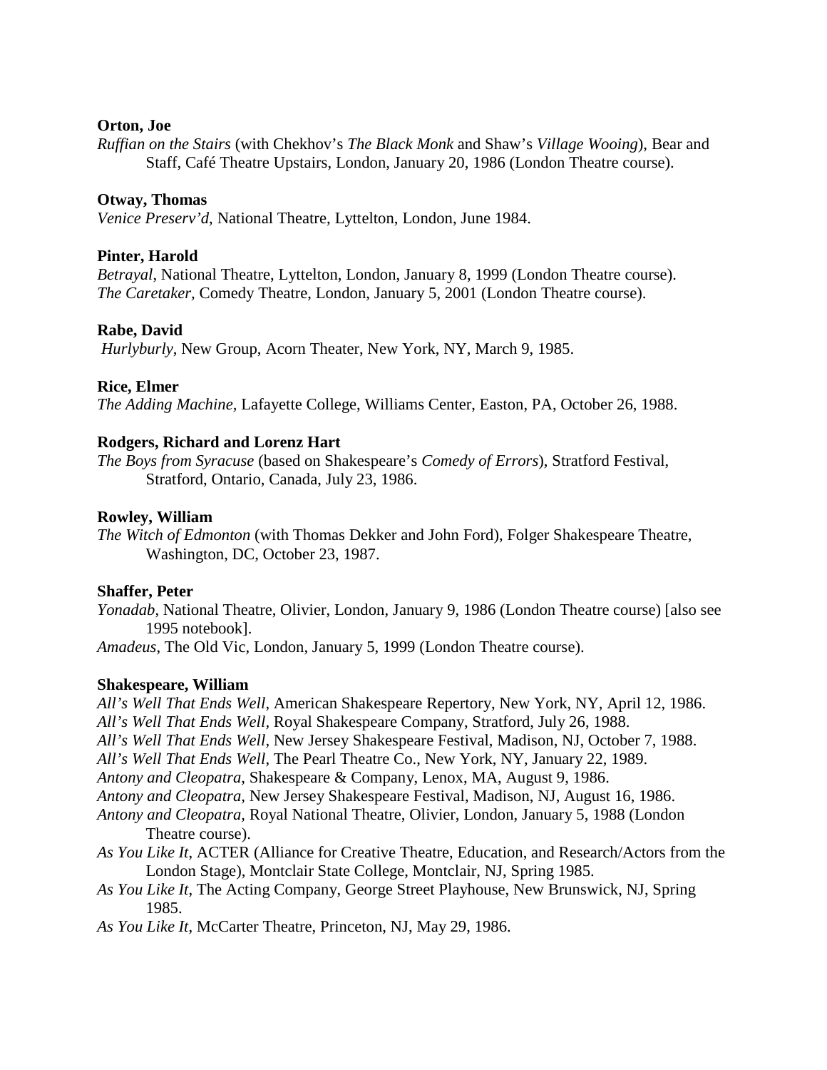**Orton, Joe**

*Ruffian on the Stairs* (with Chekhov's *The Black Monk* and Shaw's *Village Wooing*), Bear and Staff, Café Theatre Upstairs, London, January 20, 1986 (London Theatre course).

**Otway, Thomas**

*Venice Preserv'd*, National Theatre, Lyttelton, London, June 1984.

**Pinter, Harold**

*Betrayal*, National Theatre, Lyttelton, London, January 8, 1999 (London Theatre course).
*The Caretaker*, Comedy Theatre, London, January 5, 2001 (London Theatre course).

**Rabe, David**

*Hurlyburly*, New Group, Acorn Theater, New York, NY, March 9, 1985.

**Rice, Elmer**

*The Adding Machine*, Lafayette College, Williams Center, Easton, PA, October 26, 1988.

**Rodgers, Richard and Lorenz Hart**

*The Boys from Syracuse* (based on Shakespeare's *Comedy of Errors*), Stratford Festival, Stratford, Ontario, Canada, July 23, 1986.

**Rowley, William**

*The Witch of Edmonton* (with Thomas Dekker and John Ford), Folger Shakespeare Theatre, Washington, DC, October 23, 1987.

**Shaffer, Peter**

*Yonadab*, National Theatre, Olivier, London, January 9, 1986 (London Theatre course) [also see 1995 notebook].
*Amadeus*, The Old Vic, London, January 5, 1999 (London Theatre course).

**Shakespeare, William**

*All's Well That Ends Well*, American Shakespeare Repertory, New York, NY, April 12, 1986.
*All's Well That Ends Well*, Royal Shakespeare Company, Stratford, July 26, 1988.
*All's Well That Ends Well*, New Jersey Shakespeare Festival, Madison, NJ, October 7, 1988.
*All's Well That Ends Well*, The Pearl Theatre Co., New York, NY, January 22, 1989.
*Antony and Cleopatra*, Shakespeare & Company, Lenox, MA, August 9, 1986.
*Antony and Cleopatra*, New Jersey Shakespeare Festival, Madison, NJ, August 16, 1986.
*Antony and Cleopatra*, Royal National Theatre, Olivier, London, January 5, 1988 (London Theatre course).
*As You Like It*, ACTER (Alliance for Creative Theatre, Education, and Research/Actors from the London Stage), Montclair State College, Montclair, NJ, Spring 1985.
*As You Like It*, The Acting Company, George Street Playhouse, New Brunswick, NJ, Spring 1985.
*As You Like It*, McCarter Theatre, Princeton, NJ, May 29, 1986.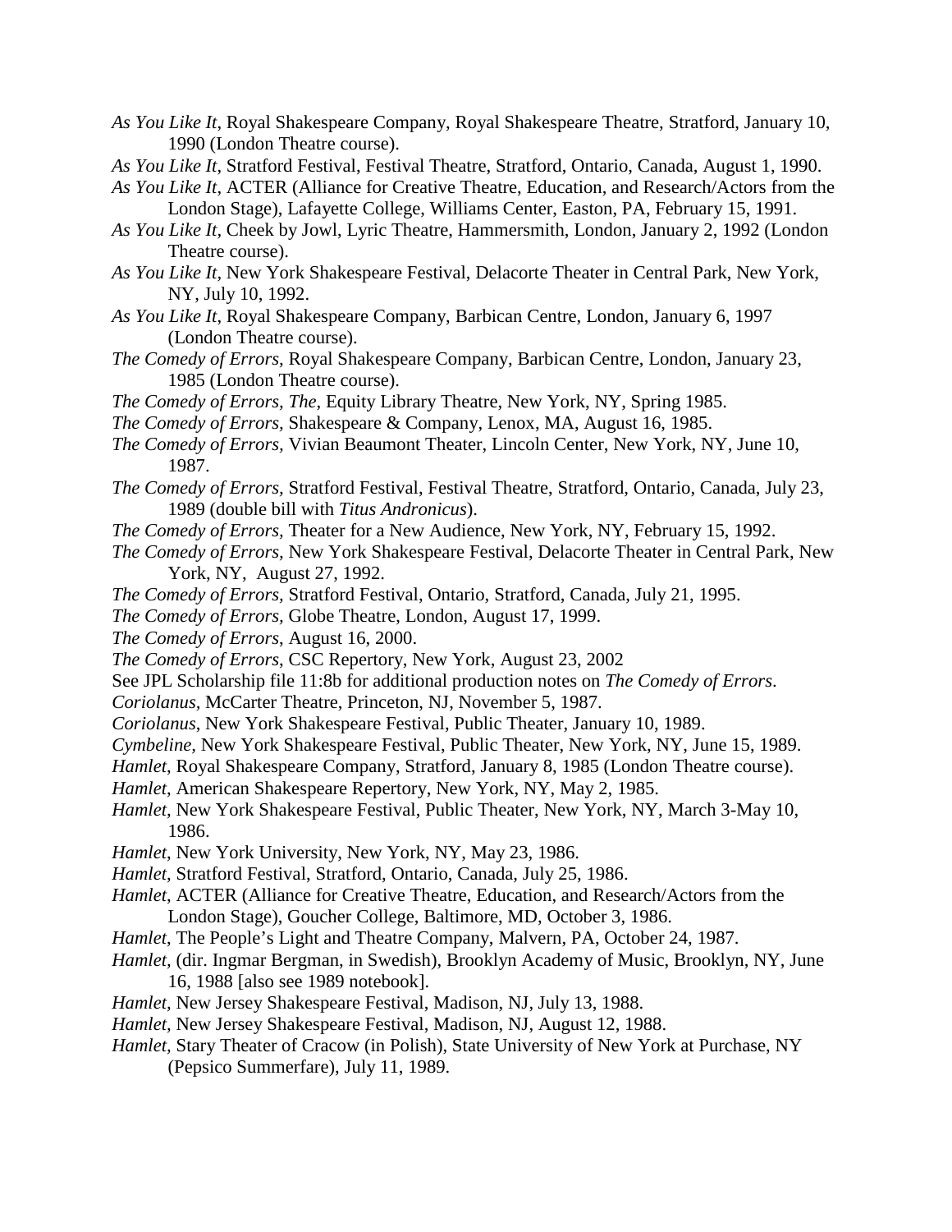*As You Like It*, Royal Shakespeare Company, Royal Shakespeare Theatre, Stratford, January 10, 1990 (London Theatre course).

*As You Like It*, Stratford Festival, Festival Theatre, Stratford, Ontario, Canada, August 1, 1990.

*As You Like It*, ACTER (Alliance for Creative Theatre, Education, and Research/Actors from the London Stage), Lafayette College, Williams Center, Easton, PA, February 15, 1991.

*As You Like It*, Cheek by Jowl, Lyric Theatre, Hammersmith, London, January 2, 1992 (London Theatre course).

*As You Like It*, New York Shakespeare Festival, Delacorte Theater in Central Park, New York, NY, July 10, 1992.

*As You Like It*, Royal Shakespeare Company, Barbican Centre, London, January 6, 1997 (London Theatre course).

*The Comedy of Errors*, Royal Shakespeare Company, Barbican Centre, London, January 23, 1985 (London Theatre course).

*The Comedy of Errors, The*, Equity Library Theatre, New York, NY, Spring 1985.

*The Comedy of Errors*, Shakespeare & Company, Lenox, MA, August 16, 1985.

*The Comedy of Errors*, Vivian Beaumont Theater, Lincoln Center, New York, NY, June 10, 1987.

*The Comedy of Errors*, Stratford Festival, Festival Theatre, Stratford, Ontario, Canada, July 23, 1989 (double bill with *Titus Andronicus*).

*The Comedy of Errors*, Theater for a New Audience, New York, NY, February 15, 1992.

*The Comedy of Errors*, New York Shakespeare Festival, Delacorte Theater in Central Park, New York, NY, August 27, 1992.

*The Comedy of Errors*, Stratford Festival, Ontario, Stratford, Canada, July 21, 1995.

*The Comedy of Errors*, Globe Theatre, London, August 17, 1999.

*The Comedy of Errors*, August 16, 2000.

*The Comedy of Errors*, CSC Repertory, New York, August 23, 2002

See JPL Scholarship file 11:8b for additional production notes on *The Comedy of Errors*.

*Coriolanus*, McCarter Theatre, Princeton, NJ, November 5, 1987.

*Coriolanus*, New York Shakespeare Festival, Public Theater, January 10, 1989.

*Cymbeline*, New York Shakespeare Festival, Public Theater, New York, NY, June 15, 1989.

*Hamlet*, Royal Shakespeare Company, Stratford, January 8, 1985 (London Theatre course).

*Hamlet*, American Shakespeare Repertory, New York, NY, May 2, 1985.

*Hamlet*, New York Shakespeare Festival, Public Theater, New York, NY, March 3-May 10, 1986.

*Hamlet*, New York University, New York, NY, May 23, 1986.

*Hamlet*, Stratford Festival, Stratford, Ontario, Canada, July 25, 1986.

*Hamlet*, ACTER (Alliance for Creative Theatre, Education, and Research/Actors from the London Stage), Goucher College, Baltimore, MD, October 3, 1986.

*Hamlet*, The People's Light and Theatre Company, Malvern, PA, October 24, 1987.

*Hamlet*, (dir. Ingmar Bergman, in Swedish), Brooklyn Academy of Music, Brooklyn, NY, June 16, 1988 [also see 1989 notebook].

*Hamlet*, New Jersey Shakespeare Festival, Madison, NJ, July 13, 1988.

*Hamlet*, New Jersey Shakespeare Festival, Madison, NJ, August 12, 1988.

*Hamlet*, Stary Theater of Cracow (in Polish), State University of New York at Purchase, NY (Pepsico Summerfare), July 11, 1989.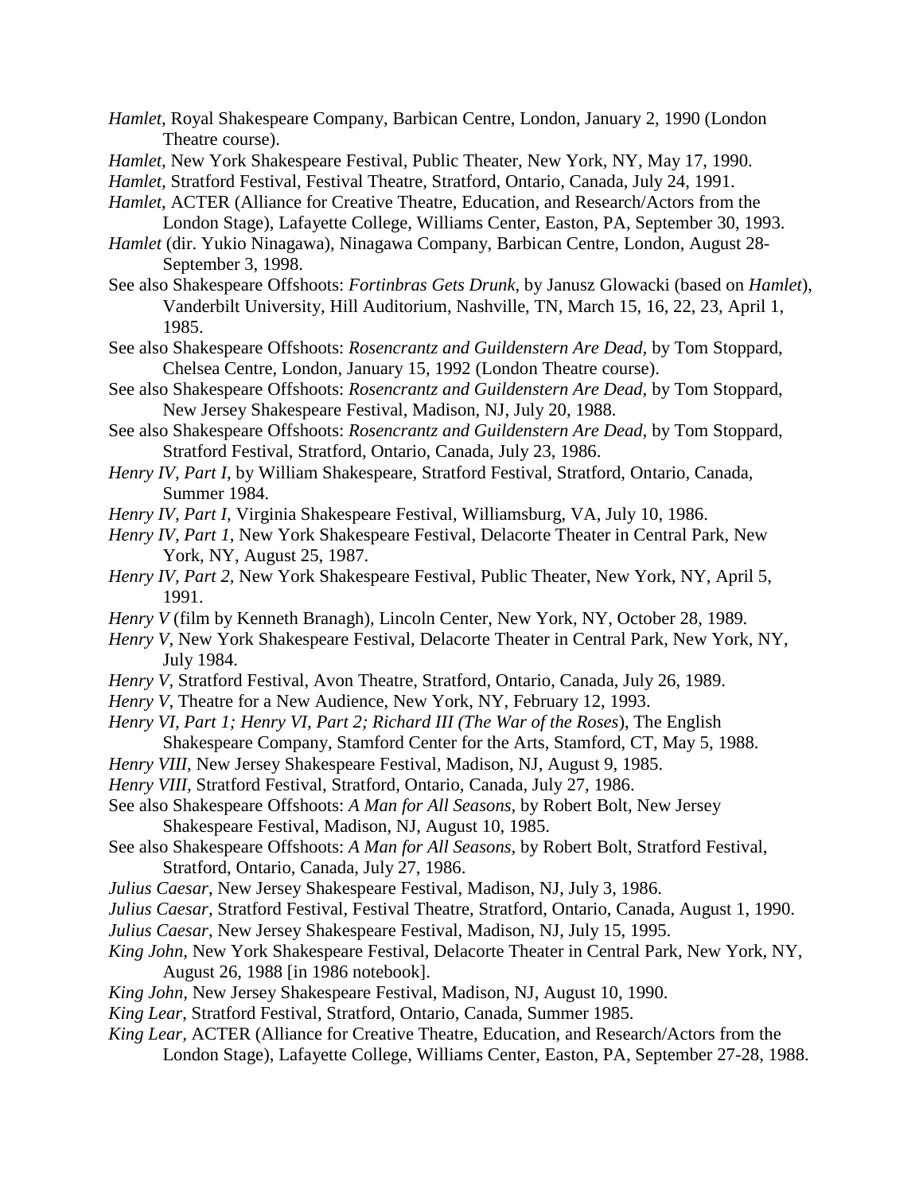*Hamlet*, Royal Shakespeare Company, Barbican Centre, London, January 2, 1990 (London Theatre course).

*Hamlet*, New York Shakespeare Festival, Public Theater, New York, NY, May 17, 1990.

*Hamlet,* Stratford Festival, Festival Theatre, Stratford, Ontario, Canada, July 24, 1991.

*Hamlet*, ACTER (Alliance for Creative Theatre, Education, and Research/Actors from the London Stage), Lafayette College, Williams Center, Easton, PA, September 30, 1993.

*Hamlet* (dir. Yukio Ninagawa), Ninagawa Company, Barbican Centre, London, August 28-September 3, 1998.

See also Shakespeare Offshoots: *Fortinbras Gets Drunk*, by Janusz Glowacki (based on *Hamlet*), Vanderbilt University, Hill Auditorium, Nashville, TN, March 15, 16, 22, 23, April 1, 1985.

See also Shakespeare Offshoots: *Rosencrantz and Guildenstern Are Dead,* by Tom Stoppard, Chelsea Centre, London, January 15, 1992 (London Theatre course).

See also Shakespeare Offshoots: *Rosencrantz and Guildenstern Are Dead,* by Tom Stoppard, New Jersey Shakespeare Festival, Madison, NJ, July 20, 1988.

See also Shakespeare Offshoots: *Rosencrantz and Guildenstern Are Dead,* by Tom Stoppard, Stratford Festival, Stratford, Ontario, Canada, July 23, 1986.

*Henry IV, Part I*, by William Shakespeare, Stratford Festival, Stratford, Ontario, Canada, Summer 1984.

*Henry IV, Part I,* Virginia Shakespeare Festival, Williamsburg, VA, July 10, 1986.

*Henry IV, Part 1*, New York Shakespeare Festival, Delacorte Theater in Central Park, New York, NY, August 25, 1987.

*Henry IV, Part 2,* New York Shakespeare Festival, Public Theater, New York, NY, April 5, 1991.

*Henry V* (film by Kenneth Branagh), Lincoln Center, New York, NY, October 28, 1989.

*Henry V*, New York Shakespeare Festival, Delacorte Theater in Central Park, New York, NY, July 1984.

*Henry V*, Stratford Festival, Avon Theatre, Stratford, Ontario, Canada, July 26, 1989.

*Henry V*, Theatre for a New Audience, New York, NY, February 12, 1993.

*Henry VI, Part 1; Henry VI, Part 2; Richard III (The War of the Roses*), The English Shakespeare Company, Stamford Center for the Arts, Stamford, CT, May 5, 1988.

*Henry VIII,* New Jersey Shakespeare Festival, Madison, NJ, August 9, 1985.

*Henry VIII*, Stratford Festival, Stratford, Ontario, Canada, July 27, 1986.

See also Shakespeare Offshoots: *A Man for All Seasons,* by Robert Bolt, New Jersey Shakespeare Festival, Madison, NJ, August 10, 1985.

See also Shakespeare Offshoots: *A Man for All Seasons,* by Robert Bolt, Stratford Festival, Stratford, Ontario, Canada, July 27, 1986.

*Julius Caesar*, New Jersey Shakespeare Festival, Madison, NJ, July 3, 1986.

*Julius Caesar,* Stratford Festival, Festival Theatre, Stratford, Ontario, Canada, August 1, 1990.

*Julius Caesar*, New Jersey Shakespeare Festival, Madison, NJ, July 15, 1995.

*King John,* New York Shakespeare Festival, Delacorte Theater in Central Park, New York, NY, August 26, 1988 [in 1986 notebook].

*King John,* New Jersey Shakespeare Festival, Madison, NJ, August 10, 1990.

*King Lear*, Stratford Festival, Stratford, Ontario, Canada, Summer 1985.

*King Lear,* ACTER (Alliance for Creative Theatre, Education, and Research/Actors from the London Stage), Lafayette College, Williams Center, Easton, PA, September 27-28, 1988.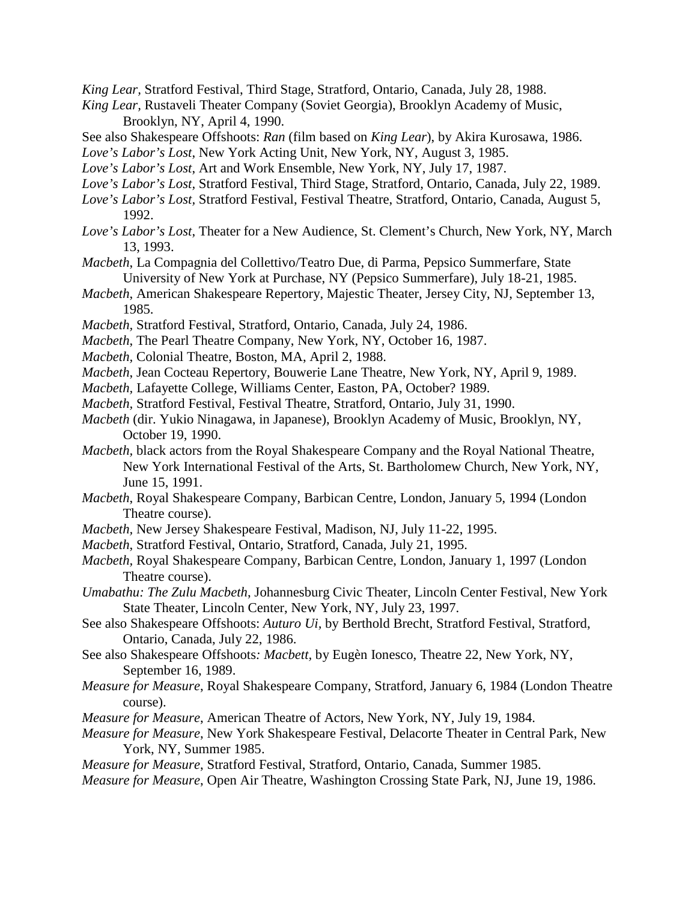*King Lear*, Stratford Festival, Third Stage, Stratford, Ontario, Canada, July 28, 1988.

*King Lear*, Rustaveli Theater Company (Soviet Georgia), Brooklyn Academy of Music, Brooklyn, NY, April 4, 1990.

See also Shakespeare Offshoots: *Ran* (film based on *King Lear*), by Akira Kurosawa, 1986.

*Love's Labor's Lost*, New York Acting Unit, New York, NY, August 3, 1985.

*Love's Labor's Lost*, Art and Work Ensemble, New York, NY, July 17, 1987.

*Love's Labor's Lost*, Stratford Festival, Third Stage, Stratford, Ontario, Canada, July 22, 1989.

*Love's Labor's Lost*, Stratford Festival, Festival Theatre, Stratford, Ontario, Canada, August 5, 1992.

*Love's Labor's Lost*, Theater for a New Audience, St. Clement's Church, New York, NY, March 13, 1993.

*Macbeth*, La Compagnia del Collettivo/Teatro Due, di Parma, Pepsico Summerfare, State University of New York at Purchase, NY (Pepsico Summerfare), July 18-21, 1985.

*Macbeth*, American Shakespeare Repertory, Majestic Theater, Jersey City, NJ, September 13, 1985.

*Macbeth*, Stratford Festival, Stratford, Ontario, Canada, July 24, 1986.

*Macbeth*, The Pearl Theatre Company, New York, NY, October 16, 1987.

*Macbeth*, Colonial Theatre, Boston, MA, April 2, 1988.

*Macbeth*, Jean Cocteau Repertory, Bouwerie Lane Theatre, New York, NY, April 9, 1989.

*Macbeth*, Lafayette College, Williams Center, Easton, PA, October? 1989.

*Macbeth*, Stratford Festival, Festival Theatre, Stratford, Ontario, July 31, 1990.

*Macbeth* (dir. Yukio Ninagawa, in Japanese), Brooklyn Academy of Music, Brooklyn, NY, October 19, 1990.

*Macbeth*, black actors from the Royal Shakespeare Company and the Royal National Theatre, New York International Festival of the Arts, St. Bartholomew Church, New York, NY, June 15, 1991.

*Macbeth*, Royal Shakespeare Company, Barbican Centre, London, January 5, 1994 (London Theatre course).

*Macbeth*, New Jersey Shakespeare Festival, Madison, NJ, July 11-22, 1995.

*Macbeth*, Stratford Festival, Ontario, Stratford, Canada, July 21, 1995.

*Macbeth*, Royal Shakespeare Company, Barbican Centre, London, January 1, 1997 (London Theatre course).

*Umabathu: The Zulu Macbeth*, Johannesburg Civic Theater, Lincoln Center Festival, New York State Theater, Lincoln Center, New York, NY, July 23, 1997.

See also Shakespeare Offshoots: *Auturo Ui*, by Berthold Brecht, Stratford Festival, Stratford, Ontario, Canada, July 22, 1986.

See also Shakespeare Offshoots*: Macbett,* by Eugèn Ionesco, Theatre 22, New York, NY, September 16, 1989.

*Measure for Measure*, Royal Shakespeare Company, Stratford, January 6, 1984 (London Theatre course).

*Measure for Measure*, American Theatre of Actors, New York, NY, July 19, 1984.

*Measure for Measure*, New York Shakespeare Festival, Delacorte Theater in Central Park, New York, NY, Summer 1985.

*Measure for Measure*, Stratford Festival, Stratford, Ontario, Canada, Summer 1985.

*Measure for Measure*, Open Air Theatre, Washington Crossing State Park, NJ, June 19, 1986.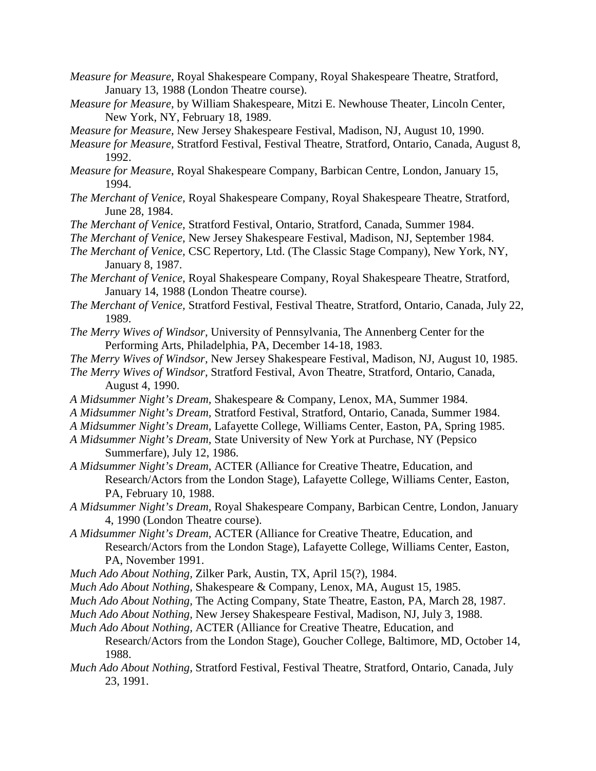*Measure for Measure*, Royal Shakespeare Company, Royal Shakespeare Theatre, Stratford, January 13, 1988 (London Theatre course).

*Measure for Measure,* by William Shakespeare, Mitzi E. Newhouse Theater, Lincoln Center, New York, NY, February 18, 1989.

*Measure for Measure,* New Jersey Shakespeare Festival, Madison, NJ, August 10, 1990.

*Measure for Measure,* Stratford Festival, Festival Theatre, Stratford, Ontario, Canada, August 8, 1992.

*Measure for Measure*, Royal Shakespeare Company, Barbican Centre, London, January 15, 1994.

*The Merchant of Venice,* Royal Shakespeare Company, Royal Shakespeare Theatre, Stratford, June 28, 1984.

*The Merchant of Venice,* Stratford Festival, Ontario, Stratford, Canada, Summer 1984.

*The Merchant of Venice,* New Jersey Shakespeare Festival, Madison, NJ, September 1984.

*The Merchant of Venice,* CSC Repertory, Ltd. (The Classic Stage Company), New York, NY, January 8, 1987.

*The Merchant of Venice,* Royal Shakespeare Company, Royal Shakespeare Theatre, Stratford, January 14, 1988 (London Theatre course).

*The Merchant of Venice*, Stratford Festival, Festival Theatre, Stratford, Ontario, Canada, July 22, 1989.

*The Merry Wives of Windsor*, University of Pennsylvania, The Annenberg Center for the Performing Arts, Philadelphia, PA, December 14-18, 1983.

*The Merry Wives of Windsor,* New Jersey Shakespeare Festival, Madison, NJ, August 10, 1985.

*The Merry Wives of Windsor,* Stratford Festival, Avon Theatre, Stratford, Ontario, Canada, August 4, 1990.

*A Midsummer Night's Dream,* Shakespeare & Company, Lenox, MA, Summer 1984.

*A Midsummer Night's Dream,* Stratford Festival, Stratford, Ontario, Canada, Summer 1984.

*A Midsummer Night's Dream,* Lafayette College, Williams Center, Easton, PA, Spring 1985.

*A Midsummer Night's Dream,* State University of New York at Purchase, NY (Pepsico Summerfare), July 12, 1986.

*A Midsummer Night's Dream,* ACTER (Alliance for Creative Theatre, Education, and Research/Actors from the London Stage), Lafayette College, Williams Center, Easton, PA, February 10, 1988.

*A Midsummer Night's Dream,* Royal Shakespeare Company, Barbican Centre, London, January 4, 1990 (London Theatre course).

*A Midsummer Night's Dream,* ACTER (Alliance for Creative Theatre, Education, and Research/Actors from the London Stage), Lafayette College, Williams Center, Easton, PA, November 1991.

*Much Ado About Nothing*, Zilker Park, Austin, TX, April 15(?), 1984.

*Much Ado About Nothing*, Shakespeare & Company, Lenox, MA, August 15, 1985.

*Much Ado About Nothing,* The Acting Company, State Theatre, Easton, PA, March 28, 1987.

*Much Ado About Nothing,* New Jersey Shakespeare Festival, Madison, NJ, July 3, 1988.

*Much Ado About Nothing,* ACTER (Alliance for Creative Theatre, Education, and Research/Actors from the London Stage), Goucher College, Baltimore, MD, October 14, 1988.

*Much Ado About Nothing,* Stratford Festival, Festival Theatre, Stratford, Ontario, Canada, July 23, 1991.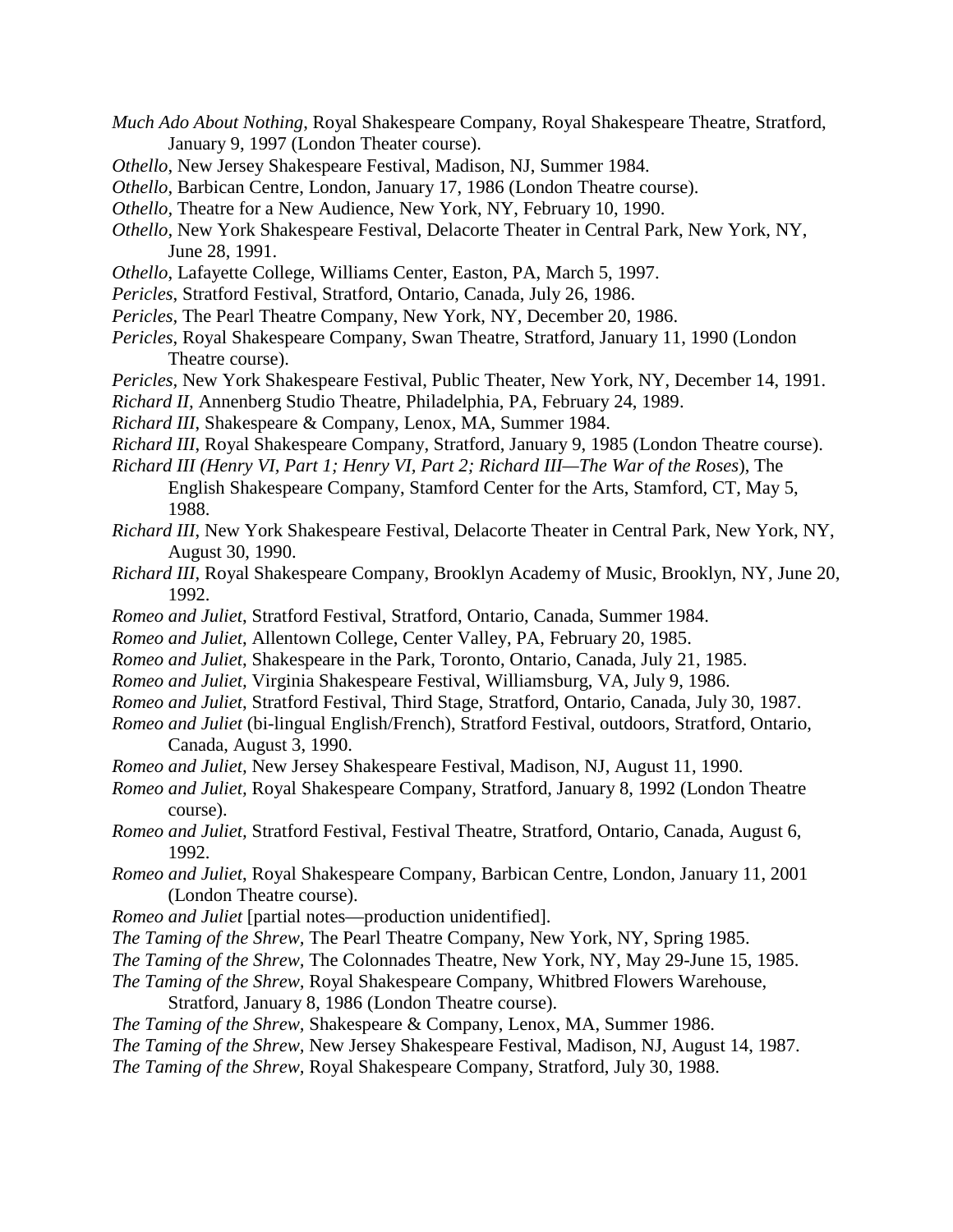*Much Ado About Nothing*, Royal Shakespeare Company, Royal Shakespeare Theatre, Stratford, January 9, 1997 (London Theater course).

*Othello*, New Jersey Shakespeare Festival, Madison, NJ, Summer 1984.

*Othello*, Barbican Centre, London, January 17, 1986 (London Theatre course).

*Othello*, Theatre for a New Audience, New York, NY, February 10, 1990.

*Othello*, New York Shakespeare Festival, Delacorte Theater in Central Park, New York, NY, June 28, 1991.

*Othello*, Lafayette College, Williams Center, Easton, PA, March 5, 1997.

*Pericles*, Stratford Festival, Stratford, Ontario, Canada, July 26, 1986.

*Pericles*, The Pearl Theatre Company, New York, NY, December 20, 1986.

*Pericles*, Royal Shakespeare Company, Swan Theatre, Stratford, January 11, 1990 (London Theatre course).

*Pericles*, New York Shakespeare Festival, Public Theater, New York, NY, December 14, 1991.

*Richard II*, Annenberg Studio Theatre, Philadelphia, PA, February 24, 1989.

*Richard III*, Shakespeare & Company, Lenox, MA, Summer 1984.

*Richard III*, Royal Shakespeare Company, Stratford, January 9, 1985 (London Theatre course).

*Richard III (Henry VI, Part 1; Henry VI, Part 2; Richard III—The War of the Roses*), The English Shakespeare Company, Stamford Center for the Arts, Stamford, CT, May 5, 1988.

*Richard III*, New York Shakespeare Festival, Delacorte Theater in Central Park, New York, NY, August 30, 1990.

*Richard III*, Royal Shakespeare Company, Brooklyn Academy of Music, Brooklyn, NY, June 20, 1992.

*Romeo and Juliet*, Stratford Festival, Stratford, Ontario, Canada, Summer 1984.

*Romeo and Juliet*, Allentown College, Center Valley, PA, February 20, 1985.

*Romeo and Juliet*, Shakespeare in the Park, Toronto, Ontario, Canada, July 21, 1985.

*Romeo and Juliet*, Virginia Shakespeare Festival, Williamsburg, VA, July 9, 1986.

*Romeo and Juliet*, Stratford Festival, Third Stage, Stratford, Ontario, Canada, July 30, 1987.

*Romeo and Juliet* (bi-lingual English/French), Stratford Festival, outdoors, Stratford, Ontario, Canada, August 3, 1990.

*Romeo and Juliet*, New Jersey Shakespeare Festival, Madison, NJ, August 11, 1990.

*Romeo and Juliet*, Royal Shakespeare Company, Stratford, January 8, 1992 (London Theatre course).

*Romeo and Juliet*, Stratford Festival, Festival Theatre, Stratford, Ontario, Canada, August 6, 1992.

*Romeo and Juliet*, Royal Shakespeare Company, Barbican Centre, London, January 11, 2001 (London Theatre course).

*Romeo and Juliet* [partial notes—production unidentified].

*The Taming of the Shrew*, The Pearl Theatre Company, New York, NY, Spring 1985.

*The Taming of the Shrew*, The Colonnades Theatre, New York, NY, May 29-June 15, 1985.

*The Taming of the Shrew*, Royal Shakespeare Company, Whitbred Flowers Warehouse, Stratford, January 8, 1986 (London Theatre course).

*The Taming of the Shrew*, Shakespeare & Company, Lenox, MA, Summer 1986.

*The Taming of the Shrew*, New Jersey Shakespeare Festival, Madison, NJ, August 14, 1987.

*The Taming of the Shrew*, Royal Shakespeare Company, Stratford, July 30, 1988.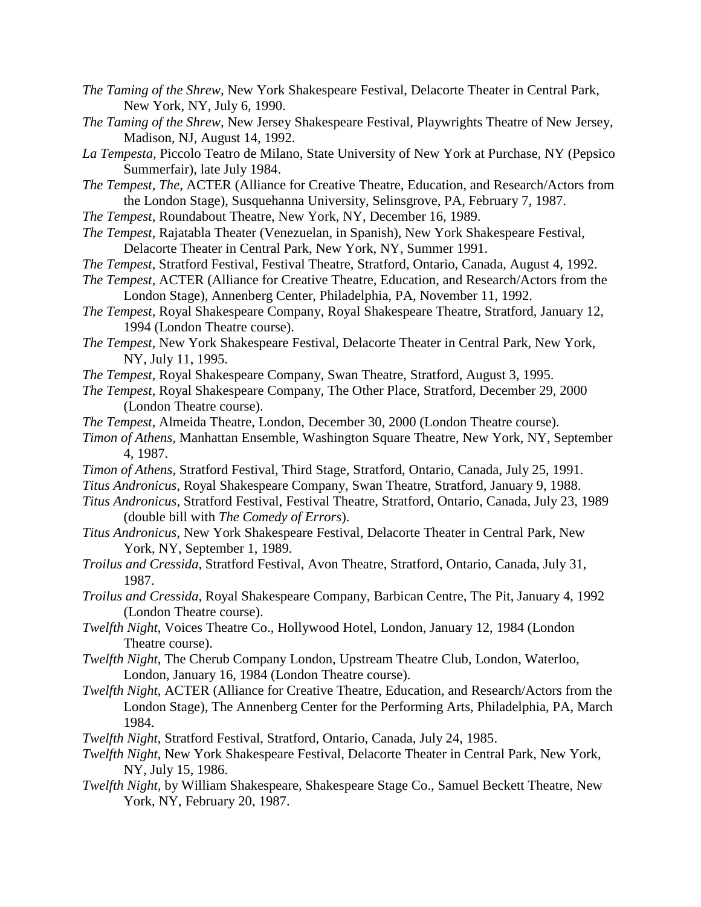*The Taming of the Shrew*, New York Shakespeare Festival, Delacorte Theater in Central Park, New York, NY, July 6, 1990.

*The Taming of the Shrew*, New Jersey Shakespeare Festival, Playwrights Theatre of New Jersey, Madison, NJ, August 14, 1992.

*La Tempesta,* Piccolo Teatro de Milano, State University of New York at Purchase, NY (Pepsico Summerfair), late July 1984.

*The Tempest, The*, ACTER (Alliance for Creative Theatre, Education, and Research/Actors from the London Stage), Susquehanna University, Selinsgrove, PA, February 7, 1987.

*The Tempest*, Roundabout Theatre, New York, NY, December 16, 1989.

*The Tempest*, Rajatabla Theater (Venezuelan, in Spanish), New York Shakespeare Festival, Delacorte Theater in Central Park, New York, NY, Summer 1991.

*The Tempest*, Stratford Festival, Festival Theatre, Stratford, Ontario, Canada, August 4, 1992.

*The Tempest,* ACTER (Alliance for Creative Theatre, Education, and Research/Actors from the London Stage), Annenberg Center, Philadelphia, PA, November 11, 1992.

*The Tempest,* Royal Shakespeare Company, Royal Shakespeare Theatre, Stratford, January 12, 1994 (London Theatre course).

*The Tempest*, New York Shakespeare Festival, Delacorte Theater in Central Park, New York, NY, July 11, 1995.

*The Tempest*, Royal Shakespeare Company, Swan Theatre, Stratford, August 3, 1995.

*The Tempest,* Royal Shakespeare Company, The Other Place, Stratford, December 29, 2000 (London Theatre course).

*The Tempest,* Almeida Theatre, London, December 30, 2000 (London Theatre course).

*Timon of Athens,* Manhattan Ensemble, Washington Square Theatre, New York, NY, September 4, 1987.

*Timon of Athens,* Stratford Festival, Third Stage, Stratford, Ontario, Canada, July 25, 1991.

*Titus Andronicus*, Royal Shakespeare Company, Swan Theatre, Stratford, January 9, 1988.

*Titus Andronicus,* Stratford Festival, Festival Theatre, Stratford, Ontario, Canada, July 23, 1989 (double bill with *The Comedy of Errors*).

*Titus Andronicus,* New York Shakespeare Festival, Delacorte Theater in Central Park, New York, NY, September 1, 1989.

*Troilus and Cressida,* Stratford Festival, Avon Theatre, Stratford, Ontario, Canada, July 31, 1987.

*Troilus and Cressida,* Royal Shakespeare Company, Barbican Centre, The Pit, January 4, 1992 (London Theatre course).

*Twelfth Night*, Voices Theatre Co., Hollywood Hotel, London, January 12, 1984 (London Theatre course).

*Twelfth Night*, The Cherub Company London, Upstream Theatre Club, London, Waterloo, London, January 16, 1984 (London Theatre course).

*Twelfth Night*, ACTER (Alliance for Creative Theatre, Education, and Research/Actors from the London Stage), The Annenberg Center for the Performing Arts, Philadelphia, PA, March 1984.

*Twelfth Night*, Stratford Festival, Stratford, Ontario, Canada, July 24, 1985.

*Twelfth Night*, New York Shakespeare Festival, Delacorte Theater in Central Park, New York, NY, July 15, 1986.

*Twelfth Night*, by William Shakespeare, Shakespeare Stage Co., Samuel Beckett Theatre, New York, NY, February 20, 1987.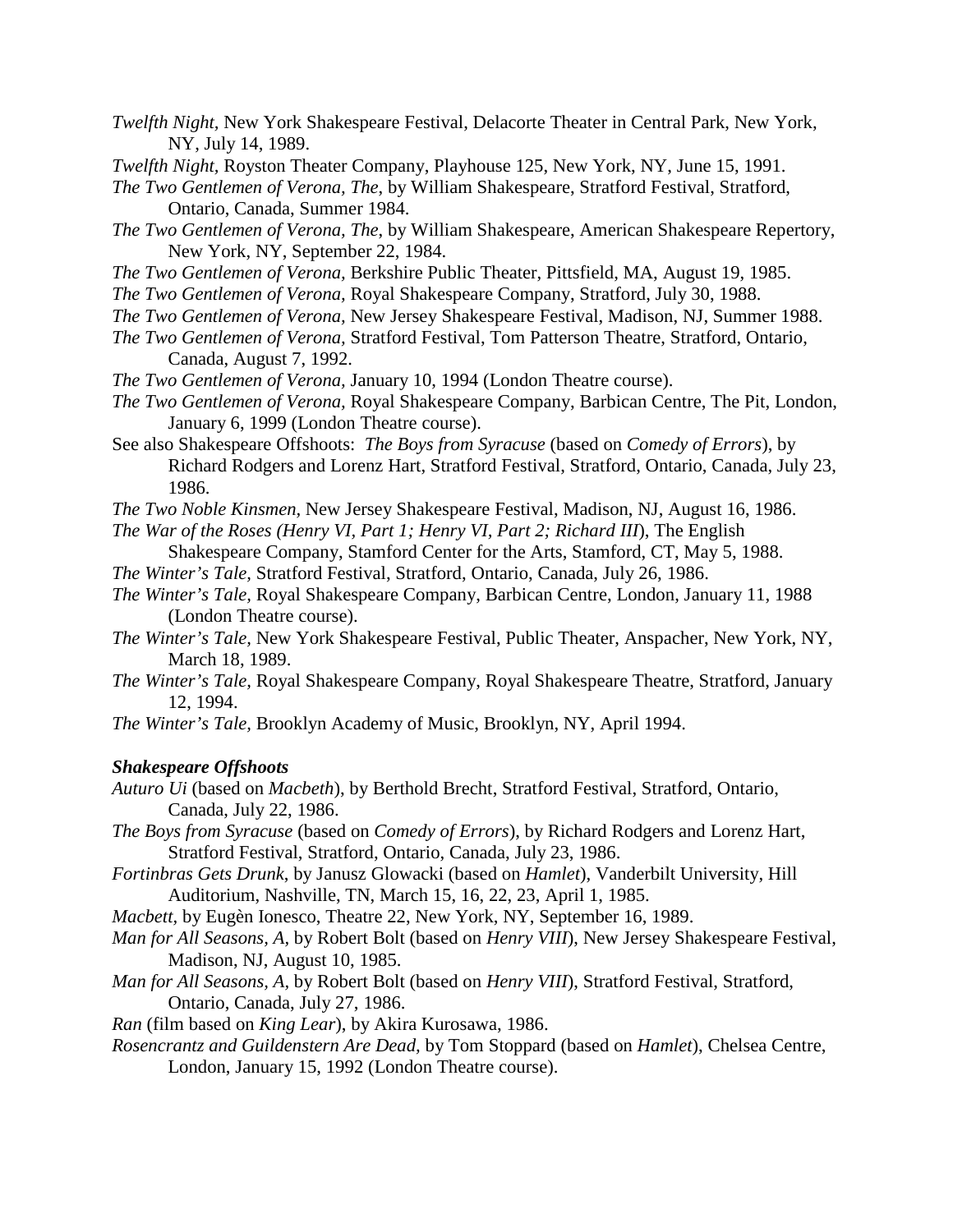*Twelfth Night*, New York Shakespeare Festival, Delacorte Theater in Central Park, New York, NY, July 14, 1989.

*Twelfth Night*, Royston Theater Company, Playhouse 125, New York, NY, June 15, 1991.

*The Two Gentlemen of Verona, The*, by William Shakespeare, Stratford Festival, Stratford, Ontario, Canada, Summer 1984.

*The Two Gentlemen of Verona, The*, by William Shakespeare, American Shakespeare Repertory, New York, NY, September 22, 1984.

*The Two Gentlemen of Verona*, Berkshire Public Theater, Pittsfield, MA, August 19, 1985.

*The Two Gentlemen of Verona*, Royal Shakespeare Company, Stratford, July 30, 1988.

*The Two Gentlemen of Verona*, New Jersey Shakespeare Festival, Madison, NJ, Summer 1988.

*The Two Gentlemen of Verona*, Stratford Festival, Tom Patterson Theatre, Stratford, Ontario, Canada, August 7, 1992.

*The Two Gentlemen of Verona*, January 10, 1994 (London Theatre course).

*The Two Gentlemen of Verona*, Royal Shakespeare Company, Barbican Centre, The Pit, London, January 6, 1999 (London Theatre course).

See also Shakespeare Offshoots: *The Boys from Syracuse* (based on *Comedy of Errors*), by Richard Rodgers and Lorenz Hart, Stratford Festival, Stratford, Ontario, Canada, July 23, 1986.

*The Two Noble Kinsmen*, New Jersey Shakespeare Festival, Madison, NJ, August 16, 1986.

*The War of the Roses (Henry VI, Part 1; Henry VI, Part 2; Richard III*), The English Shakespeare Company, Stamford Center for the Arts, Stamford, CT, May 5, 1988.

*The Winter's Tale*, Stratford Festival, Stratford, Ontario, Canada, July 26, 1986.

*The Winter's Tale*, Royal Shakespeare Company, Barbican Centre, London, January 11, 1988 (London Theatre course).

*The Winter's Tale*, New York Shakespeare Festival, Public Theater, Anspacher, New York, NY, March 18, 1989.

*The Winter's Tale*, Royal Shakespeare Company, Royal Shakespeare Theatre, Stratford, January 12, 1994.

*The Winter's Tale*, Brooklyn Academy of Music, Brooklyn, NY, April 1994.

### *Shakespeare Offshoots*

*Auturo Ui* (based on *Macbeth*), by Berthold Brecht, Stratford Festival, Stratford, Ontario, Canada, July 22, 1986.

*The Boys from Syracuse* (based on *Comedy of Errors*), by Richard Rodgers and Lorenz Hart, Stratford Festival, Stratford, Ontario, Canada, July 23, 1986.

*Fortinbras Gets Drunk*, by Janusz Glowacki (based on *Hamlet*), Vanderbilt University, Hill Auditorium, Nashville, TN, March 15, 16, 22, 23, April 1, 1985.

*Macbett*, by Eugèn Ionesco, Theatre 22, New York, NY, September 16, 1989.

*Man for All Seasons, A*, by Robert Bolt (based on *Henry VIII*), New Jersey Shakespeare Festival, Madison, NJ, August 10, 1985.

*Man for All Seasons, A*, by Robert Bolt (based on *Henry VIII*), Stratford Festival, Stratford, Ontario, Canada, July 27, 1986.

*Ran* (film based on *King Lear*), by Akira Kurosawa, 1986.

*Rosencrantz and Guildenstern Are Dead*, by Tom Stoppard (based on *Hamlet*), Chelsea Centre, London, January 15, 1992 (London Theatre course).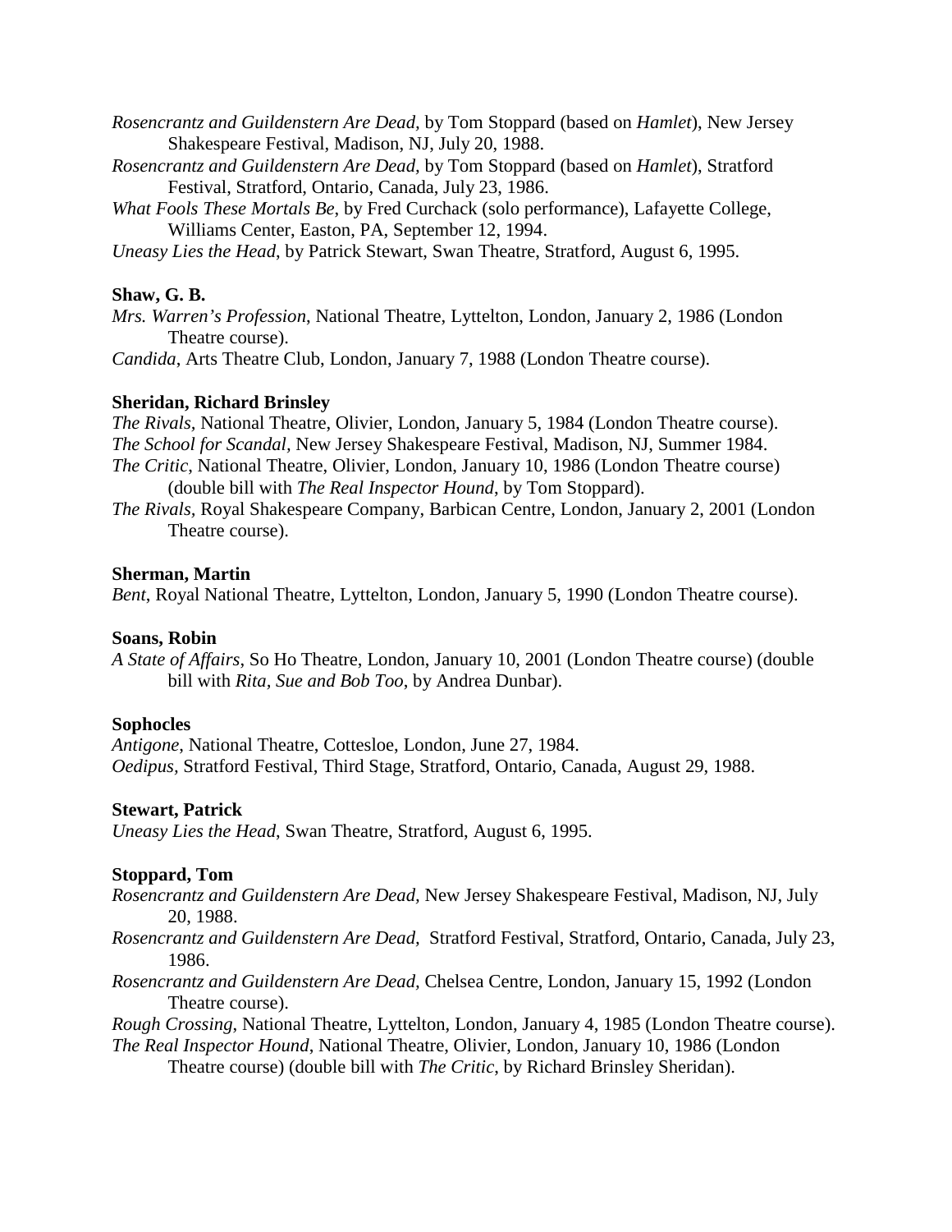*Rosencrantz and Guildenstern Are Dead*, by Tom Stoppard (based on *Hamlet*), New Jersey Shakespeare Festival, Madison, NJ, July 20, 1988.

*Rosencrantz and Guildenstern Are Dead*, by Tom Stoppard (based on *Hamlet*), Stratford Festival, Stratford, Ontario, Canada, July 23, 1986.

*What Fools These Mortals Be*, by Fred Curchack (solo performance), Lafayette College, Williams Center, Easton, PA, September 12, 1994.

*Uneasy Lies the Head*, by Patrick Stewart, Swan Theatre, Stratford, August 6, 1995.

**Shaw, G. B.**

*Mrs. Warren's Profession*, National Theatre, Lyttelton, London, January 2, 1986 (London Theatre course).

*Candida*, Arts Theatre Club, London, January 7, 1988 (London Theatre course).

**Sheridan, Richard Brinsley**

*The Rivals,* National Theatre, Olivier, London, January 5, 1984 (London Theatre course).

*The School for Scandal,* New Jersey Shakespeare Festival, Madison, NJ, Summer 1984.

*The Critic*, National Theatre, Olivier, London, January 10, 1986 (London Theatre course) (double bill with *The Real Inspector Hound*, by Tom Stoppard).

*The Rivals,* Royal Shakespeare Company, Barbican Centre, London, January 2, 2001 (London Theatre course).

**Sherman, Martin**

*Bent*, Royal National Theatre, Lyttelton, London, January 5, 1990 (London Theatre course).

**Soans, Robin**

*A State of Affairs*, So Ho Theatre, London, January 10, 2001 (London Theatre course) (double bill with *Rita, Sue and Bob Too*, by Andrea Dunbar).

**Sophocles**

*Antigone*, National Theatre, Cottesloe, London, June 27, 1984.

*Oedipus,* Stratford Festival, Third Stage, Stratford, Ontario, Canada, August 29, 1988.

**Stewart, Patrick**

*Uneasy Lies the Head*, Swan Theatre, Stratford, August 6, 1995.

**Stoppard, Tom**

*Rosencrantz and Guildenstern Are Dead,* New Jersey Shakespeare Festival, Madison, NJ, July 20, 1988.

*Rosencrantz and Guildenstern Are Dead,* Stratford Festival, Stratford, Ontario, Canada, July 23, 1986.

*Rosencrantz and Guildenstern Are Dead,* Chelsea Centre, London, January 15, 1992 (London Theatre course).

*Rough Crossing*, National Theatre, Lyttelton, London, January 4, 1985 (London Theatre course).

*The Real Inspector Hound*, National Theatre, Olivier, London, January 10, 1986 (London Theatre course) (double bill with *The Critic*, by Richard Brinsley Sheridan).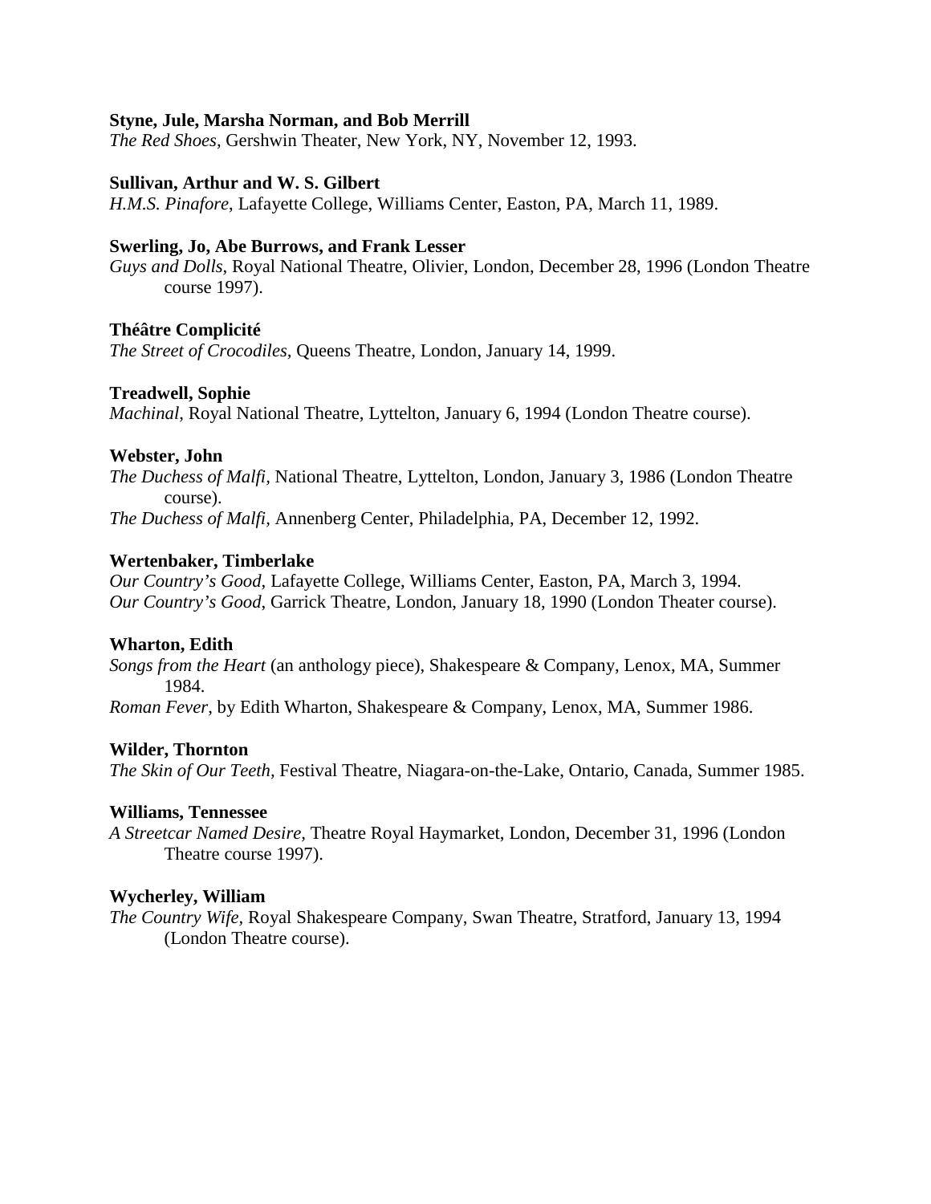**Styne, Jule, Marsha Norman, and Bob Merrill**
*The Red Shoes*, Gershwin Theater, New York, NY, November 12, 1993.

**Sullivan, Arthur and W. S. Gilbert**
*H.M.S. Pinafore*, Lafayette College, Williams Center, Easton, PA, March 11, 1989.

**Swerling, Jo, Abe Burrows, and Frank Lesser**
*Guys and Dolls*, Royal National Theatre, Olivier, London, December 28, 1996 (London Theatre course 1997).

**Théâtre Complicité**
*The Street of Crocodiles*, Queens Theatre, London, January 14, 1999.

**Treadwell, Sophie**
*Machinal*, Royal National Theatre, Lyttelton, January 6, 1994 (London Theatre course).

**Webster, John**
*The Duchess of Malfi*, National Theatre, Lyttelton, London, January 3, 1986 (London Theatre course).
*The Duchess of Malfi*, Annenberg Center, Philadelphia, PA, December 12, 1992.

**Wertenbaker, Timberlake**
*Our Country's Good*, Lafayette College, Williams Center, Easton, PA, March 3, 1994.
*Our Country's Good*, Garrick Theatre, London, January 18, 1990 (London Theater course).

**Wharton, Edith**
*Songs from the Heart* (an anthology piece), Shakespeare & Company, Lenox, MA, Summer 1984.
*Roman Fever*, by Edith Wharton, Shakespeare & Company, Lenox, MA, Summer 1986.

**Wilder, Thornton**
*The Skin of Our Teeth*, Festival Theatre, Niagara-on-the-Lake, Ontario, Canada, Summer 1985.

**Williams, Tennessee**
*A Streetcar Named Desire*, Theatre Royal Haymarket, London, December 31, 1996 (London Theatre course 1997).

**Wycherley, William**
*The Country Wife*, Royal Shakespeare Company, Swan Theatre, Stratford, January 13, 1994 (London Theatre course).